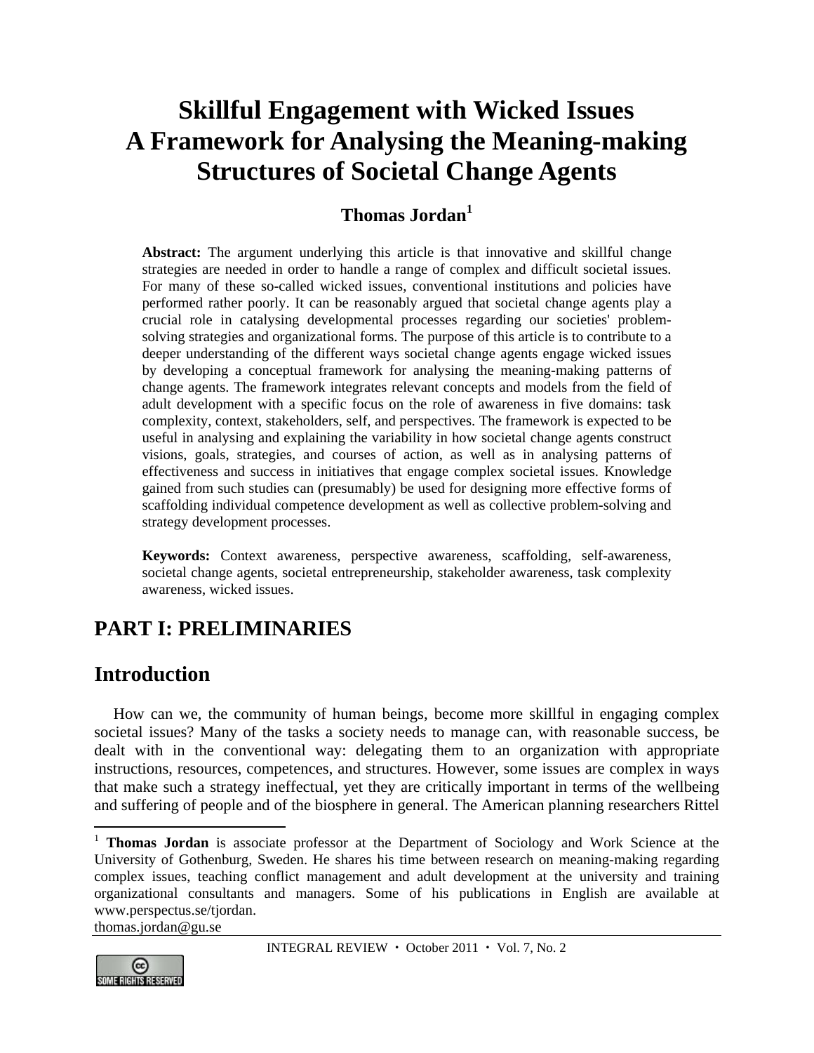# Skillful Engagement with Wicked Issues A Framework for Analysing the Meaning-making Structures of Societal Change Agents

**Thomas Jordan**[1]

**Abstract:** The argument underlying this article is that innovative and skillful change strategies are needed in order to handle a range of complex and difficult societal issues. For many of these so-called wicked issues, conventional institutions and policies have performed rather poorly. It can be reasonably argued that societal change agents play a crucial role in catalysing developmental processes regarding our societies' problem-solving strategies and organizational forms. The purpose of this article is to contribute to a deeper understanding of the different ways societal change agents engage wicked issues by developing a conceptual framework for analysing the meaning-making patterns of change agents. The framework integrates relevant concepts and models from the field of adult development with a specific focus on the role of awareness in five domains: task complexity, context, stakeholders, self, and perspectives. The framework is expected to be useful in analysing and explaining the variability in how societal change agents construct visions, goals, strategies, and courses of action, as well as in analysing patterns of effectiveness and success in initiatives that engage complex societal issues. Knowledge gained from such studies can (presumably) be used for designing more effective forms of scaffolding individual competence development as well as collective problem-solving and strategy development processes.

**Keywords:** Context awareness, perspective awareness, scaffolding, self-awareness, societal change agents, societal entrepreneurship, stakeholder awareness, task complexity awareness, wicked issues.

## PART I: PRELIMINARIES

## Introduction

How can we, the community of human beings, become more skillful in engaging complex societal issues? Many of the tasks a society needs to manage can, with reasonable success, be dealt with in the conventional way: delegating them to an organization with appropriate instructions, resources, competences, and structures. However, some issues are complex in ways that make such a strategy ineffectual, yet they are critically important in terms of the wellbeing and suffering of people and of the biosphere in general. The American planning researchers Rittel

---

[1] **Thomas Jordan** is associate professor at the Department of Sociology and Work Science at the University of Gothenburg, Sweden. He shares his time between research on meaning-making regarding complex issues, teaching conflict management and adult development at the university and training organizational consultants and managers. Some of his publications in English are available at www.perspectus.se/tjordan.
thomas.jordan@gu.se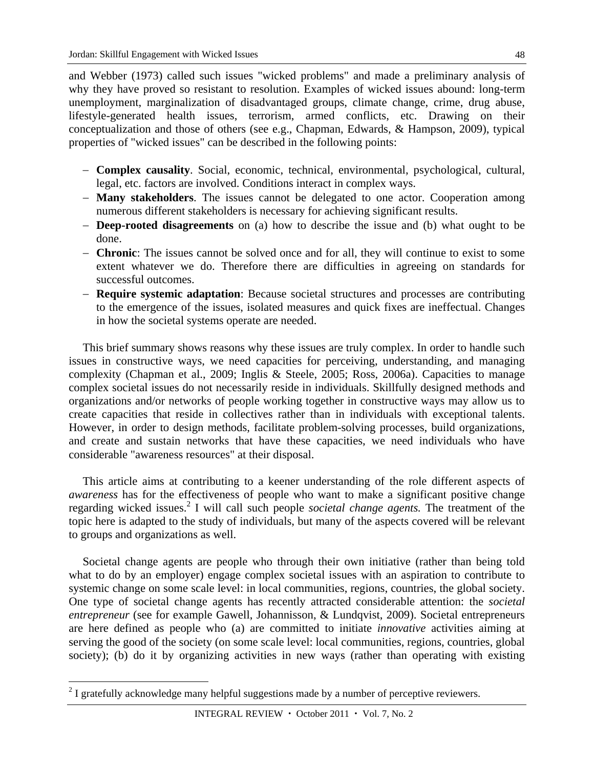and Webber (1973) called such issues "wicked problems" and made a preliminary analysis of why they have proved so resistant to resolution. Examples of wicked issues abound: long-term unemployment, marginalization of disadvantaged groups, climate change, crime, drug abuse, lifestyle-generated health issues, terrorism, armed conflicts, etc. Drawing on their conceptualization and those of others (see e.g., Chapman, Edwards, & Hampson, 2009), typical properties of "wicked issues" can be described in the following points:

- **Complex causality**. Social, economic, technical, environmental, psychological, cultural, legal, etc. factors are involved. Conditions interact in complex ways.
- **Many stakeholders**. The issues cannot be delegated to one actor. Cooperation among numerous different stakeholders is necessary for achieving significant results.
- **Deep-rooted disagreements** on (a) how to describe the issue and (b) what ought to be done.
- **Chronic**: The issues cannot be solved once and for all, they will continue to exist to some extent whatever we do. Therefore there are difficulties in agreeing on standards for successful outcomes.
- **Require systemic adaptation**: Because societal structures and processes are contributing to the emergence of the issues, isolated measures and quick fixes are ineffectual. Changes in how the societal systems operate are needed.

This brief summary shows reasons why these issues are truly complex. In order to handle such issues in constructive ways, we need capacities for perceiving, understanding, and managing complexity (Chapman et al., 2009; Inglis & Steele, 2005; Ross, 2006a). Capacities to manage complex societal issues do not necessarily reside in individuals. Skillfully designed methods and organizations and/or networks of people working together in constructive ways may allow us to create capacities that reside in collectives rather than in individuals with exceptional talents. However, in order to design methods, facilitate problem-solving processes, build organizations, and create and sustain networks that have these capacities, we need individuals who have considerable "awareness resources" at their disposal.

This article aims at contributing to a keener understanding of the role different aspects of *awareness* has for the effectiveness of people who want to make a significant positive change regarding wicked issues.[2] I will call such people *societal change agents.* The treatment of the topic here is adapted to the study of individuals, but many of the aspects covered will be relevant to groups and organizations as well.

Societal change agents are people who through their own initiative (rather than being told what to do by an employer) engage complex societal issues with an aspiration to contribute to systemic change on some scale level: in local communities, regions, countries, the global society. One type of societal change agents has recently attracted considerable attention: the *societal entrepreneur* (see for example Gawell, Johannisson, & Lundqvist, 2009). Societal entrepreneurs are here defined as people who (a) are committed to initiate *innovative* activities aiming at serving the good of the society (on some scale level: local communities, regions, countries, global society); (b) do it by organizing activities in new ways (rather than operating with existing

[2] I gratefully acknowledge many helpful suggestions made by a number of perceptive reviewers.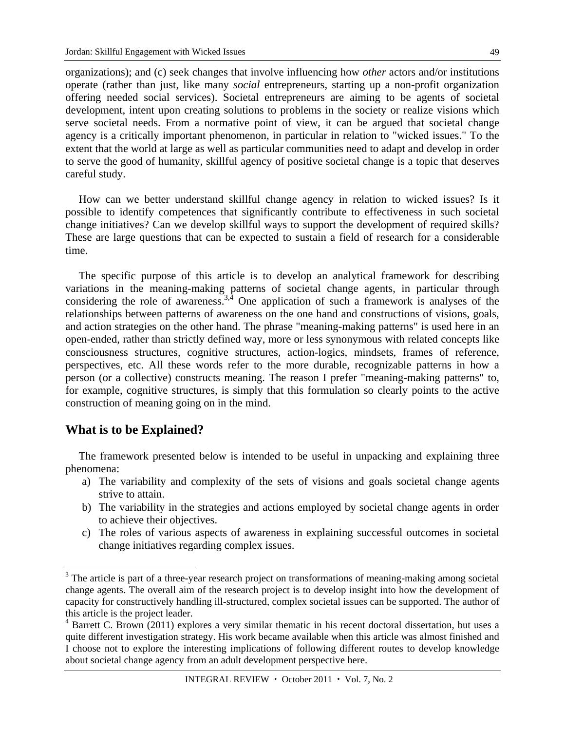organizations); and (c) seek changes that involve influencing how *other* actors and/or institutions operate (rather than just, like many *social* entrepreneurs, starting up a non-profit organization offering needed social services). Societal entrepreneurs are aiming to be agents of societal development, intent upon creating solutions to problems in the society or realize visions which serve societal needs. From a normative point of view, it can be argued that societal change agency is a critically important phenomenon, in particular in relation to "wicked issues." To the extent that the world at large as well as particular communities need to adapt and develop in order to serve the good of humanity, skillful agency of positive societal change is a topic that deserves careful study.

How can we better understand skillful change agency in relation to wicked issues? Is it possible to identify competences that significantly contribute to effectiveness in such societal change initiatives? Can we develop skillful ways to support the development of required skills? These are large questions that can be expected to sustain a field of research for a considerable time.

The specific purpose of this article is to develop an analytical framework for describing variations in the meaning-making patterns of societal change agents, in particular through considering the role of awareness.[3,4] One application of such a framework is analyses of the relationships between patterns of awareness on the one hand and constructions of visions, goals, and action strategies on the other hand. The phrase "meaning-making patterns" is used here in an open-ended, rather than strictly defined way, more or less synonymous with related concepts like consciousness structures, cognitive structures, action-logics, mindsets, frames of reference, perspectives, etc. All these words refer to the more durable, recognizable patterns in how a person (or a collective) constructs meaning. The reason I prefer "meaning-making patterns" to, for example, cognitive structures, is simply that this formulation so clearly points to the active construction of meaning going on in the mind.

## What is to be Explained?

The framework presented below is intended to be useful in unpacking and explaining three phenomena:

a) The variability and complexity of the sets of visions and goals societal change agents strive to attain.
b) The variability in the strategies and actions employed by societal change agents in order to achieve their objectives.
c) The roles of various aspects of awareness in explaining successful outcomes in societal change initiatives regarding complex issues.

---

[3] The article is part of a three-year research project on transformations of meaning-making among societal change agents. The overall aim of the research project is to develop insight into how the development of capacity for constructively handling ill-structured, complex societal issues can be supported. The author of this article is the project leader.

[4] Barrett C. Brown (2011) explores a very similar thematic in his recent doctoral dissertation, but uses a quite different investigation strategy. His work became available when this article was almost finished and I choose not to explore the interesting implications of following different routes to develop knowledge about societal change agency from an adult development perspective here.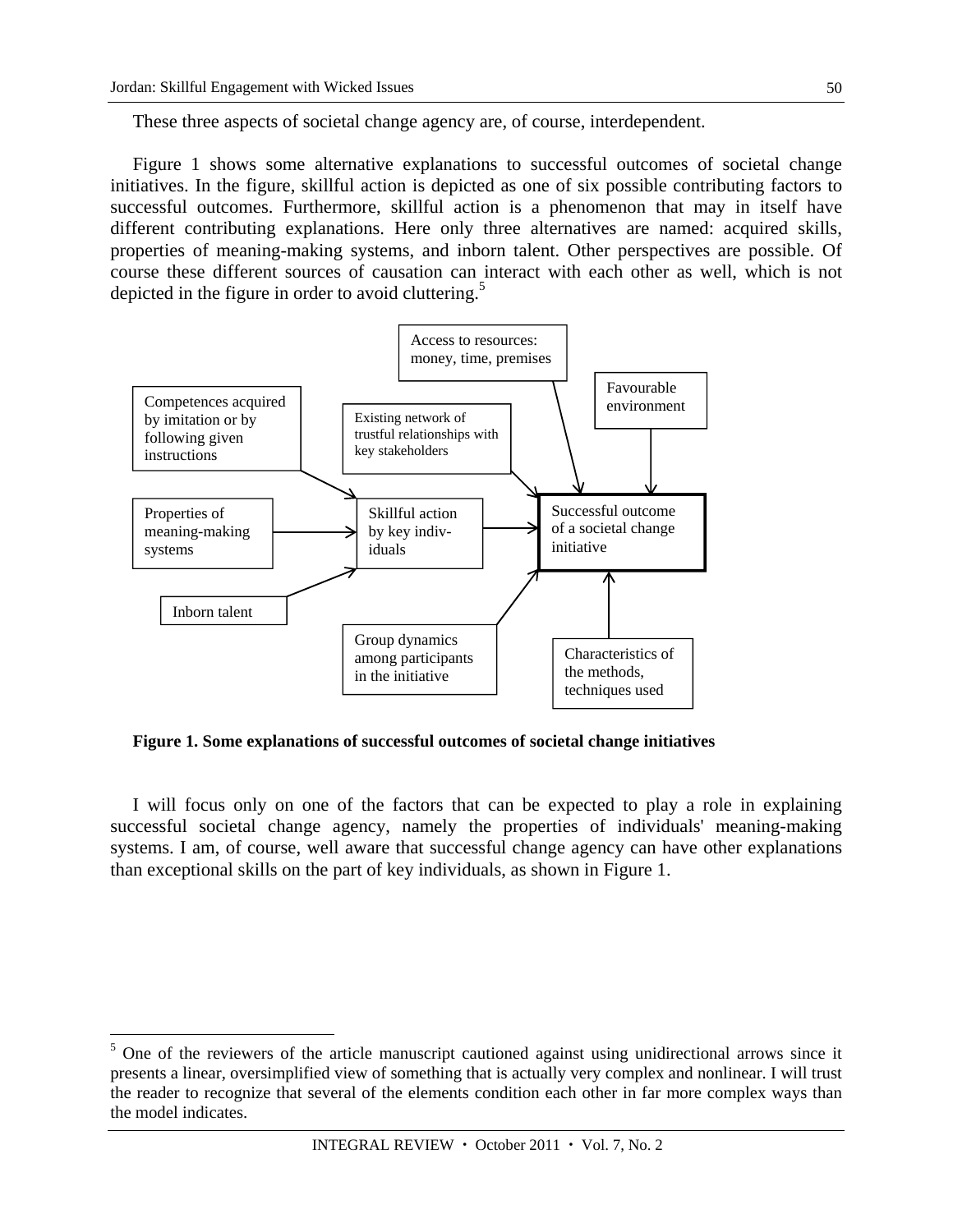These three aspects of societal change agency are, of course, interdependent.

Figure 1 shows some alternative explanations to successful outcomes of societal change initiatives. In the figure, skillful action is depicted as one of six possible contributing factors to successful outcomes. Furthermore, skillful action is a phenomenon that may in itself have different contributing explanations. Here only three alternatives are named: acquired skills, properties of meaning-making systems, and inborn talent. Other perspectives are possible. Of course these different sources of causation can interact with each other as well, which is not depicted in the figure in order to avoid cluttering.[5]

**Figure 1. Some explanations of successful outcomes of societal change initiatives**

I will focus only on one of the factors that can be expected to play a role in explaining successful societal change agency, namely the properties of individuals' meaning-making systems. I am, of course, well aware that successful change agency can have other explanations than exceptional skills on the part of key individuals, as shown in Figure 1.

---

[5] One of the reviewers of the article manuscript cautioned against using unidirectional arrows since it presents a linear, oversimplified view of something that is actually very complex and nonlinear. I will trust the reader to recognize that several of the elements condition each other in far more complex ways than the model indicates.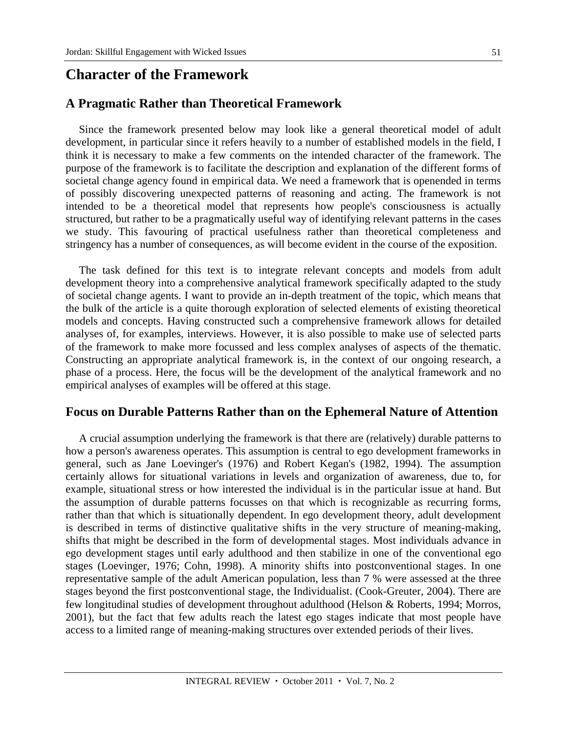# Character of the Framework

## A Pragmatic Rather than Theoretical Framework

Since the framework presented below may look like a general theoretical model of adult development, in particular since it refers heavily to a number of established models in the field, I think it is necessary to make a few comments on the intended character of the framework. The purpose of the framework is to facilitate the description and explanation of the different forms of societal change agency found in empirical data. We need a framework that is openended in terms of possibly discovering unexpected patterns of reasoning and acting. The framework is not intended to be a theoretical model that represents how people's consciousness is actually structured, but rather to be a pragmatically useful way of identifying relevant patterns in the cases we study. This favouring of practical usefulness rather than theoretical completeness and stringency has a number of consequences, as will become evident in the course of the exposition.

The task defined for this text is to integrate relevant concepts and models from adult development theory into a comprehensive analytical framework specifically adapted to the study of societal change agents. I want to provide an in-depth treatment of the topic, which means that the bulk of the article is a quite thorough exploration of selected elements of existing theoretical models and concepts. Having constructed such a comprehensive framework allows for detailed analyses of, for examples, interviews. However, it is also possible to make use of selected parts of the framework to make more focussed and less complex analyses of aspects of the thematic. Constructing an appropriate analytical framework is, in the context of our ongoing research, a phase of a process. Here, the focus will be the development of the analytical framework and no empirical analyses of examples will be offered at this stage.

## Focus on Durable Patterns Rather than on the Ephemeral Nature of Attention

A crucial assumption underlying the framework is that there are (relatively) durable patterns to how a person's awareness operates. This assumption is central to ego development frameworks in general, such as Jane Loevinger's (1976) and Robert Kegan's (1982, 1994). The assumption certainly allows for situational variations in levels and organization of awareness, due to, for example, situational stress or how interested the individual is in the particular issue at hand. But the assumption of durable patterns focusses on that which is recognizable as recurring forms, rather than that which is situationally dependent. In ego development theory, adult development is described in terms of distinctive qualitative shifts in the very structure of meaning-making, shifts that might be described in the form of developmental stages. Most individuals advance in ego development stages until early adulthood and then stabilize in one of the conventional ego stages (Loevinger, 1976; Cohn, 1998). A minority shifts into postconventional stages. In one representative sample of the adult American population, less than 7 % were assessed at the three stages beyond the first postconventional stage, the Individualist. (Cook-Greuter, 2004). There are few longitudinal studies of development throughout adulthood (Helson & Roberts, 1994; Morros, 2001), but the fact that few adults reach the latest ego stages indicate that most people have access to a limited range of meaning-making structures over extended periods of their lives.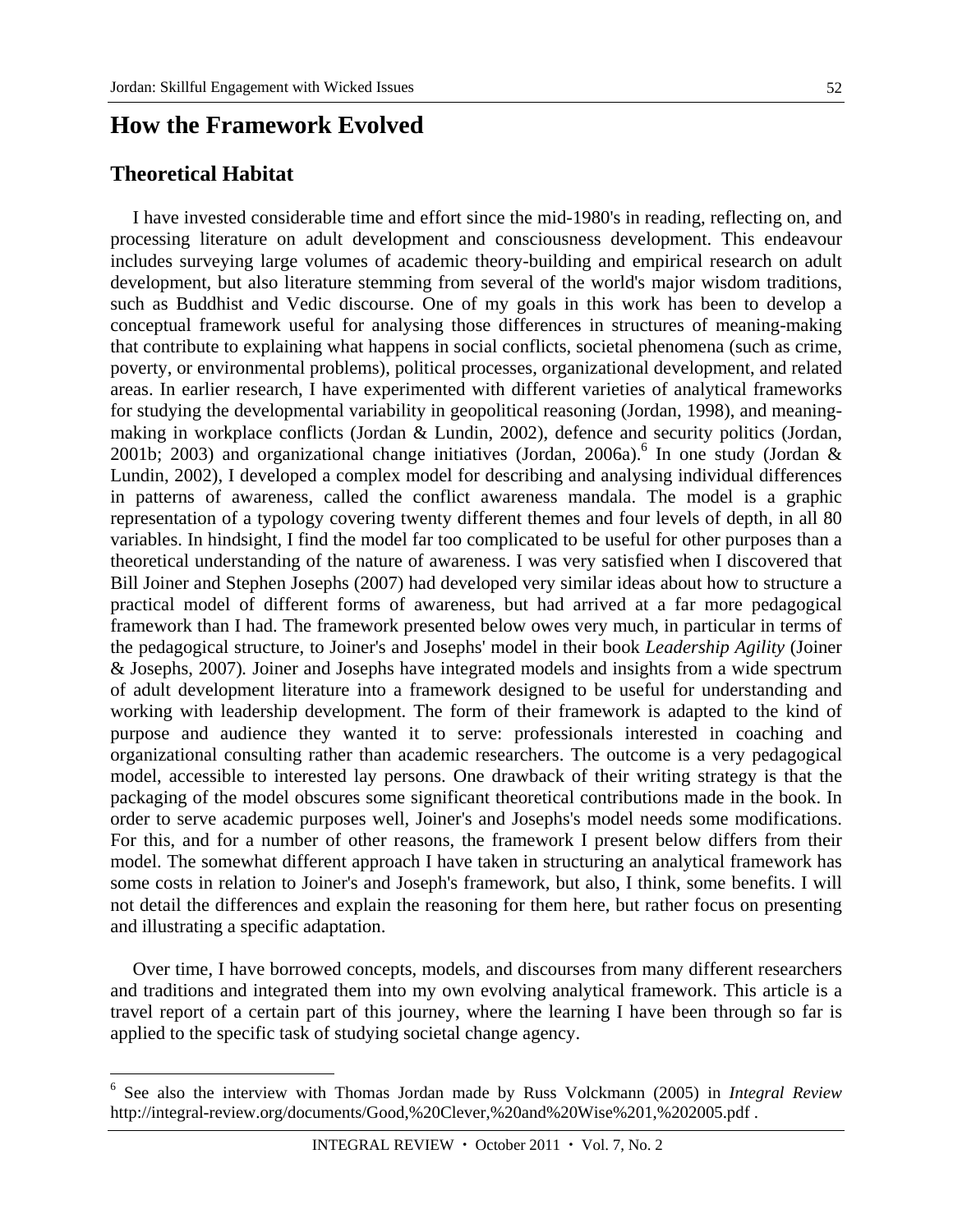# How the Framework Evolved

## Theoretical Habitat

I have invested considerable time and effort since the mid-1980's in reading, reflecting on, and processing literature on adult development and consciousness development. This endeavour includes surveying large volumes of academic theory-building and empirical research on adult development, but also literature stemming from several of the world's major wisdom traditions, such as Buddhist and Vedic discourse. One of my goals in this work has been to develop a conceptual framework useful for analysing those differences in structures of meaning-making that contribute to explaining what happens in social conflicts, societal phenomena (such as crime, poverty, or environmental problems), political processes, organizational development, and related areas. In earlier research, I have experimented with different varieties of analytical frameworks for studying the developmental variability in geopolitical reasoning (Jordan, 1998), and meaning-making in workplace conflicts (Jordan & Lundin, 2002), defence and security politics (Jordan, 2001b; 2003) and organizational change initiatives (Jordan, 2006a).[6] In one study (Jordan & Lundin, 2002), I developed a complex model for describing and analysing individual differences in patterns of awareness, called the conflict awareness mandala. The model is a graphic representation of a typology covering twenty different themes and four levels of depth, in all 80 variables. In hindsight, I find the model far too complicated to be useful for other purposes than a theoretical understanding of the nature of awareness. I was very satisfied when I discovered that Bill Joiner and Stephen Josephs (2007) had developed very similar ideas about how to structure a practical model of different forms of awareness, but had arrived at a far more pedagogical framework than I had. The framework presented below owes very much, in particular in terms of the pedagogical structure, to Joiner's and Josephs' model in their book *Leadership Agility* (Joiner & Josephs, 2007). Joiner and Josephs have integrated models and insights from a wide spectrum of adult development literature into a framework designed to be useful for understanding and working with leadership development. The form of their framework is adapted to the kind of purpose and audience they wanted it to serve: professionals interested in coaching and organizational consulting rather than academic researchers. The outcome is a very pedagogical model, accessible to interested lay persons. One drawback of their writing strategy is that the packaging of the model obscures some significant theoretical contributions made in the book. In order to serve academic purposes well, Joiner's and Josephs's model needs some modifications. For this, and for a number of other reasons, the framework I present below differs from their model. The somewhat different approach I have taken in structuring an analytical framework has some costs in relation to Joiner's and Joseph's framework, but also, I think, some benefits. I will not detail the differences and explain the reasoning for them here, but rather focus on presenting and illustrating a specific adaptation.

Over time, I have borrowed concepts, models, and discourses from many different researchers and traditions and integrated them into my own evolving analytical framework. This article is a travel report of a certain part of this journey, where the learning I have been through so far is applied to the specific task of studying societal change agency.

---

[6] See also the interview with Thomas Jordan made by Russ Volckmann (2005) in *Integral Review* http://integral-review.org/documents/Good,%20Clever,%20and%20Wise%201,%202005.pdf .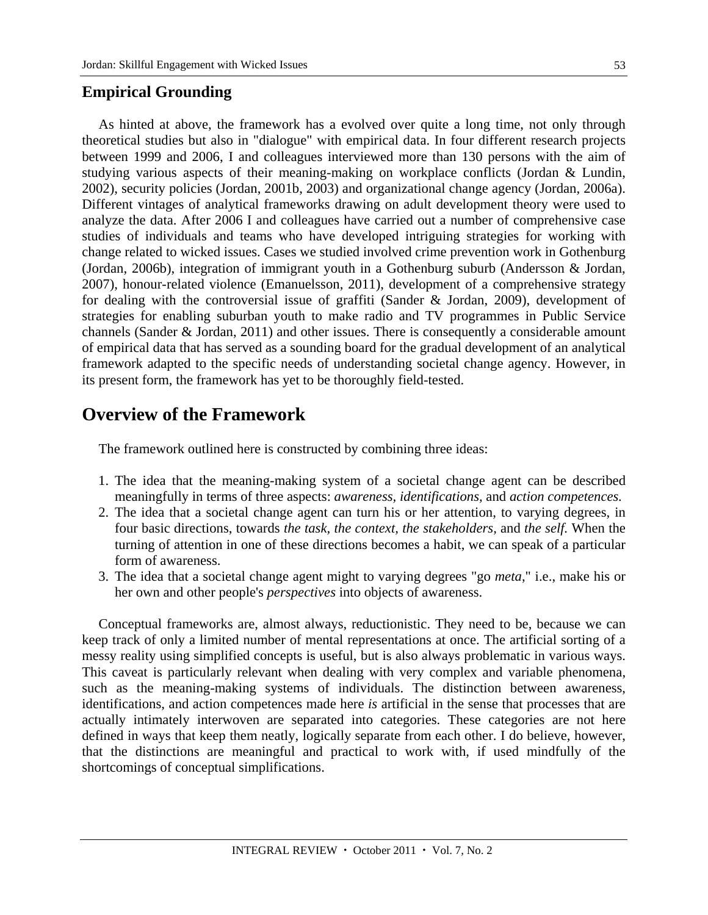## Empirical Grounding

As hinted at above, the framework has a evolved over quite a long time, not only through theoretical studies but also in "dialogue" with empirical data. In four different research projects between 1999 and 2006, I and colleagues interviewed more than 130 persons with the aim of studying various aspects of their meaning-making on workplace conflicts (Jordan & Lundin, 2002), security policies (Jordan, 2001b, 2003) and organizational change agency (Jordan, 2006a). Different vintages of analytical frameworks drawing on adult development theory were used to analyze the data. After 2006 I and colleagues have carried out a number of comprehensive case studies of individuals and teams who have developed intriguing strategies for working with change related to wicked issues. Cases we studied involved crime prevention work in Gothenburg (Jordan, 2006b), integration of immigrant youth in a Gothenburg suburb (Andersson & Jordan, 2007), honour-related violence (Emanuelsson, 2011), development of a comprehensive strategy for dealing with the controversial issue of graffiti (Sander & Jordan, 2009), development of strategies for enabling suburban youth to make radio and TV programmes in Public Service channels (Sander & Jordan, 2011) and other issues. There is consequently a considerable amount of empirical data that has served as a sounding board for the gradual development of an analytical framework adapted to the specific needs of understanding societal change agency. However, in its present form, the framework has yet to be thoroughly field-tested.

# Overview of the Framework

The framework outlined here is constructed by combining three ideas:

1. The idea that the meaning-making system of a societal change agent can be described meaningfully in terms of three aspects: *awareness, identifications,* and *action competences.*
2. The idea that a societal change agent can turn his or her attention, to varying degrees, in four basic directions, towards *the task, the context, the stakeholders,* and *the self.* When the turning of attention in one of these directions becomes a habit, we can speak of a particular form of awareness.
3. The idea that a societal change agent might to varying degrees "go *meta*," i.e., make his or her own and other people's *perspectives* into objects of awareness.

Conceptual frameworks are, almost always, reductionistic. They need to be, because we can keep track of only a limited number of mental representations at once. The artificial sorting of a messy reality using simplified concepts is useful, but is also always problematic in various ways. This caveat is particularly relevant when dealing with very complex and variable phenomena, such as the meaning-making systems of individuals. The distinction between awareness, identifications, and action competences made here *is* artificial in the sense that processes that are actually intimately interwoven are separated into categories. These categories are not here defined in ways that keep them neatly, logically separate from each other. I do believe, however, that the distinctions are meaningful and practical to work with, if used mindfully of the shortcomings of conceptual simplifications.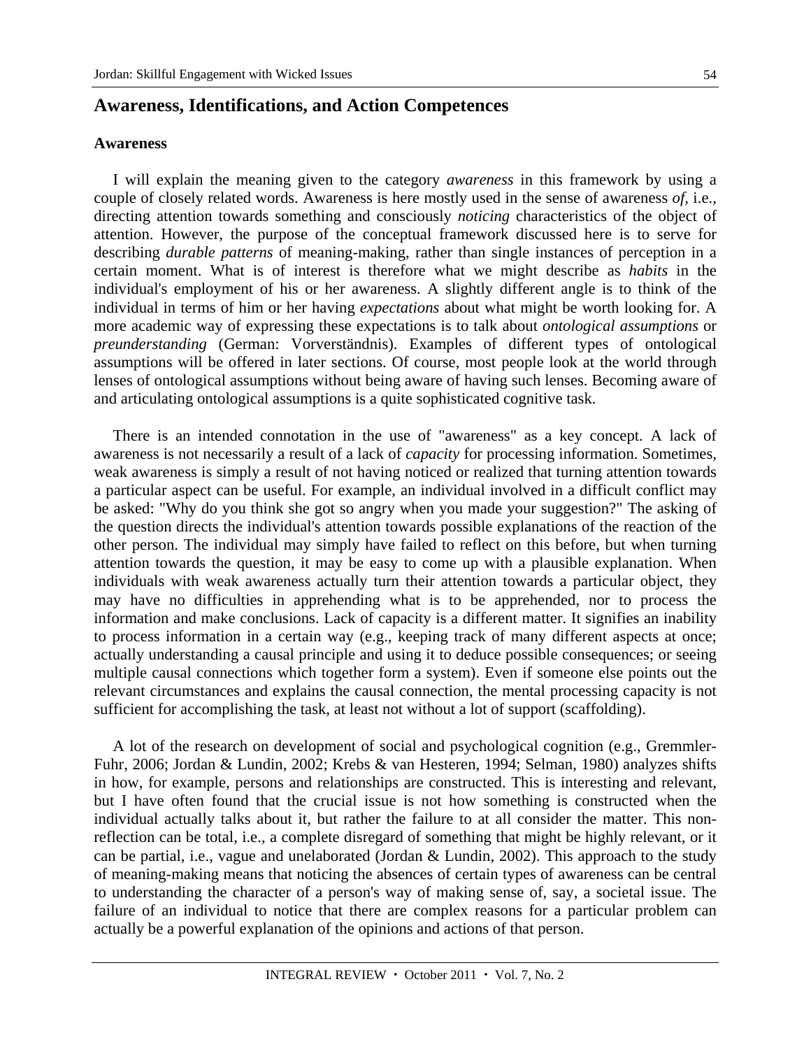## Awareness, Identifications, and Action Competences

### Awareness

I will explain the meaning given to the category *awareness* in this framework by using a couple of closely related words. Awareness is here mostly used in the sense of awareness *of*, i.e., directing attention towards something and consciously *noticing* characteristics of the object of attention. However, the purpose of the conceptual framework discussed here is to serve for describing *durable patterns* of meaning-making, rather than single instances of perception in a certain moment. What is of interest is therefore what we might describe as *habits* in the individual's employment of his or her awareness. A slightly different angle is to think of the individual in terms of him or her having *expectations* about what might be worth looking for. A more academic way of expressing these expectations is to talk about *ontological assumptions* or *preunderstanding* (German: Vorverständnis). Examples of different types of ontological assumptions will be offered in later sections. Of course, most people look at the world through lenses of ontological assumptions without being aware of having such lenses. Becoming aware of and articulating ontological assumptions is a quite sophisticated cognitive task.

There is an intended connotation in the use of "awareness" as a key concept. A lack of awareness is not necessarily a result of a lack of *capacity* for processing information. Sometimes, weak awareness is simply a result of not having noticed or realized that turning attention towards a particular aspect can be useful. For example, an individual involved in a difficult conflict may be asked: "Why do you think she got so angry when you made your suggestion?" The asking of the question directs the individual's attention towards possible explanations of the reaction of the other person. The individual may simply have failed to reflect on this before, but when turning attention towards the question, it may be easy to come up with a plausible explanation. When individuals with weak awareness actually turn their attention towards a particular object, they may have no difficulties in apprehending what is to be apprehended, nor to process the information and make conclusions. Lack of capacity is a different matter. It signifies an inability to process information in a certain way (e.g., keeping track of many different aspects at once; actually understanding a causal principle and using it to deduce possible consequences; or seeing multiple causal connections which together form a system). Even if someone else points out the relevant circumstances and explains the causal connection, the mental processing capacity is not sufficient for accomplishing the task, at least not without a lot of support (scaffolding).

A lot of the research on development of social and psychological cognition (e.g., Gremmler-Fuhr, 2006; Jordan & Lundin, 2002; Krebs & van Hesteren, 1994; Selman, 1980) analyzes shifts in how, for example, persons and relationships are constructed. This is interesting and relevant, but I have often found that the crucial issue is not how something is constructed when the individual actually talks about it, but rather the failure to at all consider the matter. This non-reflection can be total, i.e., a complete disregard of something that might be highly relevant, or it can be partial, i.e., vague and unelaborated (Jordan & Lundin, 2002). This approach to the study of meaning-making means that noticing the absences of certain types of awareness can be central to understanding the character of a person's way of making sense of, say, a societal issue. The failure of an individual to notice that there are complex reasons for a particular problem can actually be a powerful explanation of the opinions and actions of that person.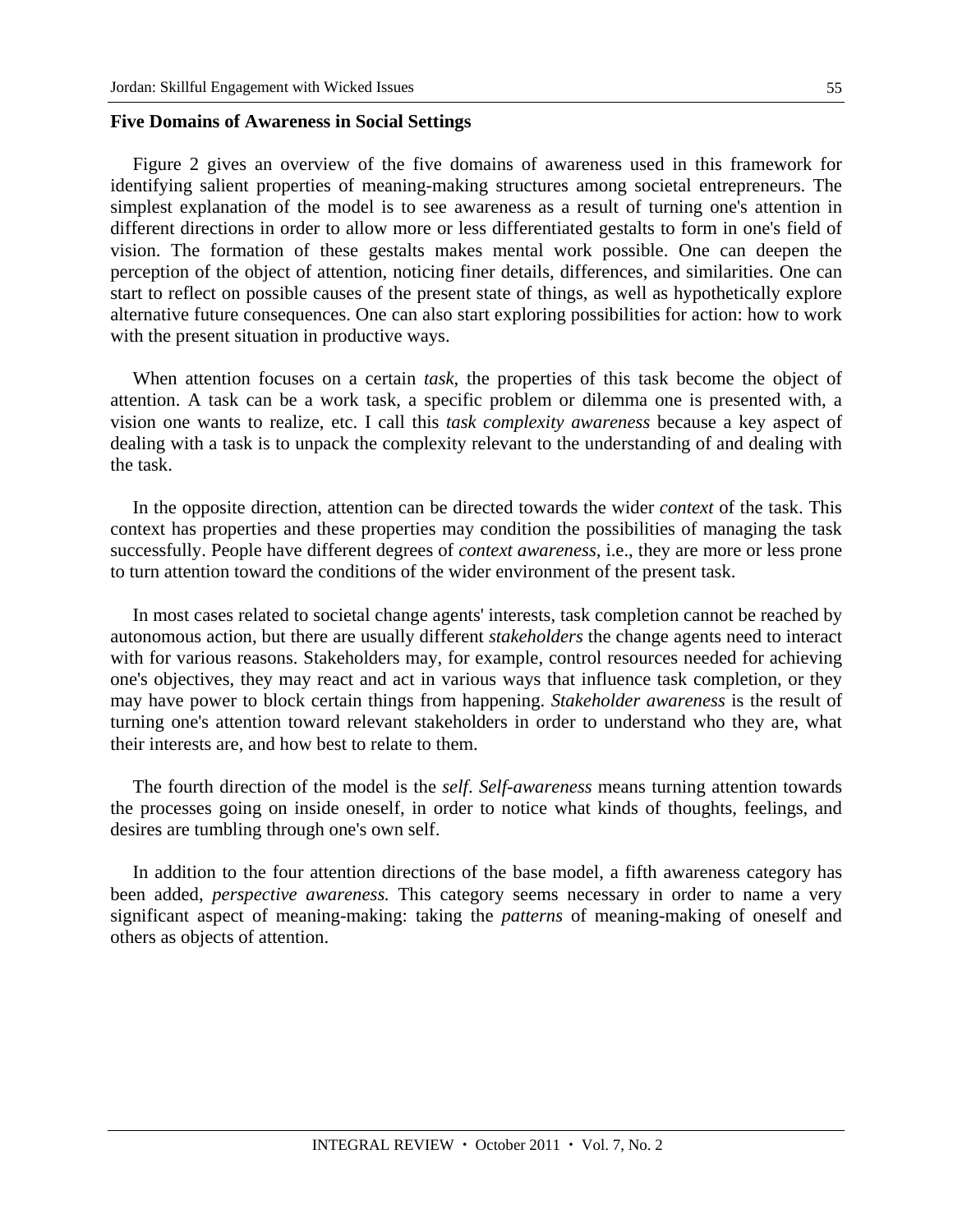**Five Domains of Awareness in Social Settings**

Figure 2 gives an overview of the five domains of awareness used in this framework for identifying salient properties of meaning-making structures among societal entrepreneurs. The simplest explanation of the model is to see awareness as a result of turning one's attention in different directions in order to allow more or less differentiated gestalts to form in one's field of vision. The formation of these gestalts makes mental work possible. One can deepen the perception of the object of attention, noticing finer details, differences, and similarities. One can start to reflect on possible causes of the present state of things, as well as hypothetically explore alternative future consequences. One can also start exploring possibilities for action: how to work with the present situation in productive ways.

When attention focuses on a certain *task*, the properties of this task become the object of attention. A task can be a work task, a specific problem or dilemma one is presented with, a vision one wants to realize, etc. I call this *task complexity awareness* because a key aspect of dealing with a task is to unpack the complexity relevant to the understanding of and dealing with the task.

In the opposite direction, attention can be directed towards the wider *context* of the task. This context has properties and these properties may condition the possibilities of managing the task successfully. People have different degrees of *context awareness,* i.e., they are more or less prone to turn attention toward the conditions of the wider environment of the present task.

In most cases related to societal change agents' interests, task completion cannot be reached by autonomous action, but there are usually different *stakeholders* the change agents need to interact with for various reasons. Stakeholders may, for example, control resources needed for achieving one's objectives, they may react and act in various ways that influence task completion, or they may have power to block certain things from happening. *Stakeholder awareness* is the result of turning one's attention toward relevant stakeholders in order to understand who they are, what their interests are, and how best to relate to them.

The fourth direction of the model is the *self*. *Self-awareness* means turning attention towards the processes going on inside oneself, in order to notice what kinds of thoughts, feelings, and desires are tumbling through one's own self.

In addition to the four attention directions of the base model, a fifth awareness category has been added, *perspective awareness.* This category seems necessary in order to name a very significant aspect of meaning-making: taking the *patterns* of meaning-making of oneself and others as objects of attention.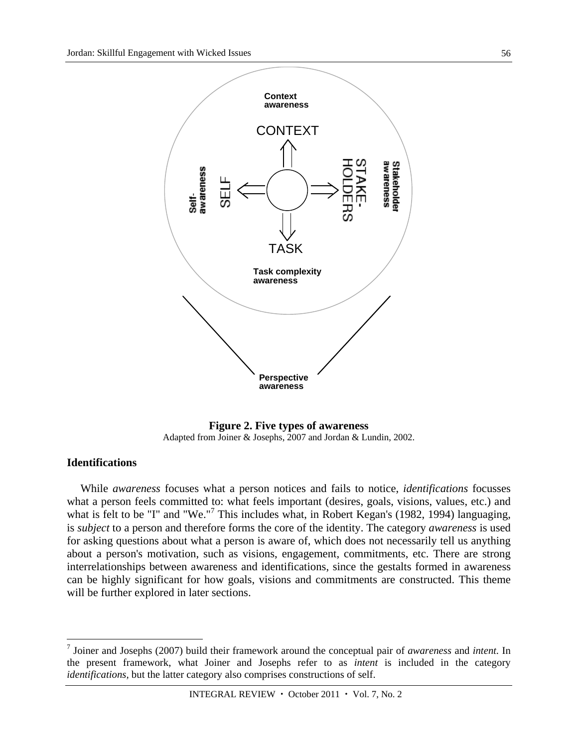**Figure 2. Five types of awareness**
Adapted from Joiner & Josephs, 2007 and Jordan & Lundin, 2002.

### Identifications

While *awareness* focuses what a person notices and fails to notice, *identifications* focusses what a person feels committed to: what feels important (desires, goals, visions, values, etc.) and what is felt to be "I" and "We."[7] This includes what, in Robert Kegan's (1982, 1994) languaging, is *subject* to a person and therefore forms the core of the identity. The category *awareness* is used for asking questions about what a person is aware of, which does not necessarily tell us anything about a person's motivation, such as visions, engagement, commitments, etc. There are strong interrelationships between awareness and identifications, since the gestalts formed in awareness can be highly significant for how goals, visions and commitments are constructed. This theme will be further explored in later sections.

---

[7] Joiner and Josephs (2007) build their framework around the conceptual pair of *awareness* and *intent.* In the present framework, what Joiner and Josephs refer to as *intent* is included in the category *identifications,* but the latter category also comprises constructions of self.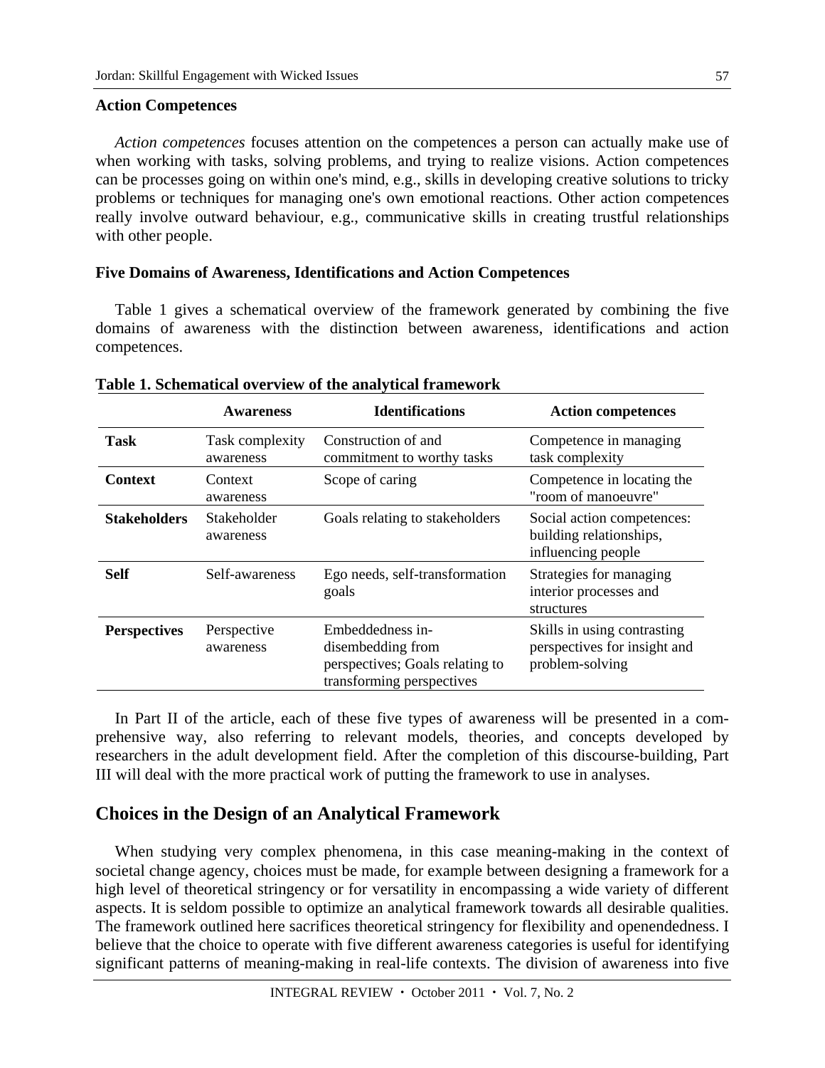### Action Competences

*Action competences* focuses attention on the competences a person can actually make use of when working with tasks, solving problems, and trying to realize visions. Action competences can be processes going on within one's mind, e.g., skills in developing creative solutions to tricky problems or techniques for managing one's own emotional reactions. Other action competences really involve outward behaviour, e.g., communicative skills in creating trustful relationships with other people.

### Five Domains of Awareness, Identifications and Action Competences

Table 1 gives a schematical overview of the framework generated by combining the five domains of awareness with the distinction between awareness, identifications and action competences.

**Table 1. Schematical overview of the analytical framework**

| | Awareness | Identifications | Action competences |
|---|---|---|---|
| **Task** | Task complexity awareness | Construction of and commitment to worthy tasks | Competence in managing task complexity |
| **Context** | Context awareness | Scope of caring | Competence in locating the "room of manoeuvre" |
| **Stakeholders** | Stakeholder awareness | Goals relating to stakeholders | Social action competences: building relationships, influencing people |
| **Self** | Self-awareness | Ego needs, self-transformation goals | Strategies for managing interior processes and structures |
| **Perspectives** | Perspective awareness | Embeddedness in-disembedding from perspectives; Goals relating to transforming perspectives | Skills in using contrasting perspectives for insight and problem-solving |

In Part II of the article, each of these five types of awareness will be presented in a comprehensive way, also referring to relevant models, theories, and concepts developed by researchers in the adult development field. After the completion of this discourse-building, Part III will deal with the more practical work of putting the framework to use in analyses.

## Choices in the Design of an Analytical Framework

When studying very complex phenomena, in this case meaning-making in the context of societal change agency, choices must be made, for example between designing a framework for a high level of theoretical stringency or for versatility in encompassing a wide variety of different aspects. It is seldom possible to optimize an analytical framework towards all desirable qualities. The framework outlined here sacrifices theoretical stringency for flexibility and openendedness. I believe that the choice to operate with five different awareness categories is useful for identifying significant patterns of meaning-making in real-life contexts. The division of awareness into five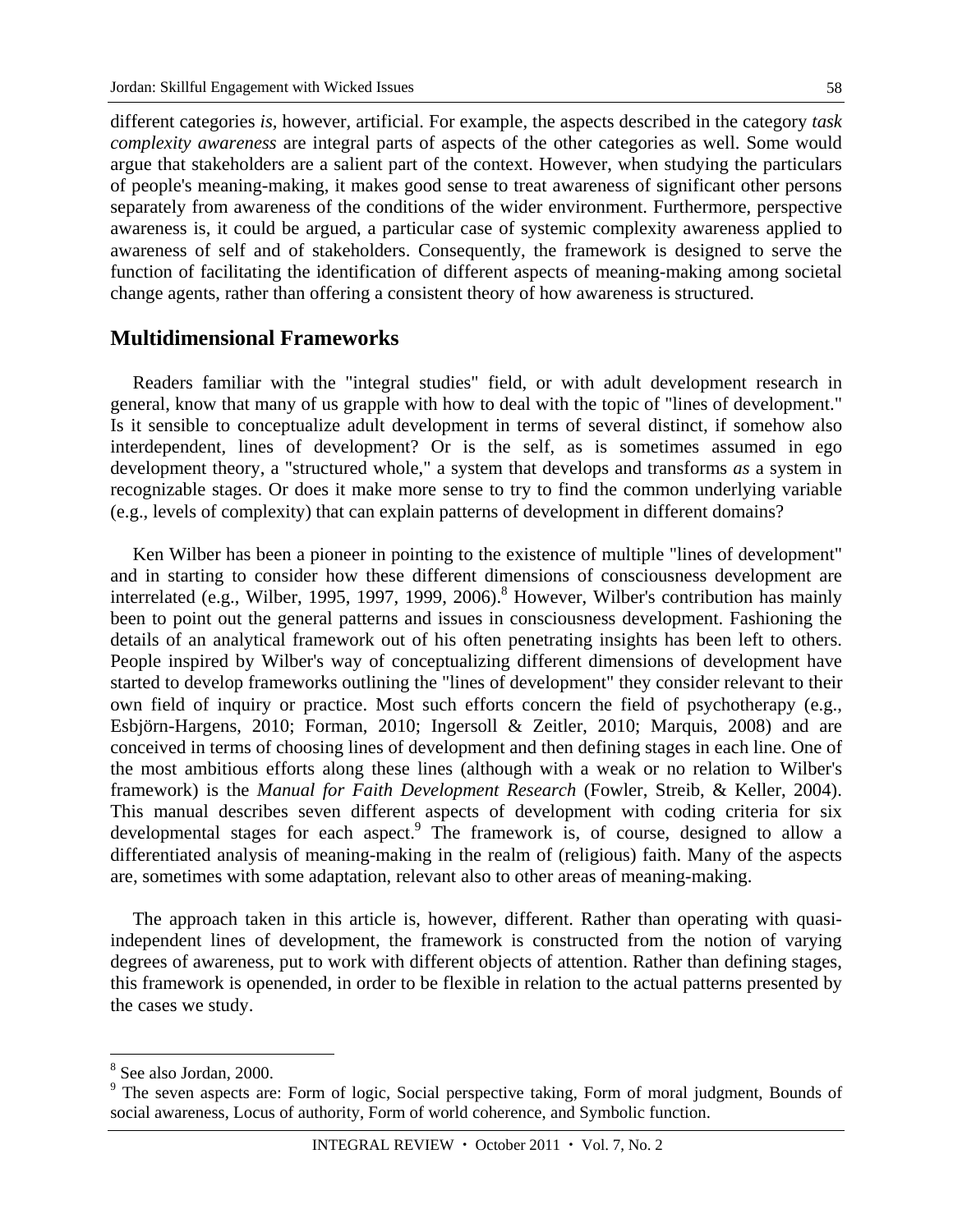different categories *is*, however, artificial. For example, the aspects described in the category *task complexity awareness* are integral parts of aspects of the other categories as well. Some would argue that stakeholders are a salient part of the context. However, when studying the particulars of people's meaning-making, it makes good sense to treat awareness of significant other persons separately from awareness of the conditions of the wider environment. Furthermore, perspective awareness is, it could be argued, a particular case of systemic complexity awareness applied to awareness of self and of stakeholders. Consequently, the framework is designed to serve the function of facilitating the identification of different aspects of meaning-making among societal change agents, rather than offering a consistent theory of how awareness is structured.

## Multidimensional Frameworks

Readers familiar with the "integral studies" field, or with adult development research in general, know that many of us grapple with how to deal with the topic of "lines of development." Is it sensible to conceptualize adult development in terms of several distinct, if somehow also interdependent, lines of development? Or is the self, as is sometimes assumed in ego development theory, a "structured whole," a system that develops and transforms *as* a system in recognizable stages. Or does it make more sense to try to find the common underlying variable (e.g., levels of complexity) that can explain patterns of development in different domains?

Ken Wilber has been a pioneer in pointing to the existence of multiple "lines of development" and in starting to consider how these different dimensions of consciousness development are interrelated (e.g., Wilber, 1995, 1997, 1999, 2006).[8] However, Wilber's contribution has mainly been to point out the general patterns and issues in consciousness development. Fashioning the details of an analytical framework out of his often penetrating insights has been left to others. People inspired by Wilber's way of conceptualizing different dimensions of development have started to develop frameworks outlining the "lines of development" they consider relevant to their own field of inquiry or practice. Most such efforts concern the field of psychotherapy (e.g., Esbjörn-Hargens, 2010; Forman, 2010; Ingersoll & Zeitler, 2010; Marquis, 2008) and are conceived in terms of choosing lines of development and then defining stages in each line. One of the most ambitious efforts along these lines (although with a weak or no relation to Wilber's framework) is the *Manual for Faith Development Research* (Fowler, Streib, & Keller, 2004). This manual describes seven different aspects of development with coding criteria for six developmental stages for each aspect.[9] The framework is, of course, designed to allow a differentiated analysis of meaning-making in the realm of (religious) faith. Many of the aspects are, sometimes with some adaptation, relevant also to other areas of meaning-making.

The approach taken in this article is, however, different. Rather than operating with quasi-independent lines of development, the framework is constructed from the notion of varying degrees of awareness, put to work with different objects of attention. Rather than defining stages, this framework is openended, in order to be flexible in relation to the actual patterns presented by the cases we study.

---

[8] See also Jordan, 2000.

[9] The seven aspects are: Form of logic, Social perspective taking, Form of moral judgment, Bounds of social awareness, Locus of authority, Form of world coherence, and Symbolic function.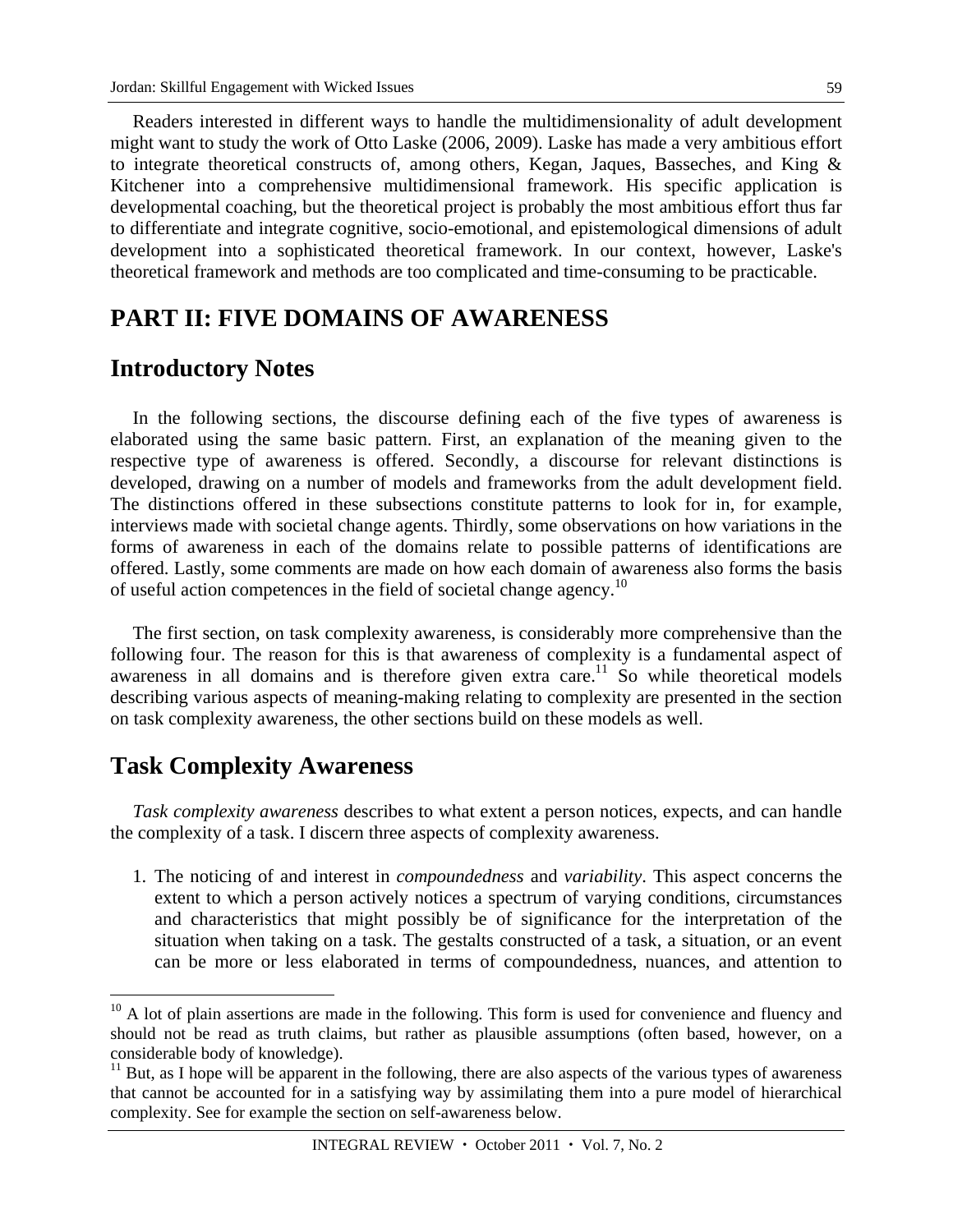Readers interested in different ways to handle the multidimensionality of adult development might want to study the work of Otto Laske (2006, 2009). Laske has made a very ambitious effort to integrate theoretical constructs of, among others, Kegan, Jaques, Basseches, and King & Kitchener into a comprehensive multidimensional framework. His specific application is developmental coaching, but the theoretical project is probably the most ambitious effort thus far to differentiate and integrate cognitive, socio-emotional, and epistemological dimensions of adult development into a sophisticated theoretical framework. In our context, however, Laske's theoretical framework and methods are too complicated and time-consuming to be practicable.

# PART II: FIVE DOMAINS OF AWARENESS

## Introductory Notes

In the following sections, the discourse defining each of the five types of awareness is elaborated using the same basic pattern. First, an explanation of the meaning given to the respective type of awareness is offered. Secondly, a discourse for relevant distinctions is developed, drawing on a number of models and frameworks from the adult development field. The distinctions offered in these subsections constitute patterns to look for in, for example, interviews made with societal change agents. Thirdly, some observations on how variations in the forms of awareness in each of the domains relate to possible patterns of identifications are offered. Lastly, some comments are made on how each domain of awareness also forms the basis of useful action competences in the field of societal change agency.[10]

The first section, on task complexity awareness, is considerably more comprehensive than the following four. The reason for this is that awareness of complexity is a fundamental aspect of awareness in all domains and is therefore given extra care.[11] So while theoretical models describing various aspects of meaning-making relating to complexity are presented in the section on task complexity awareness, the other sections build on these models as well.

## Task Complexity Awareness

*Task complexity awareness* describes to what extent a person notices, expects, and can handle the complexity of a task. I discern three aspects of complexity awareness.

1. The noticing of and interest in *compoundedness* and *variability*. This aspect concerns the extent to which a person actively notices a spectrum of varying conditions, circumstances and characteristics that might possibly be of significance for the interpretation of the situation when taking on a task. The gestalts constructed of a task, a situation, or an event can be more or less elaborated in terms of compoundedness, nuances, and attention to

---

[10] A lot of plain assertions are made in the following. This form is used for convenience and fluency and should not be read as truth claims, but rather as plausible assumptions (often based, however, on a considerable body of knowledge).

[11] But, as I hope will be apparent in the following, there are also aspects of the various types of awareness that cannot be accounted for in a satisfying way by assimilating them into a pure model of hierarchical complexity. See for example the section on self-awareness below.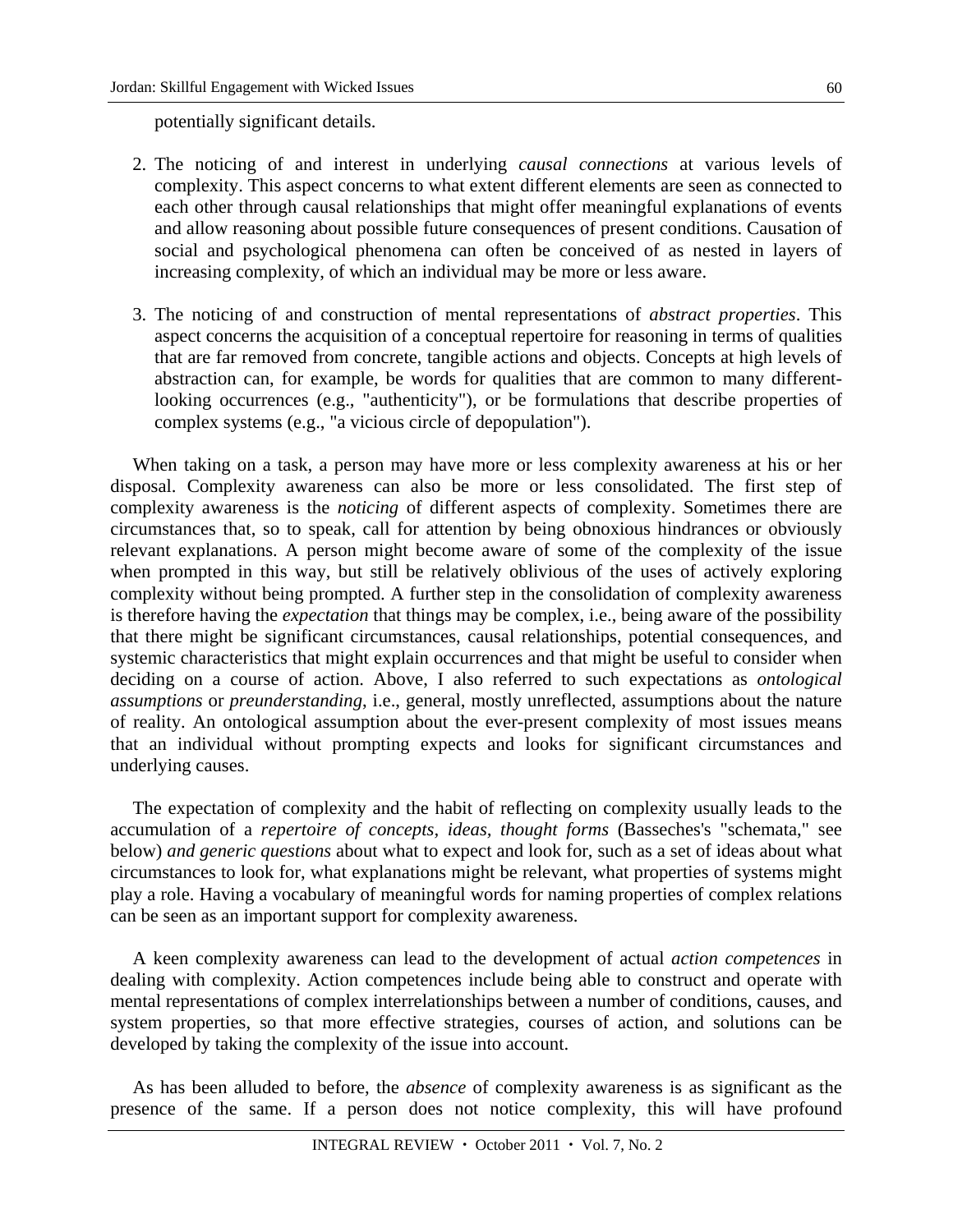potentially significant details.

2. The noticing of and interest in underlying *causal connections* at various levels of complexity. This aspect concerns to what extent different elements are seen as connected to each other through causal relationships that might offer meaningful explanations of events and allow reasoning about possible future consequences of present conditions. Causation of social and psychological phenomena can often be conceived of as nested in layers of increasing complexity, of which an individual may be more or less aware.

3. The noticing of and construction of mental representations of *abstract properties*. This aspect concerns the acquisition of a conceptual repertoire for reasoning in terms of qualities that are far removed from concrete, tangible actions and objects. Concepts at high levels of abstraction can, for example, be words for qualities that are common to many different-looking occurrences (e.g., "authenticity"), or be formulations that describe properties of complex systems (e.g., "a vicious circle of depopulation").

When taking on a task, a person may have more or less complexity awareness at his or her disposal. Complexity awareness can also be more or less consolidated. The first step of complexity awareness is the *noticing* of different aspects of complexity. Sometimes there are circumstances that, so to speak, call for attention by being obnoxious hindrances or obviously relevant explanations. A person might become aware of some of the complexity of the issue when prompted in this way, but still be relatively oblivious of the uses of actively exploring complexity without being prompted. A further step in the consolidation of complexity awareness is therefore having the *expectation* that things may be complex, i.e., being aware of the possibility that there might be significant circumstances, causal relationships, potential consequences, and systemic characteristics that might explain occurrences and that might be useful to consider when deciding on a course of action. Above, I also referred to such expectations as *ontological assumptions* or *preunderstanding*, i.e., general, mostly unreflected, assumptions about the nature of reality. An ontological assumption about the ever-present complexity of most issues means that an individual without prompting expects and looks for significant circumstances and underlying causes.

The expectation of complexity and the habit of reflecting on complexity usually leads to the accumulation of a *repertoire of concepts, ideas, thought forms* (Basseches's "schemata," see below) *and generic questions* about what to expect and look for, such as a set of ideas about what circumstances to look for, what explanations might be relevant, what properties of systems might play a role. Having a vocabulary of meaningful words for naming properties of complex relations can be seen as an important support for complexity awareness.

A keen complexity awareness can lead to the development of actual *action competences* in dealing with complexity. Action competences include being able to construct and operate with mental representations of complex interrelationships between a number of conditions, causes, and system properties, so that more effective strategies, courses of action, and solutions can be developed by taking the complexity of the issue into account.

As has been alluded to before, the *absence* of complexity awareness is as significant as the presence of the same. If a person does not notice complexity, this will have profound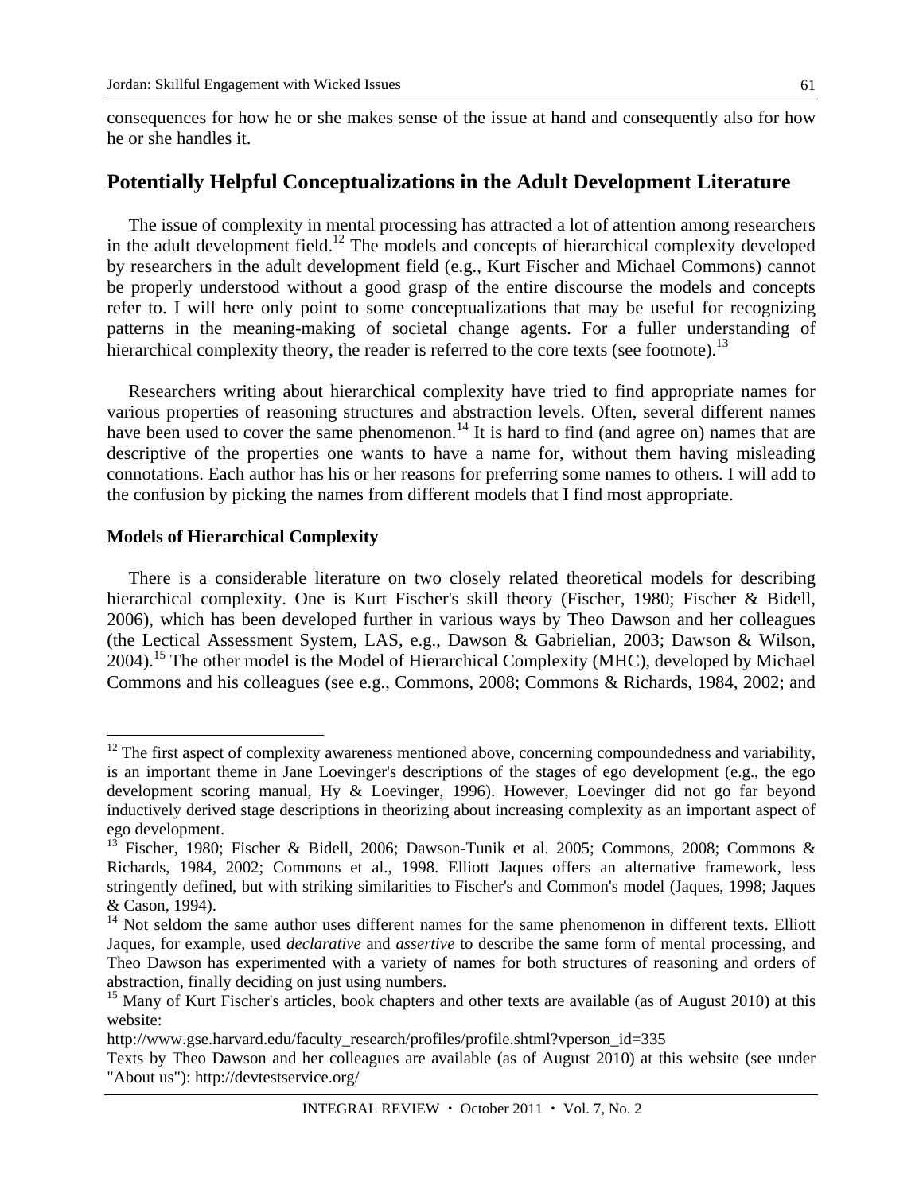consequences for how he or she makes sense of the issue at hand and consequently also for how he or she handles it.

## Potentially Helpful Conceptualizations in the Adult Development Literature

The issue of complexity in mental processing has attracted a lot of attention among researchers in the adult development field.[12] The models and concepts of hierarchical complexity developed by researchers in the adult development field (e.g., Kurt Fischer and Michael Commons) cannot be properly understood without a good grasp of the entire discourse the models and concepts refer to. I will here only point to some conceptualizations that may be useful for recognizing patterns in the meaning-making of societal change agents. For a fuller understanding of hierarchical complexity theory, the reader is referred to the core texts (see footnote).[13]

Researchers writing about hierarchical complexity have tried to find appropriate names for various properties of reasoning structures and abstraction levels. Often, several different names have been used to cover the same phenomenon.[14] It is hard to find (and agree on) names that are descriptive of the properties one wants to have a name for, without them having misleading connotations. Each author has his or her reasons for preferring some names to others. I will add to the confusion by picking the names from different models that I find most appropriate.

### Models of Hierarchical Complexity

There is a considerable literature on two closely related theoretical models for describing hierarchical complexity. One is Kurt Fischer's skill theory (Fischer, 1980; Fischer & Bidell, 2006), which has been developed further in various ways by Theo Dawson and her colleagues (the Lectical Assessment System, LAS, e.g., Dawson & Gabrielian, 2003; Dawson & Wilson, 2004).[15] The other model is the Model of Hierarchical Complexity (MHC), developed by Michael Commons and his colleagues (see e.g., Commons, 2008; Commons & Richards, 1984, 2002; and

---

[12] The first aspect of complexity awareness mentioned above, concerning compoundedness and variability, is an important theme in Jane Loevinger's descriptions of the stages of ego development (e.g., the ego development scoring manual, Hy & Loevinger, 1996). However, Loevinger did not go far beyond inductively derived stage descriptions in theorizing about increasing complexity as an important aspect of ego development.

[13] Fischer, 1980; Fischer & Bidell, 2006; Dawson-Tunik et al. 2005; Commons, 2008; Commons & Richards, 1984, 2002; Commons et al., 1998. Elliott Jaques offers an alternative framework, less stringently defined, but with striking similarities to Fischer's and Common's model (Jaques, 1998; Jaques & Cason, 1994).

[14] Not seldom the same author uses different names for the same phenomenon in different texts. Elliott Jaques, for example, used *declarative* and *assertive* to describe the same form of mental processing, and Theo Dawson has experimented with a variety of names for both structures of reasoning and orders of abstraction, finally deciding on just using numbers.

[15] Many of Kurt Fischer's articles, book chapters and other texts are available (as of August 2010) at this website:
http://www.gse.harvard.edu/faculty_research/profiles/profile.shtml?vperson_id=335
Texts by Theo Dawson and her colleagues are available (as of August 2010) at this website (see under "About us"): http://devtestservice.org/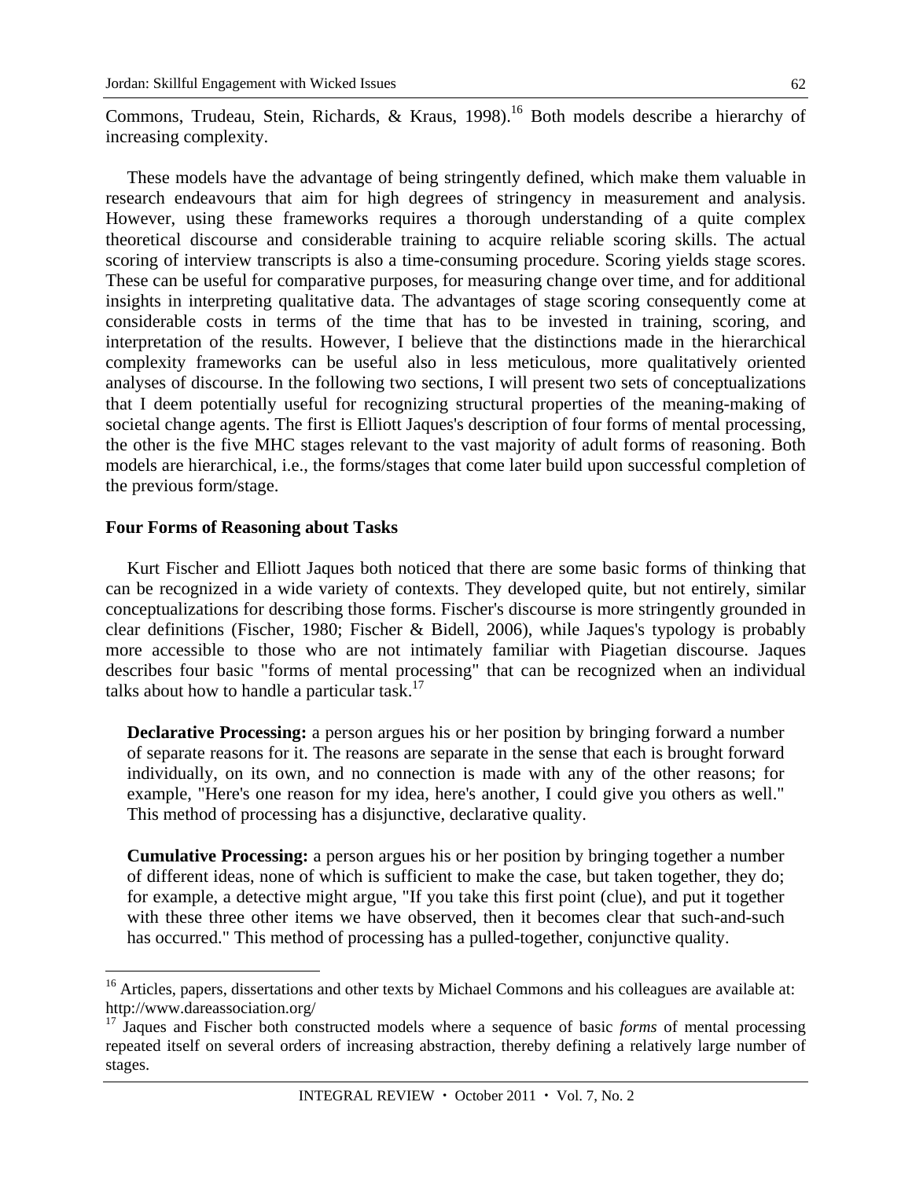Commons, Trudeau, Stein, Richards, & Kraus, 1998).[16] Both models describe a hierarchy of increasing complexity.

These models have the advantage of being stringently defined, which make them valuable in research endeavours that aim for high degrees of stringency in measurement and analysis. However, using these frameworks requires a thorough understanding of a quite complex theoretical discourse and considerable training to acquire reliable scoring skills. The actual scoring of interview transcripts is also a time-consuming procedure. Scoring yields stage scores. These can be useful for comparative purposes, for measuring change over time, and for additional insights in interpreting qualitative data. The advantages of stage scoring consequently come at considerable costs in terms of the time that has to be invested in training, scoring, and interpretation of the results. However, I believe that the distinctions made in the hierarchical complexity frameworks can be useful also in less meticulous, more qualitatively oriented analyses of discourse. In the following two sections, I will present two sets of conceptualizations that I deem potentially useful for recognizing structural properties of the meaning-making of societal change agents. The first is Elliott Jaques's description of four forms of mental processing, the other is the five MHC stages relevant to the vast majority of adult forms of reasoning. Both models are hierarchical, i.e., the forms/stages that come later build upon successful completion of the previous form/stage.

### Four Forms of Reasoning about Tasks

Kurt Fischer and Elliott Jaques both noticed that there are some basic forms of thinking that can be recognized in a wide variety of contexts. They developed quite, but not entirely, similar conceptualizations for describing those forms. Fischer's discourse is more stringently grounded in clear definitions (Fischer, 1980; Fischer & Bidell, 2006), while Jaques's typology is probably more accessible to those who are not intimately familiar with Piagetian discourse. Jaques describes four basic "forms of mental processing" that can be recognized when an individual talks about how to handle a particular task.[17]

> **Declarative Processing:** a person argues his or her position by bringing forward a number of separate reasons for it. The reasons are separate in the sense that each is brought forward individually, on its own, and no connection is made with any of the other reasons; for example, "Here's one reason for my idea, here's another, I could give you others as well." This method of processing has a disjunctive, declarative quality.
>
> **Cumulative Processing:** a person argues his or her position by bringing together a number of different ideas, none of which is sufficient to make the case, but taken together, they do; for example, a detective might argue, "If you take this first point (clue), and put it together with these three other items we have observed, then it becomes clear that such-and-such has occurred." This method of processing has a pulled-together, conjunctive quality.

---

[16] Articles, papers, dissertations and other texts by Michael Commons and his colleagues are available at: http://www.dareassociation.org/

[17] Jaques and Fischer both constructed models where a sequence of basic *forms* of mental processing repeated itself on several orders of increasing abstraction, thereby defining a relatively large number of stages.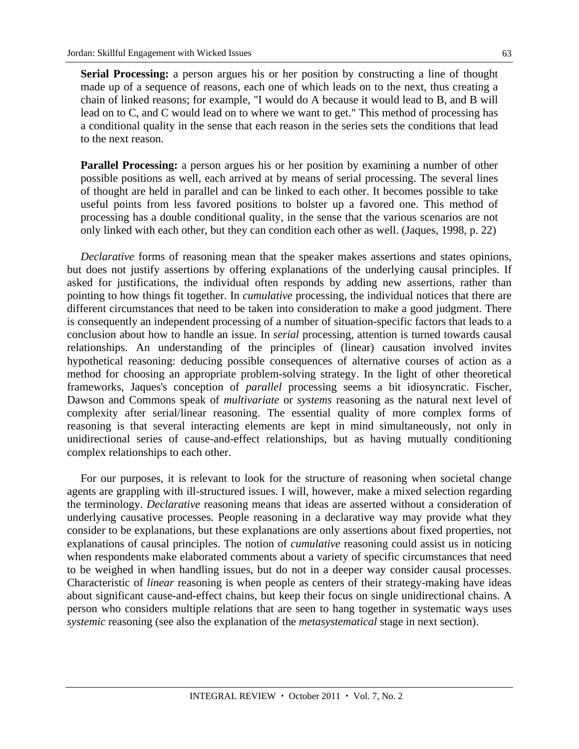> **Serial Processing:** a person argues his or her position by constructing a line of thought made up of a sequence of reasons, each one of which leads on to the next, thus creating a chain of linked reasons; for example, "I would do A because it would lead to B, and B will lead on to C, and C would lead on to where we want to get." This method of processing has a conditional quality in the sense that each reason in the series sets the conditions that lead to the next reason.
>
> **Parallel Processing:** a person argues his or her position by examining a number of other possible positions as well, each arrived at by means of serial processing. The several lines of thought are held in parallel and can be linked to each other. It becomes possible to take useful points from less favored positions to bolster up a favored one. This method of processing has a double conditional quality, in the sense that the various scenarios are not only linked with each other, but they can condition each other as well. (Jaques, 1998, p. 22)

*Declarative* forms of reasoning mean that the speaker makes assertions and states opinions, but does not justify assertions by offering explanations of the underlying causal principles. If asked for justifications, the individual often responds by adding new assertions, rather than pointing to how things fit together. In *cumulative* processing, the individual notices that there are different circumstances that need to be taken into consideration to make a good judgment. There is consequently an independent processing of a number of situation-specific factors that leads to a conclusion about how to handle an issue. In *serial* processing, attention is turned towards causal relationships. An understanding of the principles of (linear) causation involved invites hypothetical reasoning: deducing possible consequences of alternative courses of action as a method for choosing an appropriate problem-solving strategy. In the light of other theoretical frameworks, Jaques's conception of *parallel* processing seems a bit idiosyncratic. Fischer, Dawson and Commons speak of *multivariate* or *systems* reasoning as the natural next level of complexity after serial/linear reasoning. The essential quality of more complex forms of reasoning is that several interacting elements are kept in mind simultaneously, not only in unidirectional series of cause-and-effect relationships, but as having mutually conditioning complex relationships to each other.

For our purposes, it is relevant to look for the structure of reasoning when societal change agents are grappling with ill-structured issues. I will, however, make a mixed selection regarding the terminology. *Declarative* reasoning means that ideas are asserted without a consideration of underlying causative processes. People reasoning in a declarative way may provide what they consider to be explanations, but these explanations are only assertions about fixed properties, not explanations of causal principles. The notion of *cumulative* reasoning could assist us in noticing when respondents make elaborated comments about a variety of specific circumstances that need to be weighed in when handling issues, but do not in a deeper way consider causal processes. Characteristic of *linear* reasoning is when people as centers of their strategy-making have ideas about significant cause-and-effect chains, but keep their focus on single unidirectional chains. A person who considers multiple relations that are seen to hang together in systematic ways uses *systemic* reasoning (see also the explanation of the *metasystematical* stage in next section).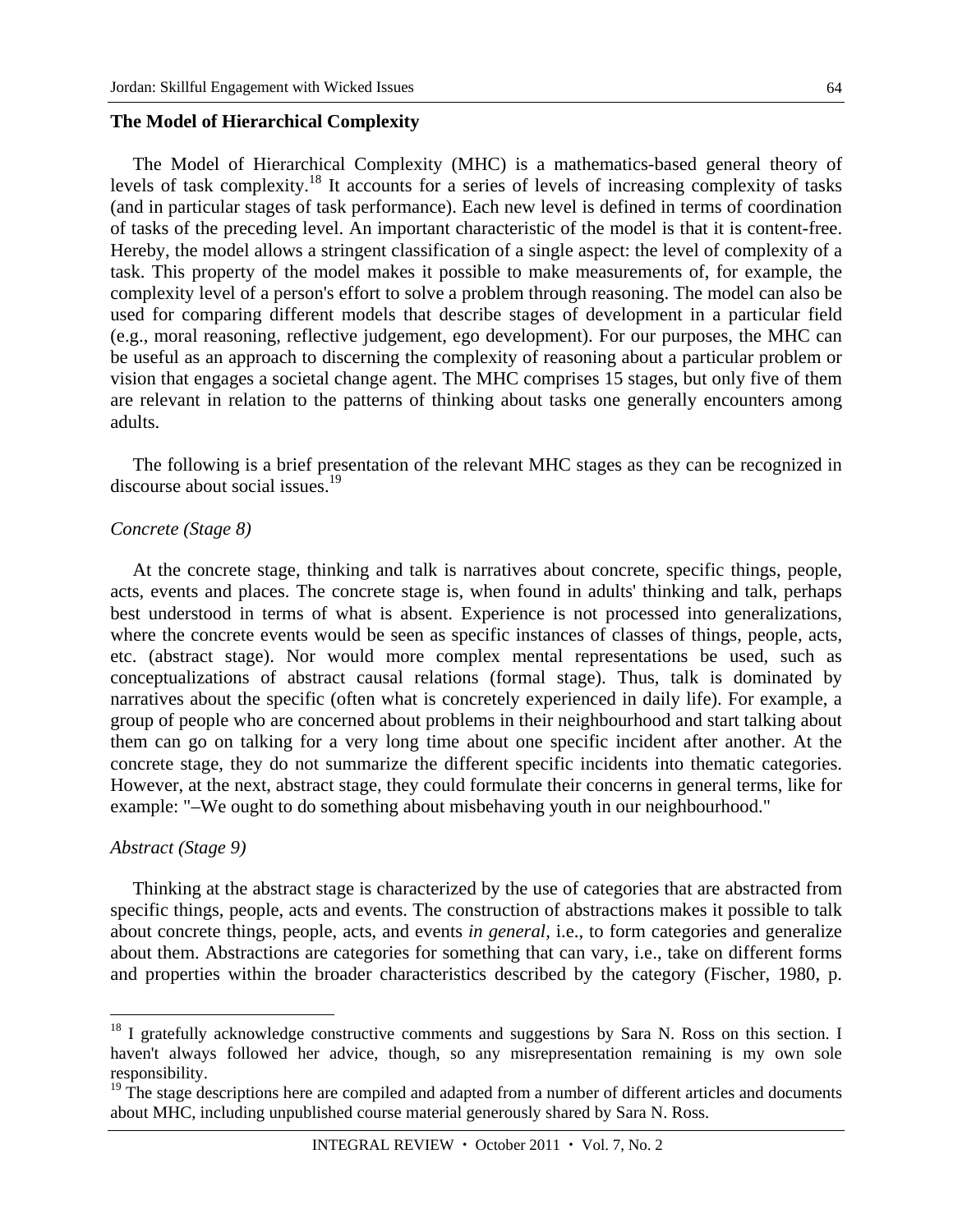## The Model of Hierarchical Complexity

The Model of Hierarchical Complexity (MHC) is a mathematics-based general theory of levels of task complexity.[18] It accounts for a series of levels of increasing complexity of tasks (and in particular stages of task performance). Each new level is defined in terms of coordination of tasks of the preceding level. An important characteristic of the model is that it is content-free. Hereby, the model allows a stringent classification of a single aspect: the level of complexity of a task. This property of the model makes it possible to make measurements of, for example, the complexity level of a person's effort to solve a problem through reasoning. The model can also be used for comparing different models that describe stages of development in a particular field (e.g., moral reasoning, reflective judgement, ego development). For our purposes, the MHC can be useful as an approach to discerning the complexity of reasoning about a particular problem or vision that engages a societal change agent. The MHC comprises 15 stages, but only five of them are relevant in relation to the patterns of thinking about tasks one generally encounters among adults.

The following is a brief presentation of the relevant MHC stages as they can be recognized in discourse about social issues.[19]

*Concrete (Stage 8)*

At the concrete stage, thinking and talk is narratives about concrete, specific things, people, acts, events and places. The concrete stage is, when found in adults' thinking and talk, perhaps best understood in terms of what is absent. Experience is not processed into generalizations, where the concrete events would be seen as specific instances of classes of things, people, acts, etc. (abstract stage). Nor would more complex mental representations be used, such as conceptualizations of abstract causal relations (formal stage). Thus, talk is dominated by narratives about the specific (often what is concretely experienced in daily life). For example, a group of people who are concerned about problems in their neighbourhood and start talking about them can go on talking for a very long time about one specific incident after another. At the concrete stage, they do not summarize the different specific incidents into thematic categories. However, at the next, abstract stage, they could formulate their concerns in general terms, like for example: "–We ought to do something about misbehaving youth in our neighbourhood."

*Abstract (Stage 9)*

Thinking at the abstract stage is characterized by the use of categories that are abstracted from specific things, people, acts and events. The construction of abstractions makes it possible to talk about concrete things, people, acts, and events *in general*, i.e., to form categories and generalize about them. Abstractions are categories for something that can vary, i.e., take on different forms and properties within the broader characteristics described by the category (Fischer, 1980, p.

---

[18] I gratefully acknowledge constructive comments and suggestions by Sara N. Ross on this section. I haven't always followed her advice, though, so any misrepresentation remaining is my own sole responsibility.

[19] The stage descriptions here are compiled and adapted from a number of different articles and documents about MHC, including unpublished course material generously shared by Sara N. Ross.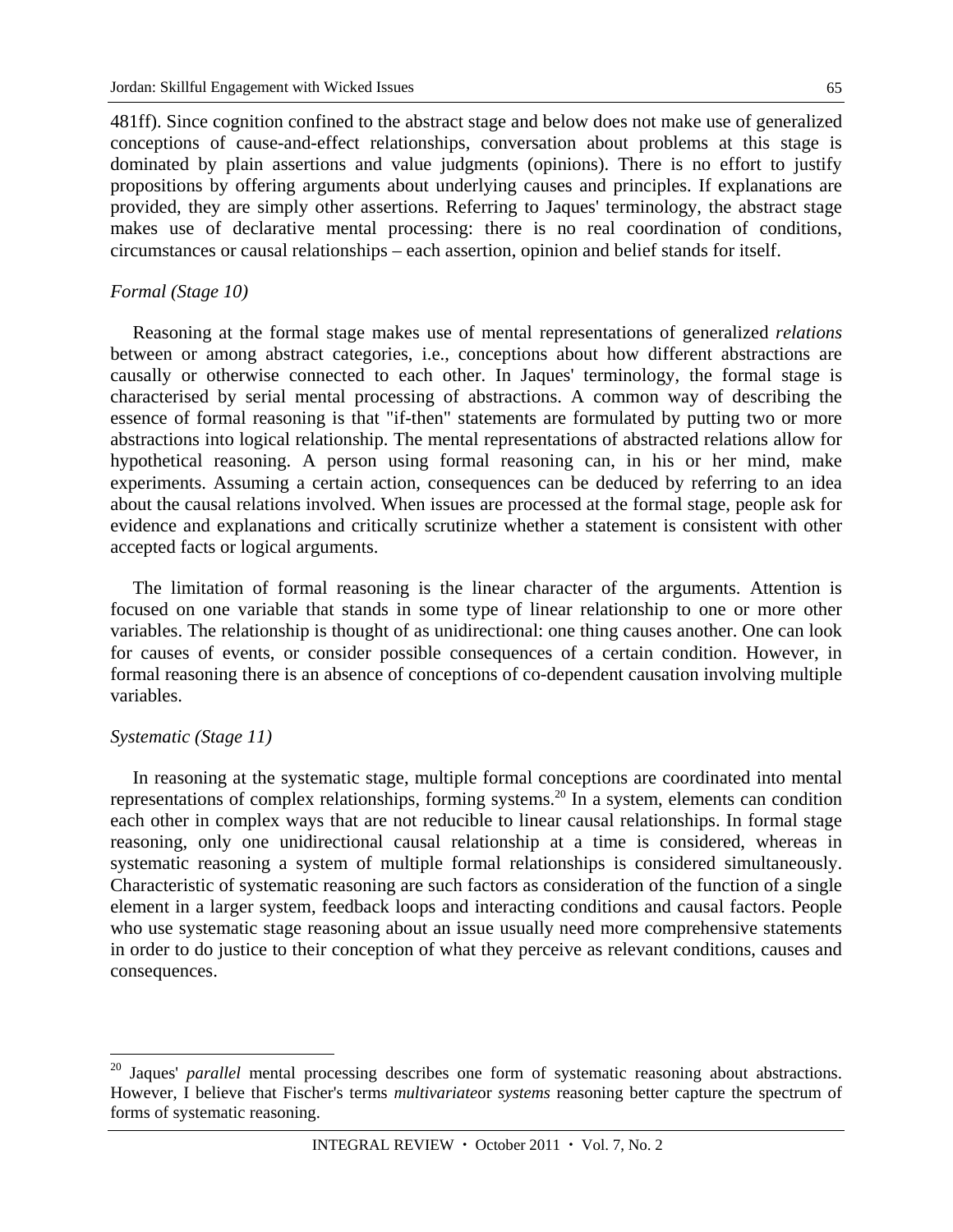481ff). Since cognition confined to the abstract stage and below does not make use of generalized conceptions of cause-and-effect relationships, conversation about problems at this stage is dominated by plain assertions and value judgments (opinions). There is no effort to justify propositions by offering arguments about underlying causes and principles. If explanations are provided, they are simply other assertions. Referring to Jaques' terminology, the abstract stage makes use of declarative mental processing: there is no real coordination of conditions, circumstances or causal relationships – each assertion, opinion and belief stands for itself.

*Formal (Stage 10)*

Reasoning at the formal stage makes use of mental representations of generalized *relations* between or among abstract categories, i.e., conceptions about how different abstractions are causally or otherwise connected to each other. In Jaques' terminology, the formal stage is characterised by serial mental processing of abstractions. A common way of describing the essence of formal reasoning is that "if-then" statements are formulated by putting two or more abstractions into logical relationship. The mental representations of abstracted relations allow for hypothetical reasoning. A person using formal reasoning can, in his or her mind, make experiments. Assuming a certain action, consequences can be deduced by referring to an idea about the causal relations involved. When issues are processed at the formal stage, people ask for evidence and explanations and critically scrutinize whether a statement is consistent with other accepted facts or logical arguments.

The limitation of formal reasoning is the linear character of the arguments. Attention is focused on one variable that stands in some type of linear relationship to one or more other variables. The relationship is thought of as unidirectional: one thing causes another. One can look for causes of events, or consider possible consequences of a certain condition. However, in formal reasoning there is an absence of conceptions of co-dependent causation involving multiple variables.

*Systematic (Stage 11)*

In reasoning at the systematic stage, multiple formal conceptions are coordinated into mental representations of complex relationships, forming systems.[20] In a system, elements can condition each other in complex ways that are not reducible to linear causal relationships. In formal stage reasoning, only one unidirectional causal relationship at a time is considered, whereas in systematic reasoning a system of multiple formal relationships is considered simultaneously. Characteristic of systematic reasoning are such factors as consideration of the function of a single element in a larger system, feedback loops and interacting conditions and causal factors. People who use systematic stage reasoning about an issue usually need more comprehensive statements in order to do justice to their conception of what they perceive as relevant conditions, causes and consequences.

---

[20] Jaques' *parallel* mental processing describes one form of systematic reasoning about abstractions. However, I believe that Fischer's terms *multivariate*or *systems* reasoning better capture the spectrum of forms of systematic reasoning.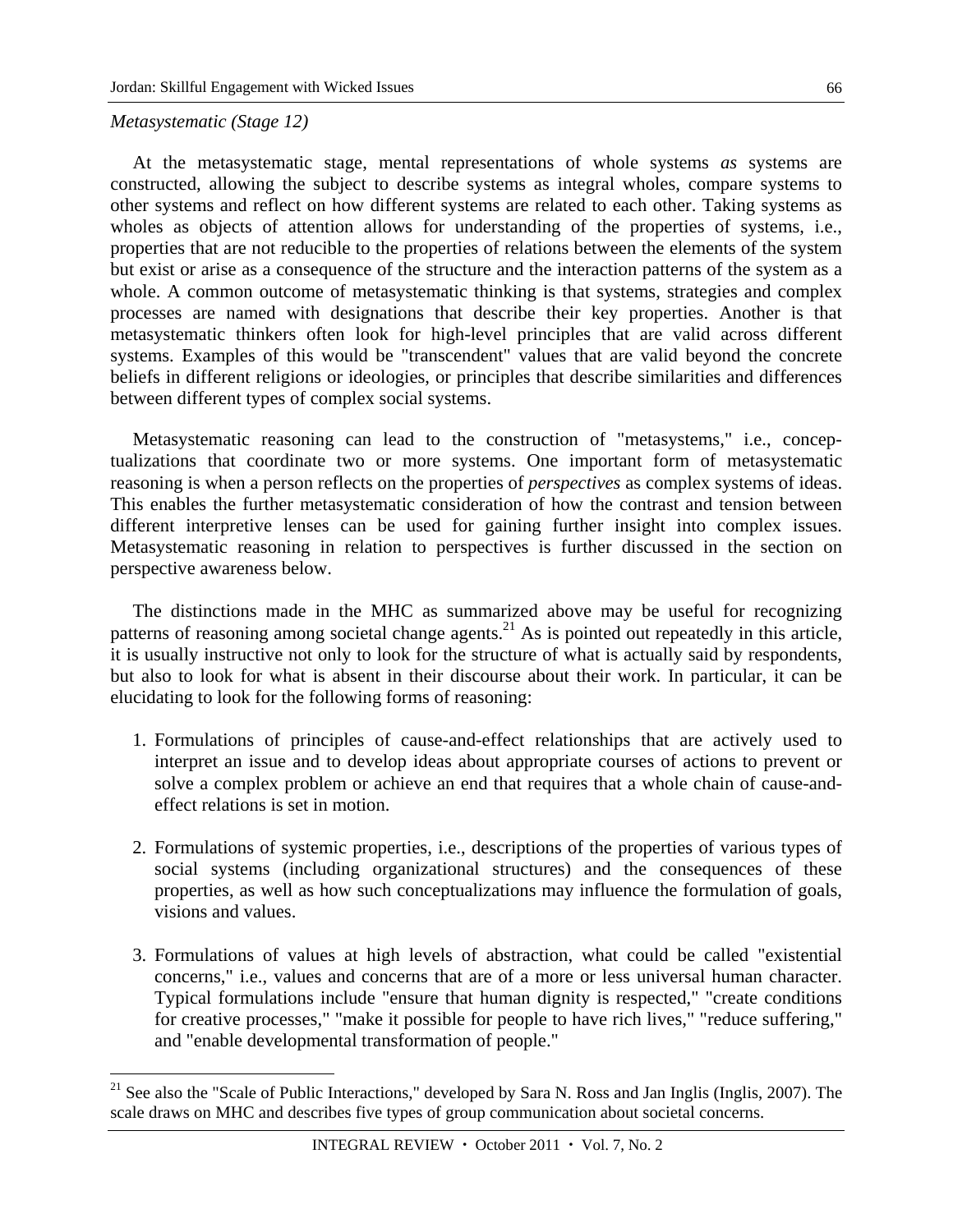*Metasystematic (Stage 12)*

At the metasystematic stage, mental representations of whole systems *as* systems are constructed, allowing the subject to describe systems as integral wholes, compare systems to other systems and reflect on how different systems are related to each other. Taking systems as wholes as objects of attention allows for understanding of the properties of systems, i.e., properties that are not reducible to the properties of relations between the elements of the system but exist or arise as a consequence of the structure and the interaction patterns of the system as a whole. A common outcome of metasystematic thinking is that systems, strategies and complex processes are named with designations that describe their key properties. Another is that metasystematic thinkers often look for high-level principles that are valid across different systems. Examples of this would be "transcendent" values that are valid beyond the concrete beliefs in different religions or ideologies, or principles that describe similarities and differences between different types of complex social systems.

Metasystematic reasoning can lead to the construction of "metasystems," i.e., conceptualizations that coordinate two or more systems. One important form of metasystematic reasoning is when a person reflects on the properties of *perspectives* as complex systems of ideas. This enables the further metasystematic consideration of how the contrast and tension between different interpretive lenses can be used for gaining further insight into complex issues. Metasystematic reasoning in relation to perspectives is further discussed in the section on perspective awareness below.

The distinctions made in the MHC as summarized above may be useful for recognizing patterns of reasoning among societal change agents.[21] As is pointed out repeatedly in this article, it is usually instructive not only to look for the structure of what is actually said by respondents, but also to look for what is absent in their discourse about their work. In particular, it can be elucidating to look for the following forms of reasoning:

1. Formulations of principles of cause-and-effect relationships that are actively used to interpret an issue and to develop ideas about appropriate courses of actions to prevent or solve a complex problem or achieve an end that requires that a whole chain of cause-and-effect relations is set in motion.

2. Formulations of systemic properties, i.e., descriptions of the properties of various types of social systems (including organizational structures) and the consequences of these properties, as well as how such conceptualizations may influence the formulation of goals, visions and values.

3. Formulations of values at high levels of abstraction, what could be called "existential concerns," i.e., values and concerns that are of a more or less universal human character. Typical formulations include "ensure that human dignity is respected," "create conditions for creative processes," "make it possible for people to have rich lives," "reduce suffering," and "enable developmental transformation of people."

[21] See also the "Scale of Public Interactions," developed by Sara N. Ross and Jan Inglis (Inglis, 2007). The scale draws on MHC and describes five types of group communication about societal concerns.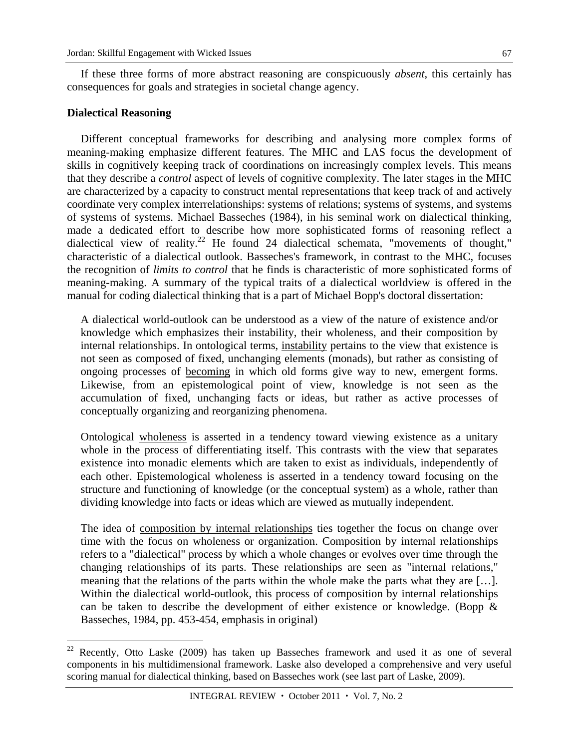If these three forms of more abstract reasoning are conspicuously *absent*, this certainly has consequences for goals and strategies in societal change agency.

### Dialectical Reasoning

Different conceptual frameworks for describing and analysing more complex forms of meaning-making emphasize different features. The MHC and LAS focus the development of skills in cognitively keeping track of coordinations on increasingly complex levels. This means that they describe a *control* aspect of levels of cognitive complexity. The later stages in the MHC are characterized by a capacity to construct mental representations that keep track of and actively coordinate very complex interrelationships: systems of relations; systems of systems, and systems of systems of systems. Michael Basseches (1984), in his seminal work on dialectical thinking, made a dedicated effort to describe how more sophisticated forms of reasoning reflect a dialectical view of reality.[22] He found 24 dialectical schemata, "movements of thought," characteristic of a dialectical outlook. Basseches's framework, in contrast to the MHC, focuses the recognition of *limits to control* that he finds is characteristic of more sophisticated forms of meaning-making. A summary of the typical traits of a dialectical worldview is offered in the manual for coding dialectical thinking that is a part of Michael Bopp's doctoral dissertation:

> A dialectical world-outlook can be understood as a view of the nature of existence and/or knowledge which emphasizes their instability, their wholeness, and their composition by internal relationships. In ontological terms, <u>instability</u> pertains to the view that existence is not seen as composed of fixed, unchanging elements (monads), but rather as consisting of ongoing processes of <u>becoming</u> in which old forms give way to new, emergent forms. Likewise, from an epistemological point of view, knowledge is not seen as the accumulation of fixed, unchanging facts or ideas, but rather as active processes of conceptually organizing and reorganizing phenomena.
>
> Ontological <u>wholeness</u> is asserted in a tendency toward viewing existence as a unitary whole in the process of differentiating itself. This contrasts with the view that separates existence into monadic elements which are taken to exist as individuals, independently of each other. Epistemological wholeness is asserted in a tendency toward focusing on the structure and functioning of knowledge (or the conceptual system) as a whole, rather than dividing knowledge into facts or ideas which are viewed as mutually independent.
>
> The idea of <u>composition by internal relationships</u> ties together the focus on change over time with the focus on wholeness or organization. Composition by internal relationships refers to a "dialectical" process by which a whole changes or evolves over time through the changing relationships of its parts. These relationships are seen as "internal relations," meaning that the relations of the parts within the whole make the parts what they are […]. Within the dialectical world-outlook, this process of composition by internal relationships can be taken to describe the development of either existence or knowledge. (Bopp & Basseches, 1984, pp. 453-454, emphasis in original)

---

[22] Recently, Otto Laske (2009) has taken up Basseches framework and used it as one of several components in his multidimensional framework. Laske also developed a comprehensive and very useful scoring manual for dialectical thinking, based on Basseches work (see last part of Laske, 2009).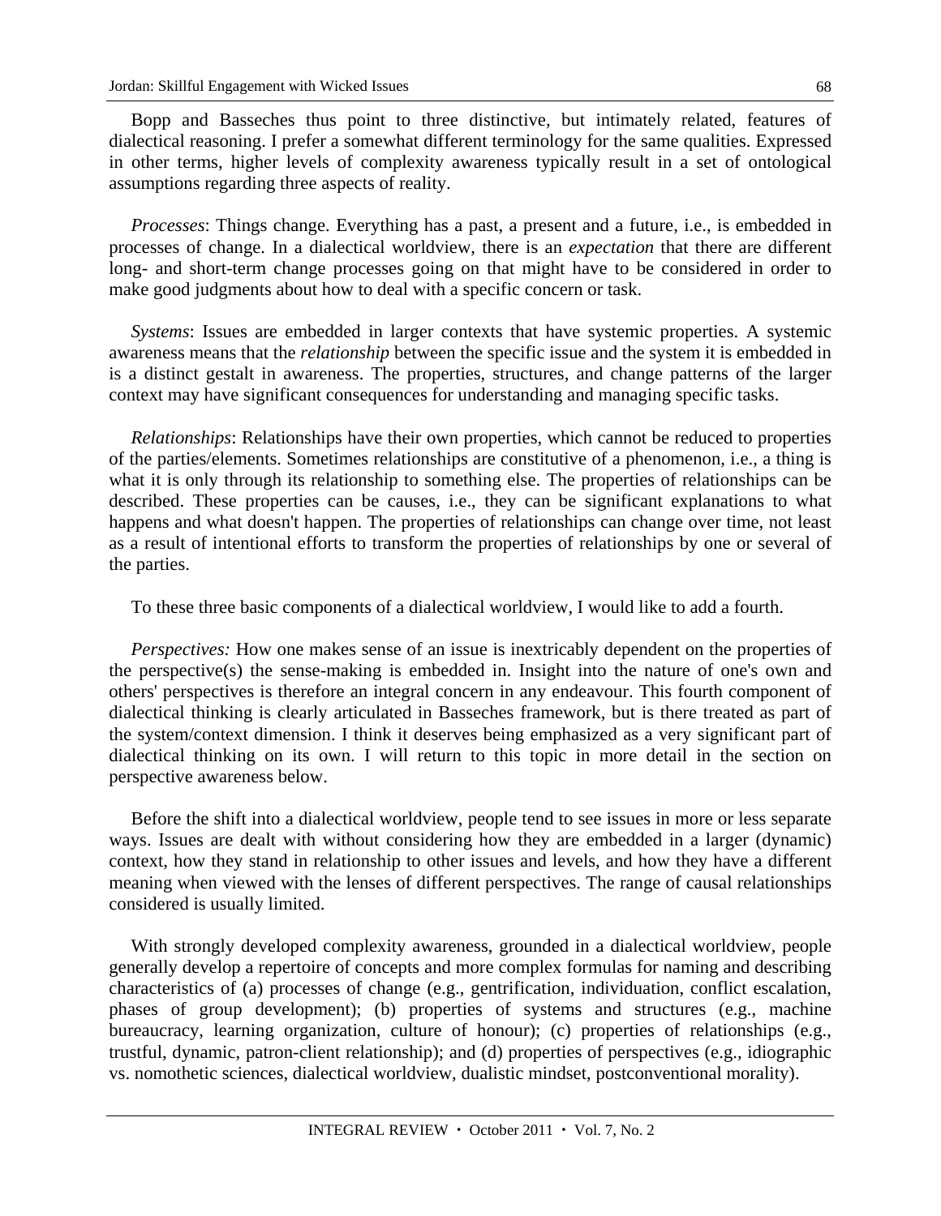Bopp and Basseches thus point to three distinctive, but intimately related, features of dialectical reasoning. I prefer a somewhat different terminology for the same qualities. Expressed in other terms, higher levels of complexity awareness typically result in a set of ontological assumptions regarding three aspects of reality.

*Processes*: Things change. Everything has a past, a present and a future, i.e., is embedded in processes of change. In a dialectical worldview, there is an *expectation* that there are different long- and short-term change processes going on that might have to be considered in order to make good judgments about how to deal with a specific concern or task.

*Systems*: Issues are embedded in larger contexts that have systemic properties. A systemic awareness means that the *relationship* between the specific issue and the system it is embedded in is a distinct gestalt in awareness. The properties, structures, and change patterns of the larger context may have significant consequences for understanding and managing specific tasks.

*Relationships*: Relationships have their own properties, which cannot be reduced to properties of the parties/elements. Sometimes relationships are constitutive of a phenomenon, i.e., a thing is what it is only through its relationship to something else. The properties of relationships can be described. These properties can be causes, i.e., they can be significant explanations to what happens and what doesn't happen. The properties of relationships can change over time, not least as a result of intentional efforts to transform the properties of relationships by one or several of the parties.

To these three basic components of a dialectical worldview, I would like to add a fourth.

*Perspectives:* How one makes sense of an issue is inextricably dependent on the properties of the perspective(s) the sense-making is embedded in. Insight into the nature of one's own and others' perspectives is therefore an integral concern in any endeavour. This fourth component of dialectical thinking is clearly articulated in Basseches framework, but is there treated as part of the system/context dimension. I think it deserves being emphasized as a very significant part of dialectical thinking on its own. I will return to this topic in more detail in the section on perspective awareness below.

Before the shift into a dialectical worldview, people tend to see issues in more or less separate ways. Issues are dealt with without considering how they are embedded in a larger (dynamic) context, how they stand in relationship to other issues and levels, and how they have a different meaning when viewed with the lenses of different perspectives. The range of causal relationships considered is usually limited.

With strongly developed complexity awareness, grounded in a dialectical worldview, people generally develop a repertoire of concepts and more complex formulas for naming and describing characteristics of (a) processes of change (e.g., gentrification, individuation, conflict escalation, phases of group development); (b) properties of systems and structures (e.g., machine bureaucracy, learning organization, culture of honour); (c) properties of relationships (e.g., trustful, dynamic, patron-client relationship); and (d) properties of perspectives (e.g., idiographic vs. nomothetic sciences, dialectical worldview, dualistic mindset, postconventional morality).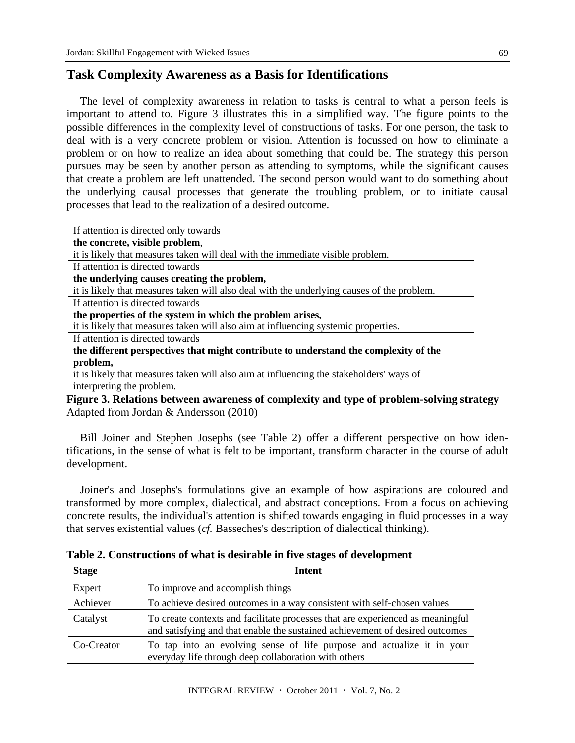## Task Complexity Awareness as a Basis for Identifications

The level of complexity awareness in relation to tasks is central to what a person feels is important to attend to. Figure 3 illustrates this in a simplified way. The figure points to the possible differences in the complexity level of constructions of tasks. For one person, the task to deal with is a very concrete problem or vision. Attention is focussed on how to eliminate a problem or on how to realize an idea about something that could be. The strategy this person pursues may be seen by another person as attending to symptoms, while the significant causes that create a problem are left unattended. The second person would want to do something about the underlying causal processes that generate the troubling problem, or to initiate causal processes that lead to the realization of a desired outcome.

If attention is directed only towards
**the concrete, visible problem**,
it is likely that measures taken will deal with the immediate visible problem.

If attention is directed towards
**the underlying causes creating the problem,**
it is likely that measures taken will also deal with the underlying causes of the problem.

If attention is directed towards
**the properties of the system in which the problem arises,**
it is likely that measures taken will also aim at influencing systemic properties.

If attention is directed towards
**the different perspectives that might contribute to understand the complexity of the problem,**
it is likely that measures taken will also aim at influencing the stakeholders' ways of interpreting the problem.

**Figure 3. Relations between awareness of complexity and type of problem-solving strategy**
Adapted from Jordan & Andersson (2010)

Bill Joiner and Stephen Josephs (see Table 2) offer a different perspective on how identifications, in the sense of what is felt to be important, transform character in the course of adult development.

Joiner's and Josephs's formulations give an example of how aspirations are coloured and transformed by more complex, dialectical, and abstract conceptions. From a focus on achieving concrete results, the individual's attention is shifted towards engaging in fluid processes in a way that serves existential values (*cf.* Basseches's description of dialectical thinking).

**Table 2. Constructions of what is desirable in five stages of development**

| Stage | Intent |
|---|---|
| Expert | To improve and accomplish things |
| Achiever | To achieve desired outcomes in a way consistent with self-chosen values |
| Catalyst | To create contexts and facilitate processes that are experienced as meaningful and satisfying and that enable the sustained achievement of desired outcomes |
| Co-Creator | To tap into an evolving sense of life purpose and actualize it in your everyday life through deep collaboration with others |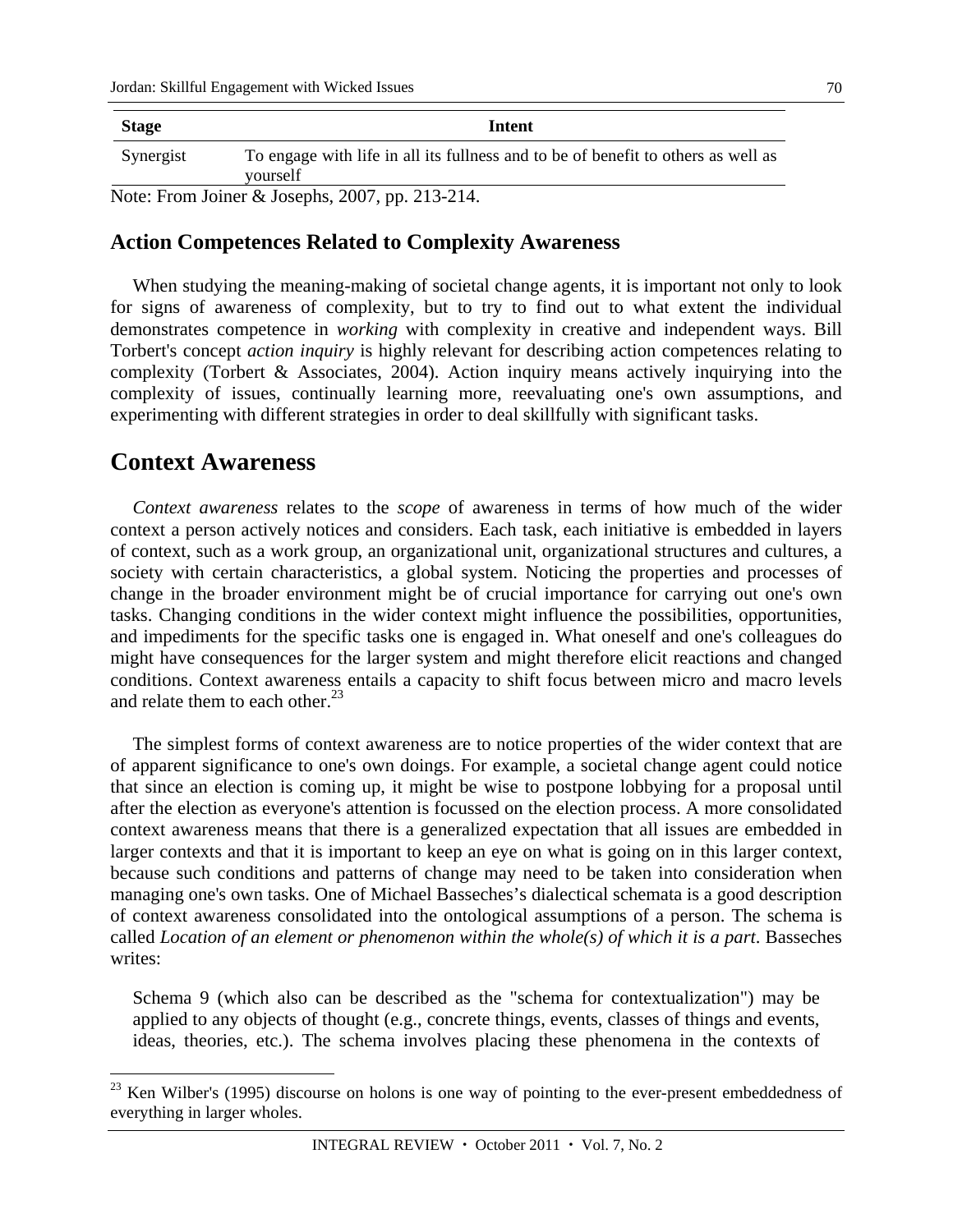| Stage | Intent |
|---|---|
| Synergist | To engage with life in all its fullness and to be of benefit to others as well as yourself |

Note: From Joiner & Josephs, 2007, pp. 213-214.

### Action Competences Related to Complexity Awareness

When studying the meaning-making of societal change agents, it is important not only to look for signs of awareness of complexity, but to try to find out to what extent the individual demonstrates competence in *working* with complexity in creative and independent ways. Bill Torbert's concept *action inquiry* is highly relevant for describing action competences relating to complexity (Torbert & Associates, 2004). Action inquiry means actively inquirying into the complexity of issues, continually learning more, reevaluating one's own assumptions, and experimenting with different strategies in order to deal skillfully with significant tasks.

## Context Awareness

*Context awareness* relates to the *scope* of awareness in terms of how much of the wider context a person actively notices and considers. Each task, each initiative is embedded in layers of context, such as a work group, an organizational unit, organizational structures and cultures, a society with certain characteristics, a global system. Noticing the properties and processes of change in the broader environment might be of crucial importance for carrying out one's own tasks. Changing conditions in the wider context might influence the possibilities, opportunities, and impediments for the specific tasks one is engaged in. What oneself and one's colleagues do might have consequences for the larger system and might therefore elicit reactions and changed conditions. Context awareness entails a capacity to shift focus between micro and macro levels and relate them to each other.[23]

The simplest forms of context awareness are to notice properties of the wider context that are of apparent significance to one's own doings. For example, a societal change agent could notice that since an election is coming up, it might be wise to postpone lobbying for a proposal until after the election as everyone's attention is focussed on the election process. A more consolidated context awareness means that there is a generalized expectation that all issues are embedded in larger contexts and that it is important to keep an eye on what is going on in this larger context, because such conditions and patterns of change may need to be taken into consideration when managing one's own tasks. One of Michael Basseches's dialectical schemata is a good description of context awareness consolidated into the ontological assumptions of a person. The schema is called *Location of an element or phenomenon within the whole(s) of which it is a part*. Basseches writes:

> Schema 9 (which also can be described as the "schema for contextualization") may be applied to any objects of thought (e.g., concrete things, events, classes of things and events, ideas, theories, etc.). The schema involves placing these phenomena in the contexts of

[23] Ken Wilber's (1995) discourse on holons is one way of pointing to the ever-present embeddedness of everything in larger wholes.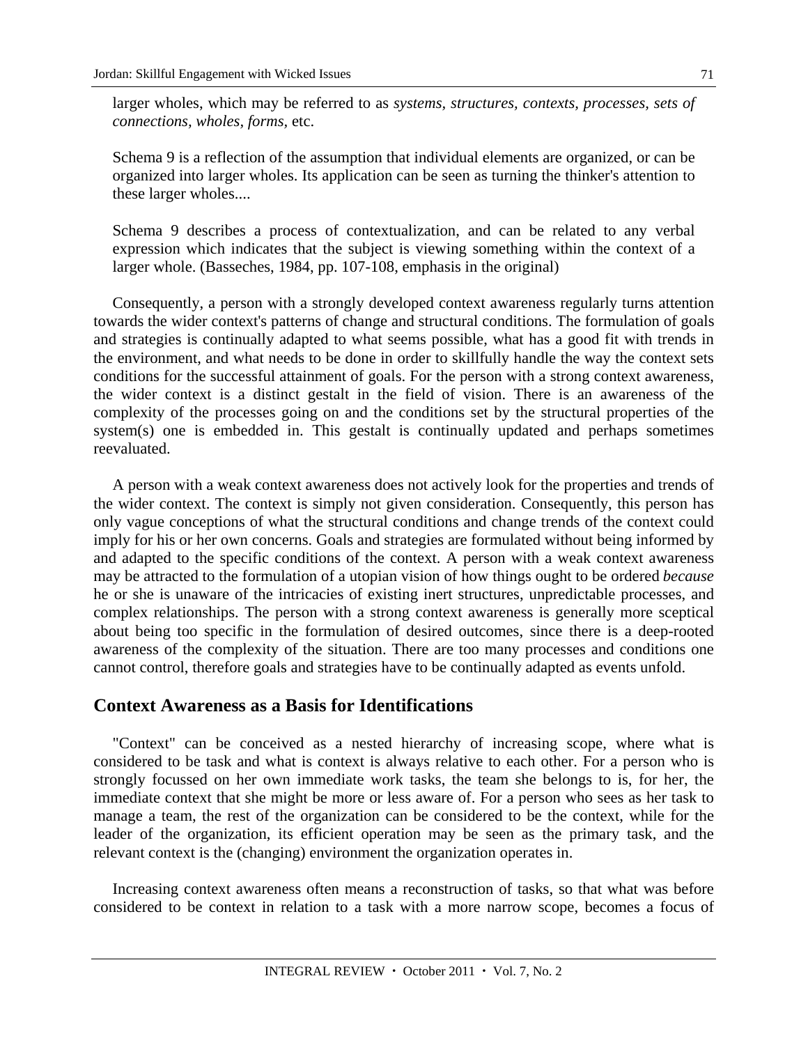> larger wholes, which may be referred to as *systems, structures, contexts, processes, sets of connections, wholes, forms*, etc.
>
> Schema 9 is a reflection of the assumption that individual elements are organized, or can be organized into larger wholes. Its application can be seen as turning the thinker's attention to these larger wholes....
>
> Schema 9 describes a process of contextualization, and can be related to any verbal expression which indicates that the subject is viewing something within the context of a larger whole. (Basseches, 1984, pp. 107-108, emphasis in the original)

Consequently, a person with a strongly developed context awareness regularly turns attention towards the wider context's patterns of change and structural conditions. The formulation of goals and strategies is continually adapted to what seems possible, what has a good fit with trends in the environment, and what needs to be done in order to skillfully handle the way the context sets conditions for the successful attainment of goals. For the person with a strong context awareness, the wider context is a distinct gestalt in the field of vision. There is an awareness of the complexity of the processes going on and the conditions set by the structural properties of the system(s) one is embedded in. This gestalt is continually updated and perhaps sometimes reevaluated.

A person with a weak context awareness does not actively look for the properties and trends of the wider context. The context is simply not given consideration. Consequently, this person has only vague conceptions of what the structural conditions and change trends of the context could imply for his or her own concerns. Goals and strategies are formulated without being informed by and adapted to the specific conditions of the context. A person with a weak context awareness may be attracted to the formulation of a utopian vision of how things ought to be ordered *because* he or she is unaware of the intricacies of existing inert structures, unpredictable processes, and complex relationships. The person with a strong context awareness is generally more sceptical about being too specific in the formulation of desired outcomes, since there is a deep-rooted awareness of the complexity of the situation. There are too many processes and conditions one cannot control, therefore goals and strategies have to be continually adapted as events unfold.

## Context Awareness as a Basis for Identifications

"Context" can be conceived as a nested hierarchy of increasing scope, where what is considered to be task and what is context is always relative to each other. For a person who is strongly focussed on her own immediate work tasks, the team she belongs to is, for her, the immediate context that she might be more or less aware of. For a person who sees as her task to manage a team, the rest of the organization can be considered to be the context, while for the leader of the organization, its efficient operation may be seen as the primary task, and the relevant context is the (changing) environment the organization operates in.

Increasing context awareness often means a reconstruction of tasks, so that what was before considered to be context in relation to a task with a more narrow scope, becomes a focus of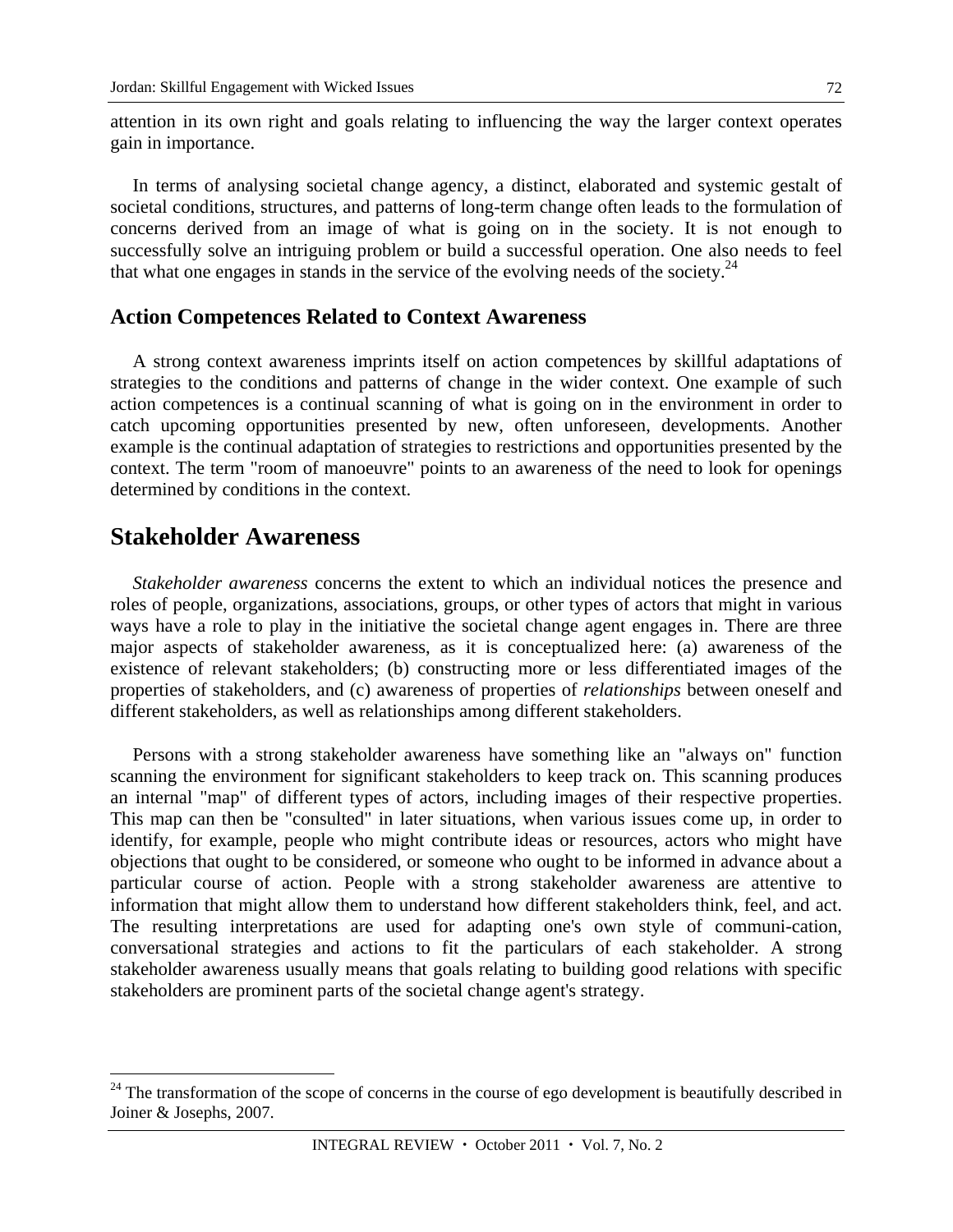attention in its own right and goals relating to influencing the way the larger context operates gain in importance.

In terms of analysing societal change agency, a distinct, elaborated and systemic gestalt of societal conditions, structures, and patterns of long-term change often leads to the formulation of concerns derived from an image of what is going on in the society. It is not enough to successfully solve an intriguing problem or build a successful operation. One also needs to feel that what one engages in stands in the service of the evolving needs of the society.[24]

### Action Competences Related to Context Awareness

A strong context awareness imprints itself on action competences by skillful adaptations of strategies to the conditions and patterns of change in the wider context. One example of such action competences is a continual scanning of what is going on in the environment in order to catch upcoming opportunities presented by new, often unforeseen, developments. Another example is the continual adaptation of strategies to restrictions and opportunities presented by the context. The term "room of manoeuvre" points to an awareness of the need to look for openings determined by conditions in the context.

## Stakeholder Awareness

*Stakeholder awareness* concerns the extent to which an individual notices the presence and roles of people, organizations, associations, groups, or other types of actors that might in various ways have a role to play in the initiative the societal change agent engages in. There are three major aspects of stakeholder awareness, as it is conceptualized here: (a) awareness of the existence of relevant stakeholders; (b) constructing more or less differentiated images of the properties of stakeholders, and (c) awareness of properties of *relationships* between oneself and different stakeholders, as well as relationships among different stakeholders.

Persons with a strong stakeholder awareness have something like an "always on" function scanning the environment for significant stakeholders to keep track on. This scanning produces an internal "map" of different types of actors, including images of their respective properties. This map can then be "consulted" in later situations, when various issues come up, in order to identify, for example, people who might contribute ideas or resources, actors who might have objections that ought to be considered, or someone who ought to be informed in advance about a particular course of action. People with a strong stakeholder awareness are attentive to information that might allow them to understand how different stakeholders think, feel, and act. The resulting interpretations are used for adapting one's own style of communi-cation, conversational strategies and actions to fit the particulars of each stakeholder. A strong stakeholder awareness usually means that goals relating to building good relations with specific stakeholders are prominent parts of the societal change agent's strategy.

---

[24] The transformation of the scope of concerns in the course of ego development is beautifully described in Joiner & Josephs, 2007.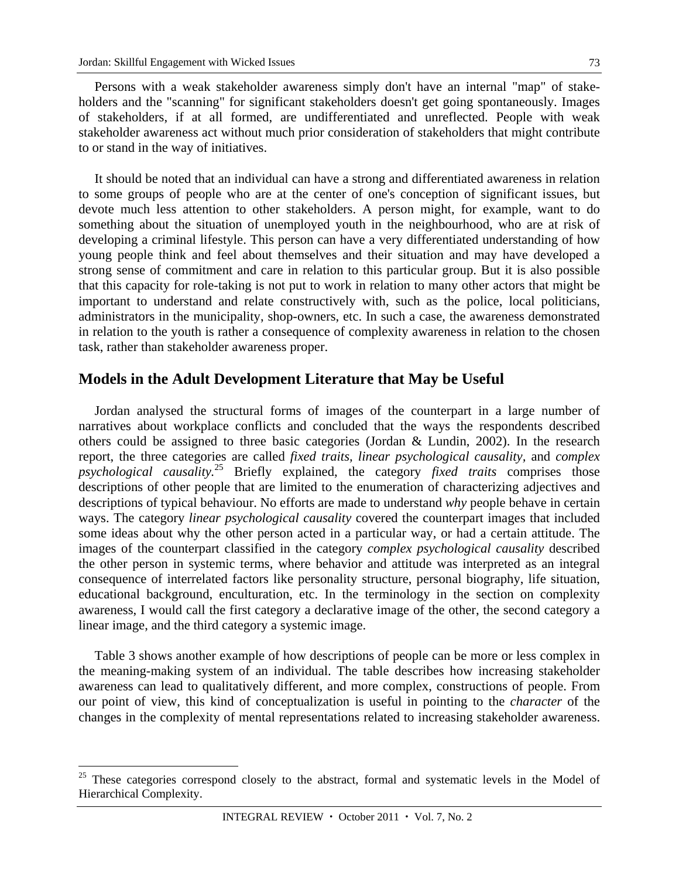Persons with a weak stakeholder awareness simply don't have an internal "map" of stakeholders and the "scanning" for significant stakeholders doesn't get going spontaneously. Images of stakeholders, if at all formed, are undifferentiated and unreflected. People with weak stakeholder awareness act without much prior consideration of stakeholders that might contribute to or stand in the way of initiatives.

It should be noted that an individual can have a strong and differentiated awareness in relation to some groups of people who are at the center of one's conception of significant issues, but devote much less attention to other stakeholders. A person might, for example, want to do something about the situation of unemployed youth in the neighbourhood, who are at risk of developing a criminal lifestyle. This person can have a very differentiated understanding of how young people think and feel about themselves and their situation and may have developed a strong sense of commitment and care in relation to this particular group. But it is also possible that this capacity for role-taking is not put to work in relation to many other actors that might be important to understand and relate constructively with, such as the police, local politicians, administrators in the municipality, shop-owners, etc. In such a case, the awareness demonstrated in relation to the youth is rather a consequence of complexity awareness in relation to the chosen task, rather than stakeholder awareness proper.

## Models in the Adult Development Literature that May be Useful

Jordan analysed the structural forms of images of the counterpart in a large number of narratives about workplace conflicts and concluded that the ways the respondents described others could be assigned to three basic categories (Jordan & Lundin, 2002). In the research report, the three categories are called *fixed traits*, *linear psychological causality*, and *complex psychological causality.*[25] Briefly explained, the category *fixed traits* comprises those descriptions of other people that are limited to the enumeration of characterizing adjectives and descriptions of typical behaviour. No efforts are made to understand *why* people behave in certain ways. The category *linear psychological causality* covered the counterpart images that included some ideas about why the other person acted in a particular way, or had a certain attitude. The images of the counterpart classified in the category *complex psychological causality* described the other person in systemic terms, where behavior and attitude was interpreted as an integral consequence of interrelated factors like personality structure, personal biography, life situation, educational background, enculturation, etc. In the terminology in the section on complexity awareness, I would call the first category a declarative image of the other, the second category a linear image, and the third category a systemic image.

Table 3 shows another example of how descriptions of people can be more or less complex in the meaning-making system of an individual. The table describes how increasing stakeholder awareness can lead to qualitatively different, and more complex, constructions of people. From our point of view, this kind of conceptualization is useful in pointing to the *character* of the changes in the complexity of mental representations related to increasing stakeholder awareness.

[25] These categories correspond closely to the abstract, formal and systematic levels in the Model of Hierarchical Complexity.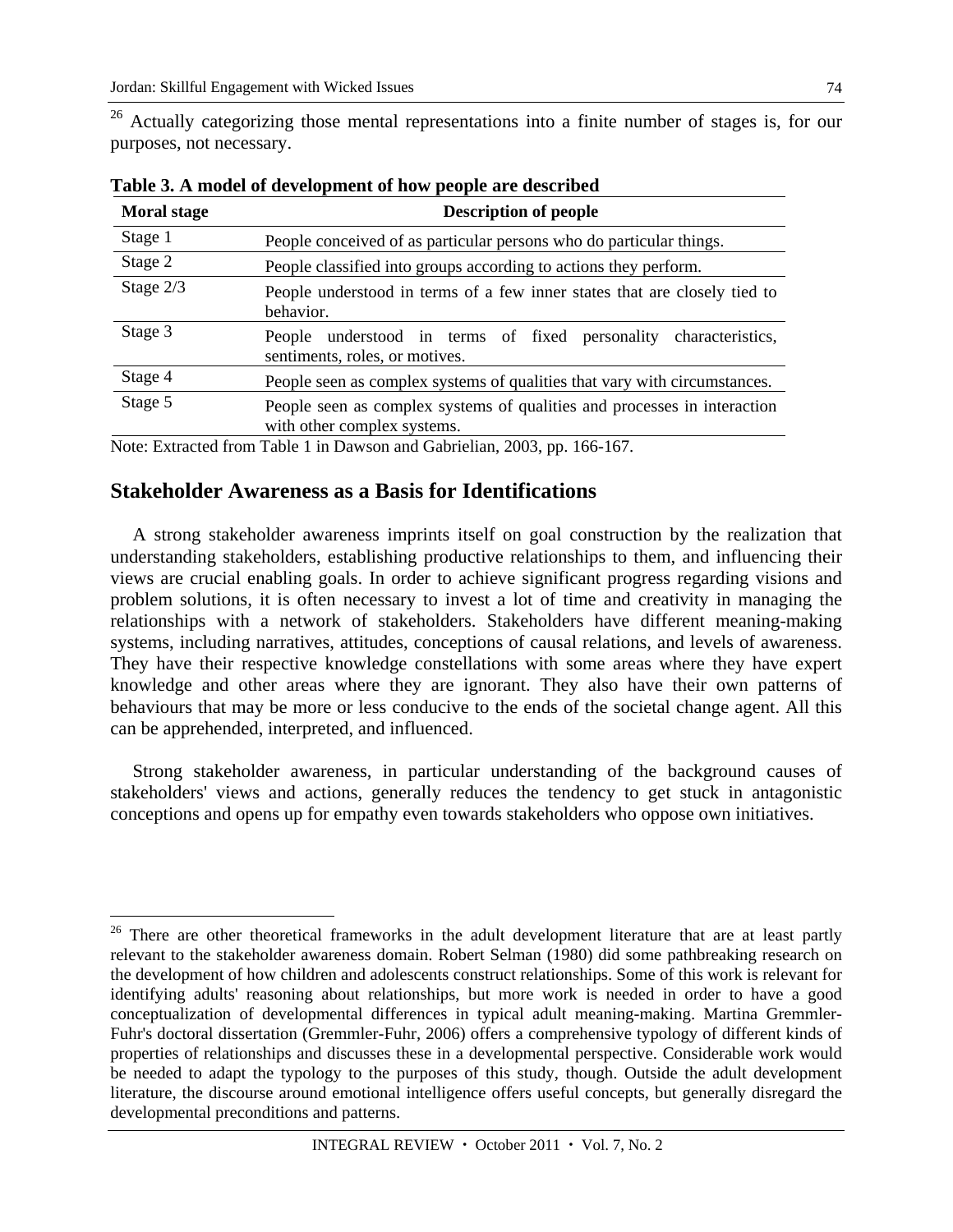[26] Actually categorizing those mental representations into a finite number of stages is, for our purposes, not necessary.

**Table 3. A model of development of how people are described**

| Moral stage | Description of people |
|---|---|
| Stage 1 | People conceived of as particular persons who do particular things. |
| Stage 2 | People classified into groups according to actions they perform. |
| Stage 2/3 | People understood in terms of a few inner states that are closely tied to behavior. |
| Stage 3 | People understood in terms of fixed personality characteristics, sentiments, roles, or motives. |
| Stage 4 | People seen as complex systems of qualities that vary with circumstances. |
| Stage 5 | People seen as complex systems of qualities and processes in interaction with other complex systems. |

Note: Extracted from Table 1 in Dawson and Gabrielian, 2003, pp. 166-167.

## Stakeholder Awareness as a Basis for Identifications

A strong stakeholder awareness imprints itself on goal construction by the realization that understanding stakeholders, establishing productive relationships to them, and influencing their views are crucial enabling goals. In order to achieve significant progress regarding visions and problem solutions, it is often necessary to invest a lot of time and creativity in managing the relationships with a network of stakeholders. Stakeholders have different meaning-making systems, including narratives, attitudes, conceptions of causal relations, and levels of awareness. They have their respective knowledge constellations with some areas where they have expert knowledge and other areas where they are ignorant. They also have their own patterns of behaviours that may be more or less conducive to the ends of the societal change agent. All this can be apprehended, interpreted, and influenced.

Strong stakeholder awareness, in particular understanding of the background causes of stakeholders' views and actions, generally reduces the tendency to get stuck in antagonistic conceptions and opens up for empathy even towards stakeholders who oppose own initiatives.

---

[26] There are other theoretical frameworks in the adult development literature that are at least partly relevant to the stakeholder awareness domain. Robert Selman (1980) did some pathbreaking research on the development of how children and adolescents construct relationships. Some of this work is relevant for identifying adults' reasoning about relationships, but more work is needed in order to have a good conceptualization of developmental differences in typical adult meaning-making. Martina Gremmler-Fuhr's doctoral dissertation (Gremmler-Fuhr, 2006) offers a comprehensive typology of different kinds of properties of relationships and discusses these in a developmental perspective. Considerable work would be needed to adapt the typology to the purposes of this study, though. Outside the adult development literature, the discourse around emotional intelligence offers useful concepts, but generally disregard the developmental preconditions and patterns.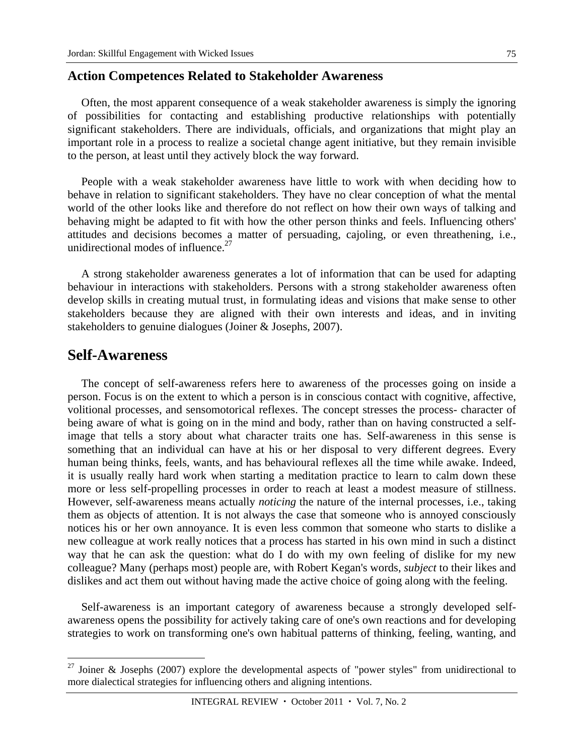### Action Competences Related to Stakeholder Awareness

Often, the most apparent consequence of a weak stakeholder awareness is simply the ignoring of possibilities for contacting and establishing productive relationships with potentially significant stakeholders. There are individuals, officials, and organizations that might play an important role in a process to realize a societal change agent initiative, but they remain invisible to the person, at least until they actively block the way forward.

People with a weak stakeholder awareness have little to work with when deciding how to behave in relation to significant stakeholders. They have no clear conception of what the mental world of the other looks like and therefore do not reflect on how their own ways of talking and behaving might be adapted to fit with how the other person thinks and feels. Influencing others' attitudes and decisions becomes a matter of persuading, cajoling, or even threathening, i.e., unidirectional modes of influence.[27]

A strong stakeholder awareness generates a lot of information that can be used for adapting behaviour in interactions with stakeholders. Persons with a strong stakeholder awareness often develop skills in creating mutual trust, in formulating ideas and visions that make sense to other stakeholders because they are aligned with their own interests and ideas, and in inviting stakeholders to genuine dialogues (Joiner & Josephs, 2007).

## Self-Awareness

The concept of self-awareness refers here to awareness of the processes going on inside a person. Focus is on the extent to which a person is in conscious contact with cognitive, affective, volitional processes, and sensomotorical reflexes. The concept stresses the process- character of being aware of what is going on in the mind and body, rather than on having constructed a self-image that tells a story about what character traits one has. Self-awareness in this sense is something that an individual can have at his or her disposal to very different degrees. Every human being thinks, feels, wants, and has behavioural reflexes all the time while awake. Indeed, it is usually really hard work when starting a meditation practice to learn to calm down these more or less self-propelling processes in order to reach at least a modest measure of stillness. However, self-awareness means actually *noticing* the nature of the internal processes, i.e., taking them as objects of attention. It is not always the case that someone who is annoyed consciously notices his or her own annoyance. It is even less common that someone who starts to dislike a new colleague at work really notices that a process has started in his own mind in such a distinct way that he can ask the question: what do I do with my own feeling of dislike for my new colleague? Many (perhaps most) people are, with Robert Kegan's words, *subject* to their likes and dislikes and act them out without having made the active choice of going along with the feeling.

Self-awareness is an important category of awareness because a strongly developed self-awareness opens the possibility for actively taking care of one's own reactions and for developing strategies to work on transforming one's own habitual patterns of thinking, feeling, wanting, and

---

[27] Joiner & Josephs (2007) explore the developmental aspects of "power styles" from unidirectional to more dialectical strategies for influencing others and aligning intentions.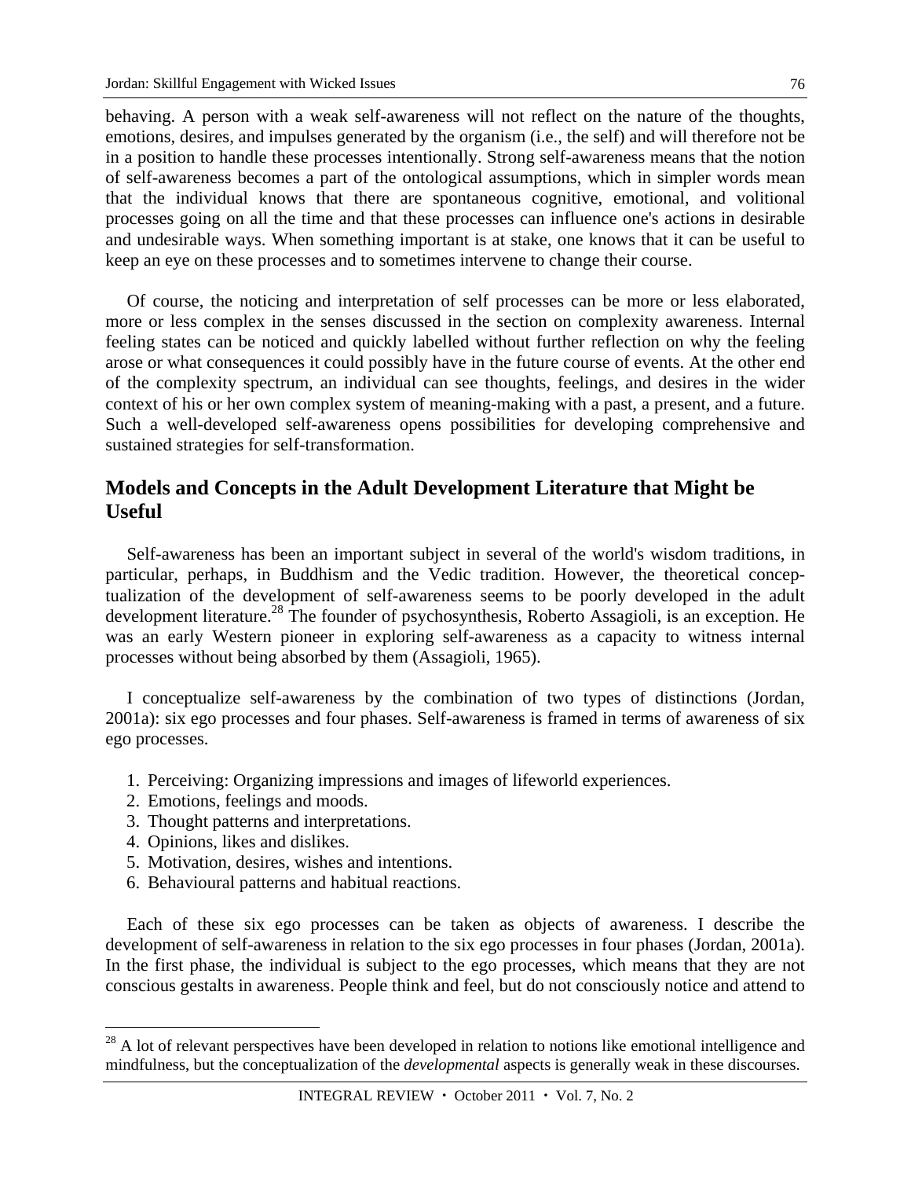behaving. A person with a weak self-awareness will not reflect on the nature of the thoughts, emotions, desires, and impulses generated by the organism (i.e., the self) and will therefore not be in a position to handle these processes intentionally. Strong self-awareness means that the notion of self-awareness becomes a part of the ontological assumptions, which in simpler words mean that the individual knows that there are spontaneous cognitive, emotional, and volitional processes going on all the time and that these processes can influence one's actions in desirable and undesirable ways. When something important is at stake, one knows that it can be useful to keep an eye on these processes and to sometimes intervene to change their course.

Of course, the noticing and interpretation of self processes can be more or less elaborated, more or less complex in the senses discussed in the section on complexity awareness. Internal feeling states can be noticed and quickly labelled without further reflection on why the feeling arose or what consequences it could possibly have in the future course of events. At the other end of the complexity spectrum, an individual can see thoughts, feelings, and desires in the wider context of his or her own complex system of meaning-making with a past, a present, and a future. Such a well-developed self-awareness opens possibilities for developing comprehensive and sustained strategies for self-transformation.

## Models and Concepts in the Adult Development Literature that Might be Useful

Self-awareness has been an important subject in several of the world's wisdom traditions, in particular, perhaps, in Buddhism and the Vedic tradition. However, the theoretical conceptualization of the development of self-awareness seems to be poorly developed in the adult development literature.[28] The founder of psychosynthesis, Roberto Assagioli, is an exception. He was an early Western pioneer in exploring self-awareness as a capacity to witness internal processes without being absorbed by them (Assagioli, 1965).

I conceptualize self-awareness by the combination of two types of distinctions (Jordan, 2001a): six ego processes and four phases. Self-awareness is framed in terms of awareness of six ego processes.

1. Perceiving: Organizing impressions and images of lifeworld experiences.
2. Emotions, feelings and moods.
3. Thought patterns and interpretations.
4. Opinions, likes and dislikes.
5. Motivation, desires, wishes and intentions.
6. Behavioural patterns and habitual reactions.

Each of these six ego processes can be taken as objects of awareness. I describe the development of self-awareness in relation to the six ego processes in four phases (Jordan, 2001a). In the first phase, the individual is subject to the ego processes, which means that they are not conscious gestalts in awareness. People think and feel, but do not consciously notice and attend to

[28] A lot of relevant perspectives have been developed in relation to notions like emotional intelligence and mindfulness, but the conceptualization of the *developmental* aspects is generally weak in these discourses.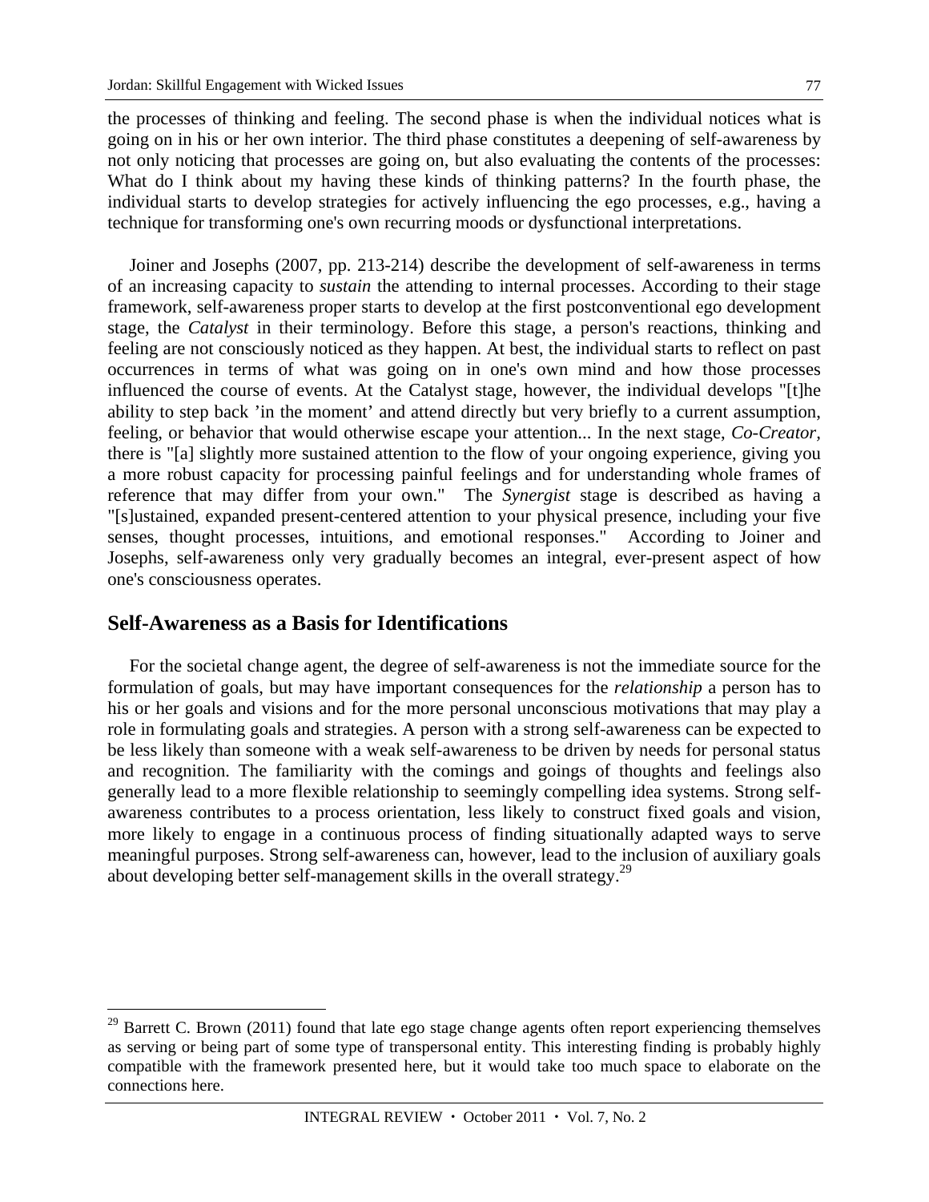the processes of thinking and feeling. The second phase is when the individual notices what is going on in his or her own interior. The third phase constitutes a deepening of self-awareness by not only noticing that processes are going on, but also evaluating the contents of the processes: What do I think about my having these kinds of thinking patterns? In the fourth phase, the individual starts to develop strategies for actively influencing the ego processes, e.g., having a technique for transforming one's own recurring moods or dysfunctional interpretations.

Joiner and Josephs (2007, pp. 213-214) describe the development of self-awareness in terms of an increasing capacity to *sustain* the attending to internal processes. According to their stage framework, self-awareness proper starts to develop at the first postconventional ego development stage, the *Catalyst* in their terminology. Before this stage, a person's reactions, thinking and feeling are not consciously noticed as they happen. At best, the individual starts to reflect on past occurrences in terms of what was going on in one's own mind and how those processes influenced the course of events. At the Catalyst stage, however, the individual develops "[t]he ability to step back 'in the moment' and attend directly but very briefly to a current assumption, feeling, or behavior that would otherwise escape your attention... In the next stage, *Co-Creator*, there is "[a] slightly more sustained attention to the flow of your ongoing experience, giving you a more robust capacity for processing painful feelings and for understanding whole frames of reference that may differ from your own." The *Synergist* stage is described as having a "[s]ustained, expanded present-centered attention to your physical presence, including your five senses, thought processes, intuitions, and emotional responses." According to Joiner and Josephs, self-awareness only very gradually becomes an integral, ever-present aspect of how one's consciousness operates.

## Self-Awareness as a Basis for Identifications

For the societal change agent, the degree of self-awareness is not the immediate source for the formulation of goals, but may have important consequences for the *relationship* a person has to his or her goals and visions and for the more personal unconscious motivations that may play a role in formulating goals and strategies. A person with a strong self-awareness can be expected to be less likely than someone with a weak self-awareness to be driven by needs for personal status and recognition. The familiarity with the comings and goings of thoughts and feelings also generally lead to a more flexible relationship to seemingly compelling idea systems. Strong self-awareness contributes to a process orientation, less likely to construct fixed goals and vision, more likely to engage in a continuous process of finding situationally adapted ways to serve meaningful purposes. Strong self-awareness can, however, lead to the inclusion of auxiliary goals about developing better self-management skills in the overall strategy.[29]

[29] Barrett C. Brown (2011) found that late ego stage change agents often report experiencing themselves as serving or being part of some type of transpersonal entity. This interesting finding is probably highly compatible with the framework presented here, but it would take too much space to elaborate on the connections here.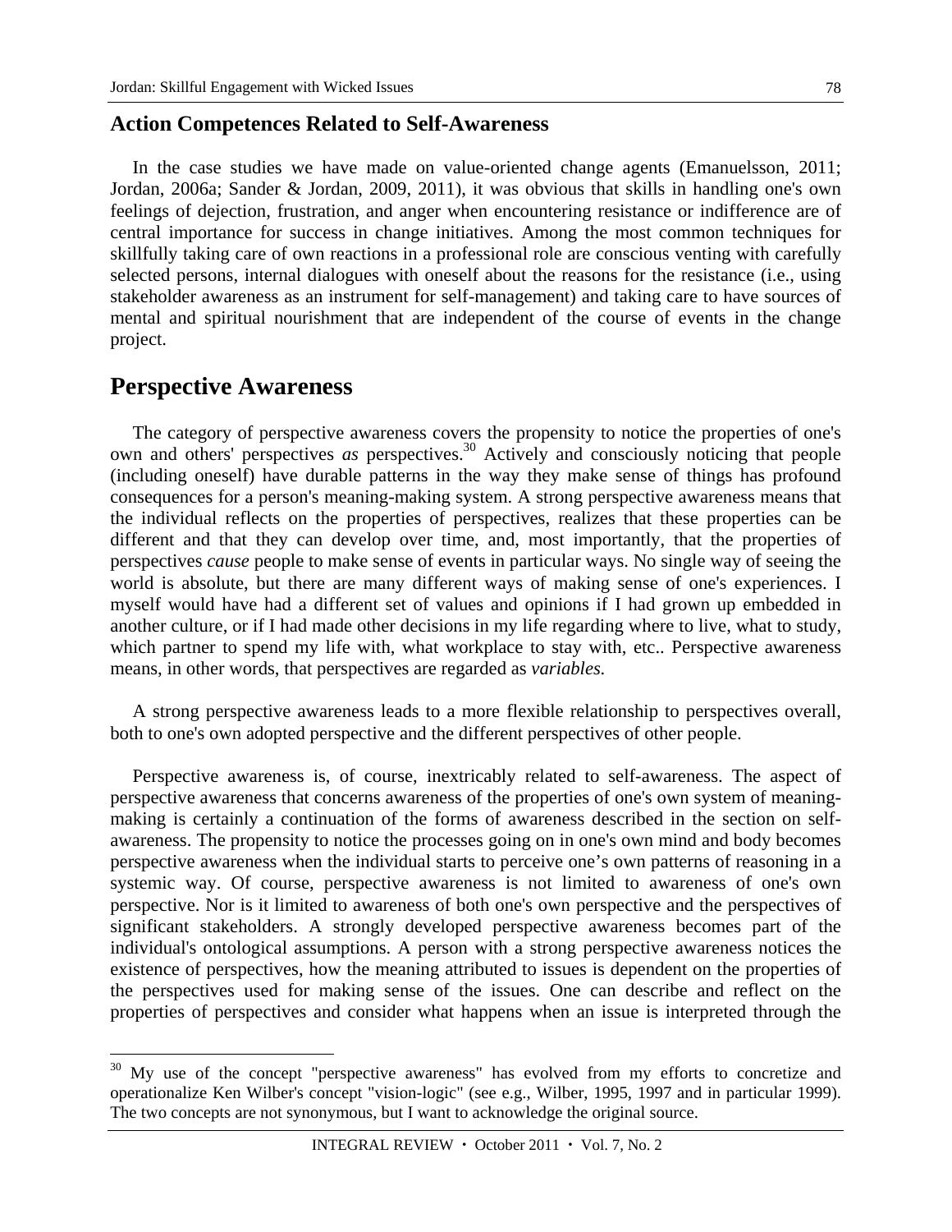### Action Competences Related to Self-Awareness

In the case studies we have made on value-oriented change agents (Emanuelsson, 2011; Jordan, 2006a; Sander & Jordan, 2009, 2011), it was obvious that skills in handling one's own feelings of dejection, frustration, and anger when encountering resistance or indifference are of central importance for success in change initiatives. Among the most common techniques for skillfully taking care of own reactions in a professional role are conscious venting with carefully selected persons, internal dialogues with oneself about the reasons for the resistance (i.e., using stakeholder awareness as an instrument for self-management) and taking care to have sources of mental and spiritual nourishment that are independent of the course of events in the change project.

## Perspective Awareness

The category of perspective awareness covers the propensity to notice the properties of one's own and others' perspectives *as* perspectives.[30] Actively and consciously noticing that people (including oneself) have durable patterns in the way they make sense of things has profound consequences for a person's meaning-making system. A strong perspective awareness means that the individual reflects on the properties of perspectives, realizes that these properties can be different and that they can develop over time, and, most importantly, that the properties of perspectives *cause* people to make sense of events in particular ways. No single way of seeing the world is absolute, but there are many different ways of making sense of one's experiences. I myself would have had a different set of values and opinions if I had grown up embedded in another culture, or if I had made other decisions in my life regarding where to live, what to study, which partner to spend my life with, what workplace to stay with, etc.. Perspective awareness means, in other words, that perspectives are regarded as *variables.*

A strong perspective awareness leads to a more flexible relationship to perspectives overall, both to one's own adopted perspective and the different perspectives of other people.

Perspective awareness is, of course, inextricably related to self-awareness. The aspect of perspective awareness that concerns awareness of the properties of one's own system of meaning-making is certainly a continuation of the forms of awareness described in the section on self-awareness. The propensity to notice the processes going on in one's own mind and body becomes perspective awareness when the individual starts to perceive one's own patterns of reasoning in a systemic way. Of course, perspective awareness is not limited to awareness of one's own perspective. Nor is it limited to awareness of both one's own perspective and the perspectives of significant stakeholders. A strongly developed perspective awareness becomes part of the individual's ontological assumptions. A person with a strong perspective awareness notices the existence of perspectives, how the meaning attributed to issues is dependent on the properties of the perspectives used for making sense of the issues. One can describe and reflect on the properties of perspectives and consider what happens when an issue is interpreted through the

[30] My use of the concept "perspective awareness" has evolved from my efforts to concretize and operationalize Ken Wilber's concept "vision-logic" (see e.g., Wilber, 1995, 1997 and in particular 1999). The two concepts are not synonymous, but I want to acknowledge the original source.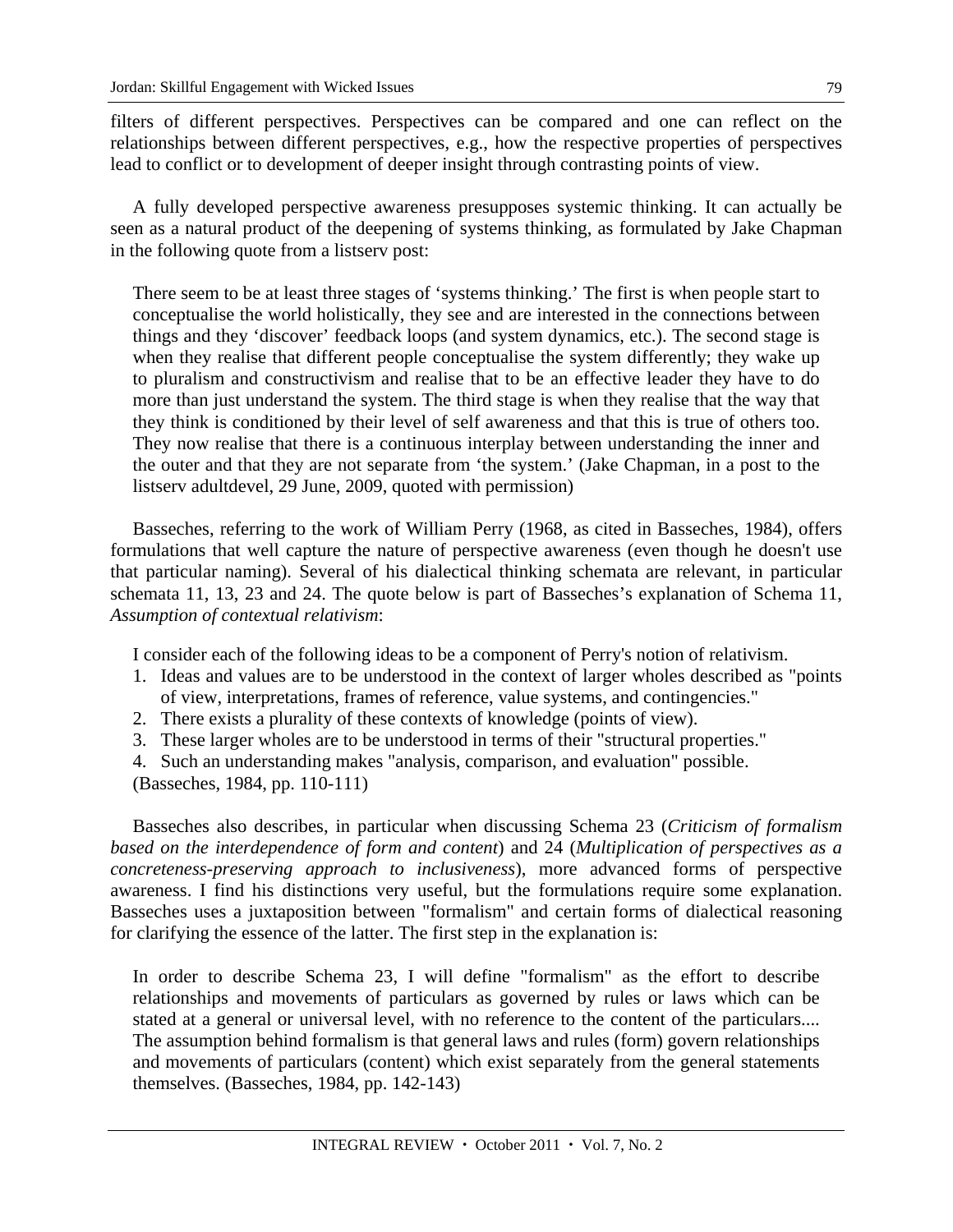filters of different perspectives. Perspectives can be compared and one can reflect on the relationships between different perspectives, e.g., how the respective properties of perspectives lead to conflict or to development of deeper insight through contrasting points of view.

A fully developed perspective awareness presupposes systemic thinking. It can actually be seen as a natural product of the deepening of systems thinking, as formulated by Jake Chapman in the following quote from a listserv post:

> There seem to be at least three stages of 'systems thinking.' The first is when people start to conceptualise the world holistically, they see and are interested in the connections between things and they 'discover' feedback loops (and system dynamics, etc.). The second stage is when they realise that different people conceptualise the system differently; they wake up to pluralism and constructivism and realise that to be an effective leader they have to do more than just understand the system. The third stage is when they realise that the way that they think is conditioned by their level of self awareness and that this is true of others too. They now realise that there is a continuous interplay between understanding the inner and the outer and that they are not separate from 'the system.' (Jake Chapman, in a post to the listserv adultdevel, 29 June, 2009, quoted with permission)

Basseches, referring to the work of William Perry (1968, as cited in Basseches, 1984), offers formulations that well capture the nature of perspective awareness (even though he doesn't use that particular naming). Several of his dialectical thinking schemata are relevant, in particular schemata 11, 13, 23 and 24. The quote below is part of Basseches's explanation of Schema 11, *Assumption of contextual relativism*:

> I consider each of the following ideas to be a component of Perry's notion of relativism.
>
> 1. Ideas and values are to be understood in the context of larger wholes described as "points of view, interpretations, frames of reference, value systems, and contingencies."
> 2. There exists a plurality of these contexts of knowledge (points of view).
> 3. These larger wholes are to be understood in terms of their "structural properties."
> 4. Such an understanding makes "analysis, comparison, and evaluation" possible.
>
> (Basseches, 1984, pp. 110-111)

Basseches also describes, in particular when discussing Schema 23 (*Criticism of formalism based on the interdependence of form and content*) and 24 (*Multiplication of perspectives as a concreteness-preserving approach to inclusiveness*), more advanced forms of perspective awareness. I find his distinctions very useful, but the formulations require some explanation. Basseches uses a juxtaposition between "formalism" and certain forms of dialectical reasoning for clarifying the essence of the latter. The first step in the explanation is:

> In order to describe Schema 23, I will define "formalism" as the effort to describe relationships and movements of particulars as governed by rules or laws which can be stated at a general or universal level, with no reference to the content of the particulars.... The assumption behind formalism is that general laws and rules (form) govern relationships and movements of particulars (content) which exist separately from the general statements themselves. (Basseches, 1984, pp. 142-143)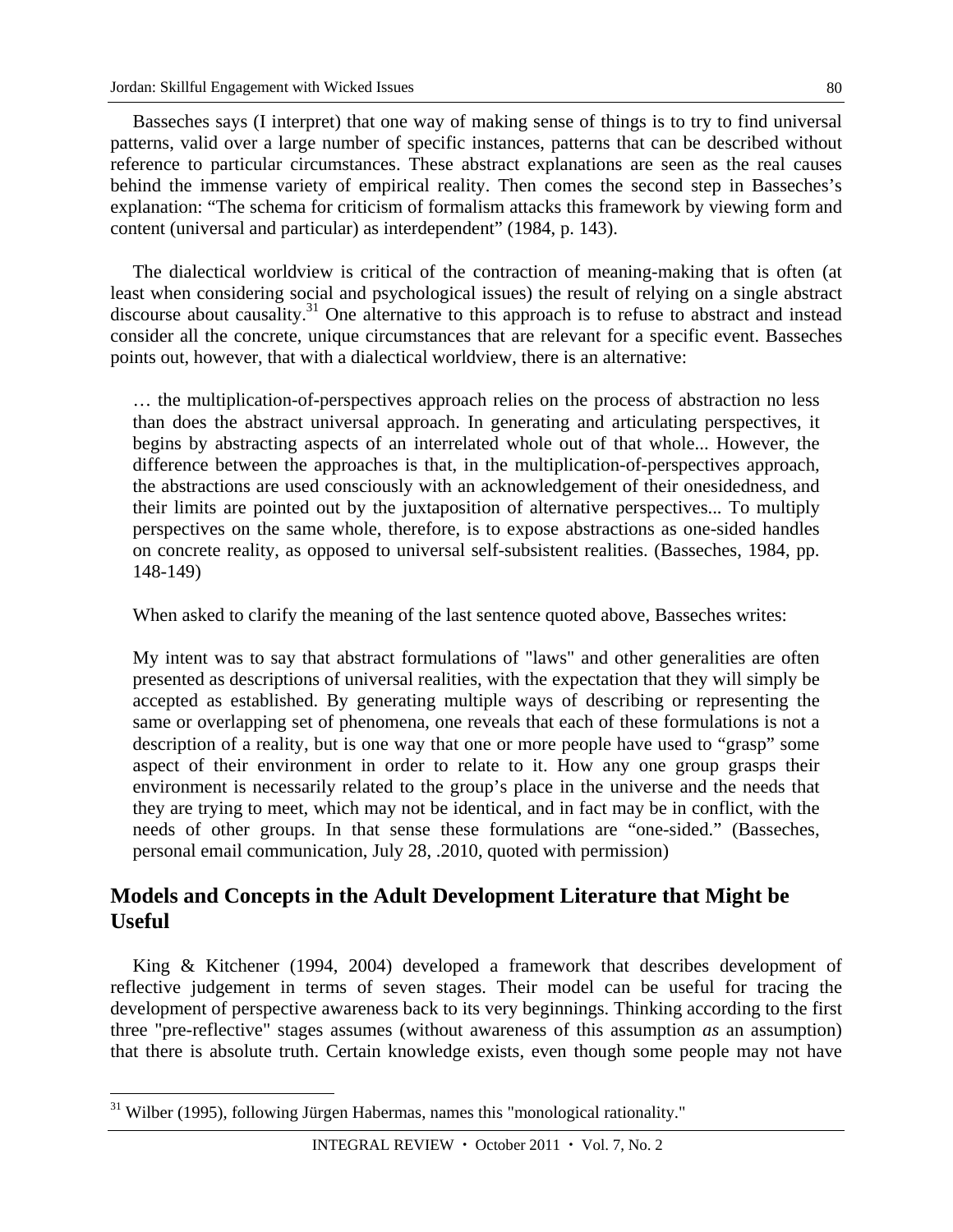Basseches says (I interpret) that one way of making sense of things is to try to find universal patterns, valid over a large number of specific instances, patterns that can be described without reference to particular circumstances. These abstract explanations are seen as the real causes behind the immense variety of empirical reality. Then comes the second step in Basseches's explanation: "The schema for criticism of formalism attacks this framework by viewing form and content (universal and particular) as interdependent" (1984, p. 143).

The dialectical worldview is critical of the contraction of meaning-making that is often (at least when considering social and psychological issues) the result of relying on a single abstract discourse about causality.[31] One alternative to this approach is to refuse to abstract and instead consider all the concrete, unique circumstances that are relevant for a specific event. Basseches points out, however, that with a dialectical worldview, there is an alternative:

> … the multiplication-of-perspectives approach relies on the process of abstraction no less than does the abstract universal approach. In generating and articulating perspectives, it begins by abstracting aspects of an interrelated whole out of that whole... However, the difference between the approaches is that, in the multiplication-of-perspectives approach, the abstractions are used consciously with an acknowledgement of their onesidedness, and their limits are pointed out by the juxtaposition of alternative perspectives... To multiply perspectives on the same whole, therefore, is to expose abstractions as one-sided handles on concrete reality, as opposed to universal self-subsistent realities. (Basseches, 1984, pp. 148-149)

When asked to clarify the meaning of the last sentence quoted above, Basseches writes:

> My intent was to say that abstract formulations of "laws" and other generalities are often presented as descriptions of universal realities, with the expectation that they will simply be accepted as established. By generating multiple ways of describing or representing the same or overlapping set of phenomena, one reveals that each of these formulations is not a description of a reality, but is one way that one or more people have used to "grasp" some aspect of their environment in order to relate to it. How any one group grasps their environment is necessarily related to the group's place in the universe and the needs that they are trying to meet, which may not be identical, and in fact may be in conflict, with the needs of other groups. In that sense these formulations are "one-sided." (Basseches, personal email communication, July 28, .2010, quoted with permission)

## Models and Concepts in the Adult Development Literature that Might be Useful

King & Kitchener (1994, 2004) developed a framework that describes development of reflective judgement in terms of seven stages. Their model can be useful for tracing the development of perspective awareness back to its very beginnings. Thinking according to the first three "pre-reflective" stages assumes (without awareness of this assumption *as* an assumption) that there is absolute truth. Certain knowledge exists, even though some people may not have

[31] Wilber (1995), following Jürgen Habermas, names this "monological rationality."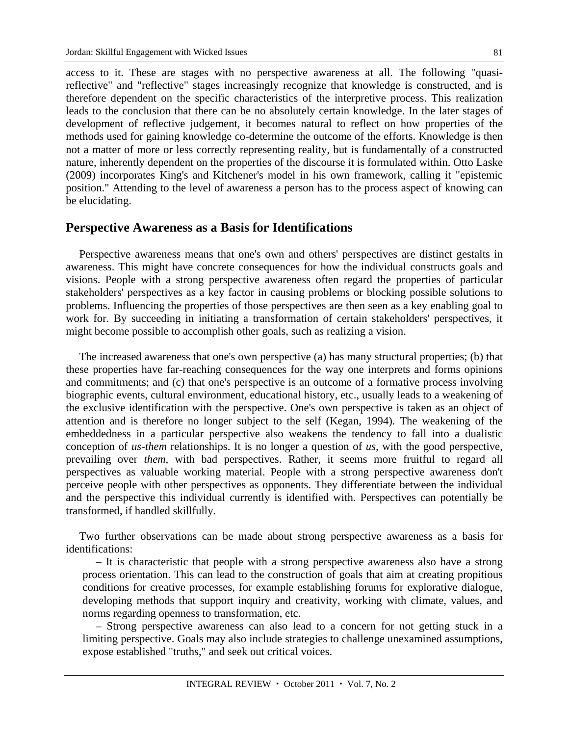access to it. These are stages with no perspective awareness at all. The following "quasi-reflective" and "reflective" stages increasingly recognize that knowledge is constructed, and is therefore dependent on the specific characteristics of the interpretive process. This realization leads to the conclusion that there can be no absolutely certain knowledge. In the later stages of development of reflective judgement, it becomes natural to reflect on how properties of the methods used for gaining knowledge co-determine the outcome of the efforts. Knowledge is then not a matter of more or less correctly representing reality, but is fundamentally of a constructed nature, inherently dependent on the properties of the discourse it is formulated within. Otto Laske (2009) incorporates King's and Kitchener's model in his own framework, calling it "epistemic position." Attending to the level of awareness a person has to the process aspect of knowing can be elucidating.

## Perspective Awareness as a Basis for Identifications

Perspective awareness means that one's own and others' perspectives are distinct gestalts in awareness. This might have concrete consequences for how the individual constructs goals and visions. People with a strong perspective awareness often regard the properties of particular stakeholders' perspectives as a key factor in causing problems or blocking possible solutions to problems. Influencing the properties of those perspectives are then seen as a key enabling goal to work for. By succeeding in initiating a transformation of certain stakeholders' perspectives, it might become possible to accomplish other goals, such as realizing a vision.

The increased awareness that one's own perspective (a) has many structural properties; (b) that these properties have far-reaching consequences for the way one interprets and forms opinions and commitments; and (c) that one's perspective is an outcome of a formative process involving biographic events, cultural environment, educational history, etc., usually leads to a weakening of the exclusive identification with the perspective. One's own perspective is taken as an object of attention and is therefore no longer subject to the self (Kegan, 1994). The weakening of the embeddedness in a particular perspective also weakens the tendency to fall into a dualistic conception of *us-them* relationships. It is no longer a question of *us*, with the good perspective, prevailing over *them*, with bad perspectives. Rather, it seems more fruitful to regard all perspectives as valuable working material. People with a strong perspective awareness don't perceive people with other perspectives as opponents. They differentiate between the individual and the perspective this individual currently is identified with. Perspectives can potentially be transformed, if handled skillfully.

Two further observations can be made about strong perspective awareness as a basis for identifications:

- It is characteristic that people with a strong perspective awareness also have a strong process orientation. This can lead to the construction of goals that aim at creating propitious conditions for creative processes, for example establishing forums for explorative dialogue, developing methods that support inquiry and creativity, working with climate, values, and norms regarding openness to transformation, etc.
- Strong perspective awareness can also lead to a concern for not getting stuck in a limiting perspective. Goals may also include strategies to challenge unexamined assumptions, expose established "truths," and seek out critical voices.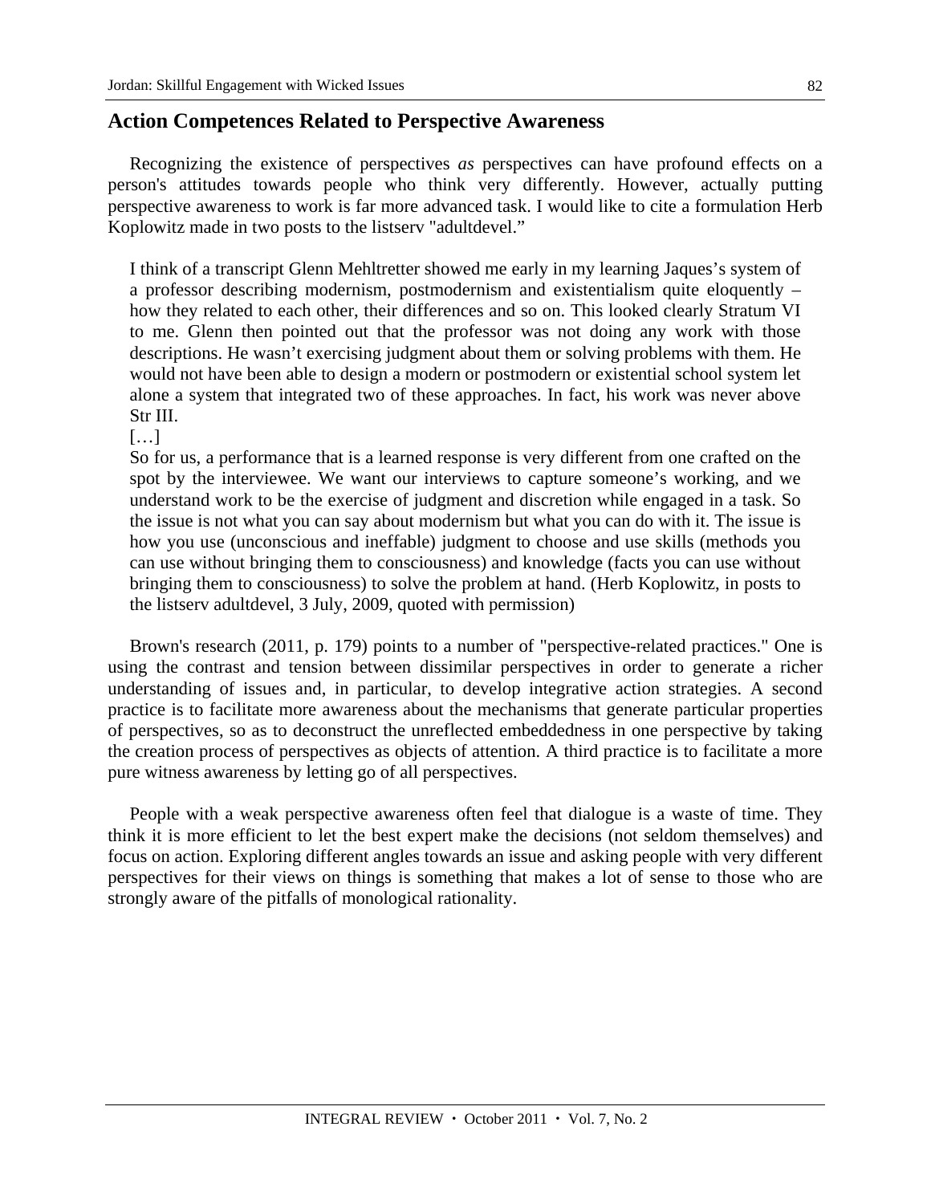## Action Competences Related to Perspective Awareness

Recognizing the existence of perspectives *as* perspectives can have profound effects on a person's attitudes towards people who think very differently. However, actually putting perspective awareness to work is far more advanced task. I would like to cite a formulation Herb Koplowitz made in two posts to the listserv "adultdevel."

> I think of a transcript Glenn Mehltretter showed me early in my learning Jaques's system of a professor describing modernism, postmodernism and existentialism quite eloquently – how they related to each other, their differences and so on. This looked clearly Stratum VI to me. Glenn then pointed out that the professor was not doing any work with those descriptions. He wasn't exercising judgment about them or solving problems with them. He would not have been able to design a modern or postmodern or existential school system let alone a system that integrated two of these approaches. In fact, his work was never above Str III.
>
> […]
>
> So for us, a performance that is a learned response is very different from one crafted on the spot by the interviewee. We want our interviews to capture someone's working, and we understand work to be the exercise of judgment and discretion while engaged in a task. So the issue is not what you can say about modernism but what you can do with it. The issue is how you use (unconscious and ineffable) judgment to choose and use skills (methods you can use without bringing them to consciousness) and knowledge (facts you can use without bringing them to consciousness) to solve the problem at hand. (Herb Koplowitz, in posts to the listserv adultdevel, 3 July, 2009, quoted with permission)

Brown's research (2011, p. 179) points to a number of "perspective-related practices." One is using the contrast and tension between dissimilar perspectives in order to generate a richer understanding of issues and, in particular, to develop integrative action strategies. A second practice is to facilitate more awareness about the mechanisms that generate particular properties of perspectives, so as to deconstruct the unreflected embeddedness in one perspective by taking the creation process of perspectives as objects of attention. A third practice is to facilitate a more pure witness awareness by letting go of all perspectives.

People with a weak perspective awareness often feel that dialogue is a waste of time. They think it is more efficient to let the best expert make the decisions (not seldom themselves) and focus on action. Exploring different angles towards an issue and asking people with very different perspectives for their views on things is something that makes a lot of sense to those who are strongly aware of the pitfalls of monological rationality.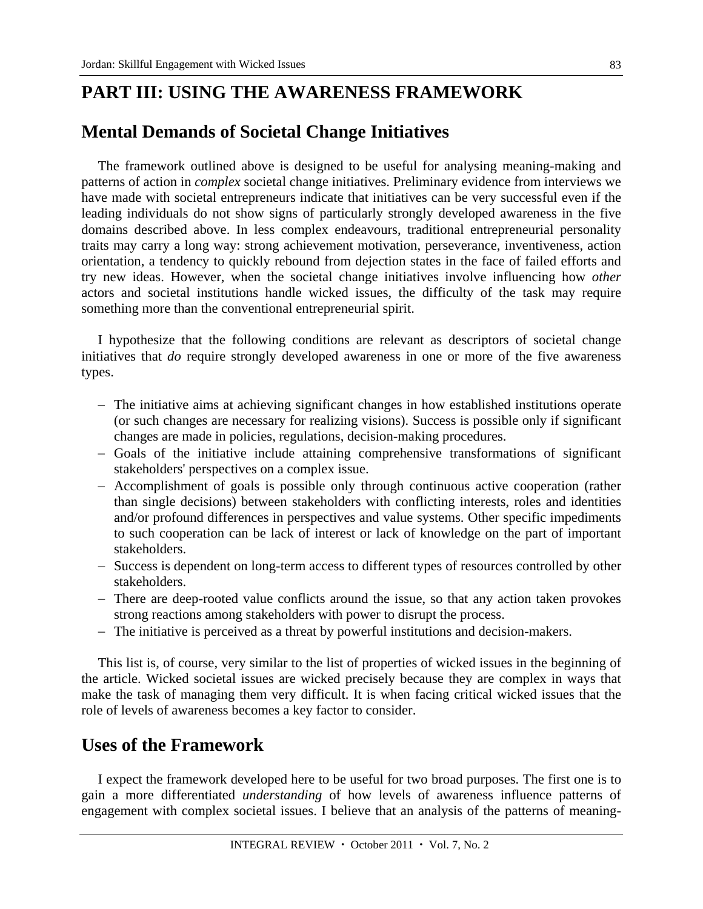# PART III: USING THE AWARENESS FRAMEWORK

## Mental Demands of Societal Change Initiatives

The framework outlined above is designed to be useful for analysing meaning-making and patterns of action in *complex* societal change initiatives. Preliminary evidence from interviews we have made with societal entrepreneurs indicate that initiatives can be very successful even if the leading individuals do not show signs of particularly strongly developed awareness in the five domains described above. In less complex endeavours, traditional entrepreneurial personality traits may carry a long way: strong achievement motivation, perseverance, inventiveness, action orientation, a tendency to quickly rebound from dejection states in the face of failed efforts and try new ideas. However, when the societal change initiatives involve influencing how *other* actors and societal institutions handle wicked issues, the difficulty of the task may require something more than the conventional entrepreneurial spirit.

I hypothesize that the following conditions are relevant as descriptors of societal change initiatives that *do* require strongly developed awareness in one or more of the five awareness types.

- The initiative aims at achieving significant changes in how established institutions operate (or such changes are necessary for realizing visions). Success is possible only if significant changes are made in policies, regulations, decision-making procedures.
- Goals of the initiative include attaining comprehensive transformations of significant stakeholders' perspectives on a complex issue.
- Accomplishment of goals is possible only through continuous active cooperation (rather than single decisions) between stakeholders with conflicting interests, roles and identities and/or profound differences in perspectives and value systems. Other specific impediments to such cooperation can be lack of interest or lack of knowledge on the part of important stakeholders.
- Success is dependent on long-term access to different types of resources controlled by other stakeholders.
- There are deep-rooted value conflicts around the issue, so that any action taken provokes strong reactions among stakeholders with power to disrupt the process.
- The initiative is perceived as a threat by powerful institutions and decision-makers.

This list is, of course, very similar to the list of properties of wicked issues in the beginning of the article. Wicked societal issues are wicked precisely because they are complex in ways that make the task of managing them very difficult. It is when facing critical wicked issues that the role of levels of awareness becomes a key factor to consider.

## Uses of the Framework

I expect the framework developed here to be useful for two broad purposes. The first one is to gain a more differentiated *understanding* of how levels of awareness influence patterns of engagement with complex societal issues. I believe that an analysis of the patterns of meaning-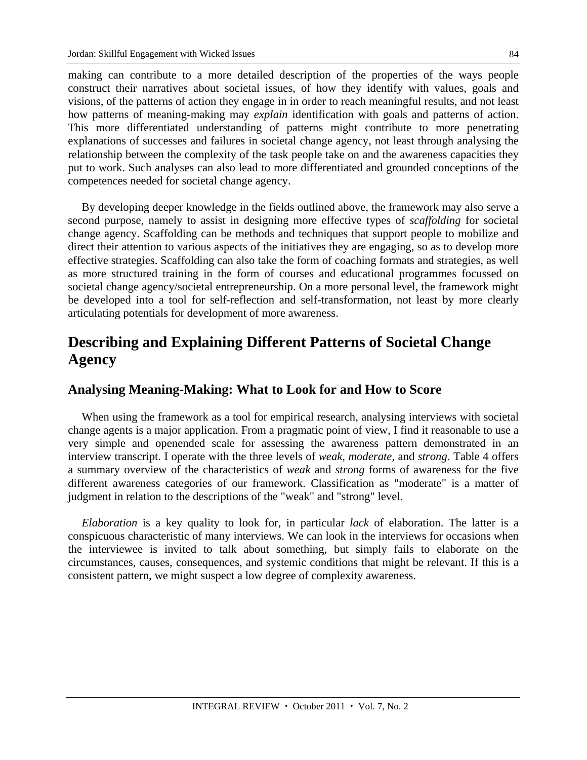making can contribute to a more detailed description of the properties of the ways people construct their narratives about societal issues, of how they identify with values, goals and visions, of the patterns of action they engage in in order to reach meaningful results, and not least how patterns of meaning-making may *explain* identification with goals and patterns of action. This more differentiated understanding of patterns might contribute to more penetrating explanations of successes and failures in societal change agency, not least through analysing the relationship between the complexity of the task people take on and the awareness capacities they put to work. Such analyses can also lead to more differentiated and grounded conceptions of the competences needed for societal change agency.

By developing deeper knowledge in the fields outlined above, the framework may also serve a second purpose, namely to assist in designing more effective types of *scaffolding* for societal change agency. Scaffolding can be methods and techniques that support people to mobilize and direct their attention to various aspects of the initiatives they are engaging, so as to develop more effective strategies. Scaffolding can also take the form of coaching formats and strategies, as well as more structured training in the form of courses and educational programmes focussed on societal change agency/societal entrepreneurship. On a more personal level, the framework might be developed into a tool for self-reflection and self-transformation, not least by more clearly articulating potentials for development of more awareness.

# Describing and Explaining Different Patterns of Societal Change Agency

## Analysing Meaning-Making: What to Look for and How to Score

When using the framework as a tool for empirical research, analysing interviews with societal change agents is a major application. From a pragmatic point of view, I find it reasonable to use a very simple and openended scale for assessing the awareness pattern demonstrated in an interview transcript. I operate with the three levels of *weak*, *moderate*, and *strong*. Table 4 offers a summary overview of the characteristics of *weak* and *strong* forms of awareness for the five different awareness categories of our framework. Classification as "moderate" is a matter of judgment in relation to the descriptions of the "weak" and "strong" level.

*Elaboration* is a key quality to look for, in particular *lack* of elaboration. The latter is a conspicuous characteristic of many interviews. We can look in the interviews for occasions when the interviewee is invited to talk about something, but simply fails to elaborate on the circumstances, causes, consequences, and systemic conditions that might be relevant. If this is a consistent pattern, we might suspect a low degree of complexity awareness.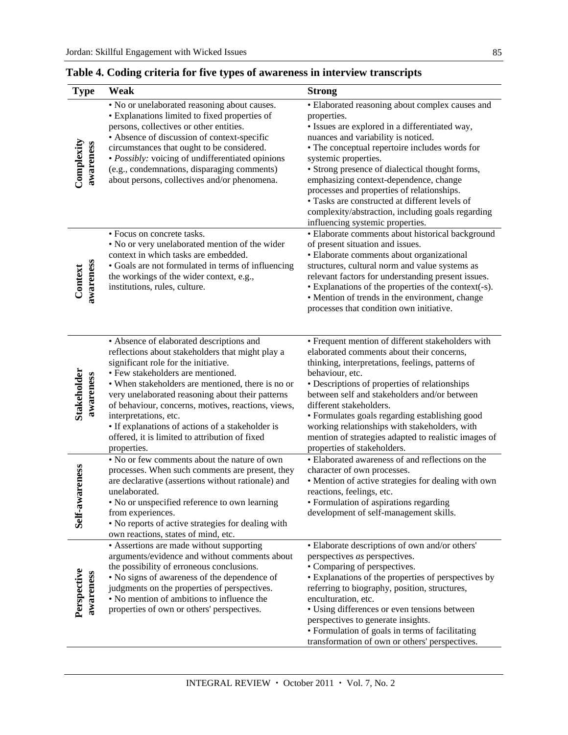**Table 4. Coding criteria for five types of awareness in interview transcripts**

| Type | Weak | Strong |
|---|---|---|
| Complexity awareness | • No or unelaborated reasoning about causes.<br>• Explanations limited to fixed properties of persons, collectives or other entities.<br>• Absence of discussion of context-specific circumstances that ought to be considered.<br>• *Possibly:* voicing of undifferentiated opinions (e.g., condemnations, disparaging comments) about persons, collectives and/or phenomena. | • Elaborated reasoning about complex causes and properties.<br>• Issues are explored in a differentiated way, nuances and variability is noticed.<br>• The conceptual repertoire includes words for systemic properties.<br>• Strong presence of dialectical thought forms, emphasizing context-dependence, change processes and properties of relationships.<br>• Tasks are constructed at different levels of complexity/abstraction, including goals regarding influencing systemic properties. |
| Context awareness | • Focus on concrete tasks.<br>• No or very unelaborated mention of the wider context in which tasks are embedded.<br>• Goals are not formulated in terms of influencing the workings of the wider context, e.g., institutions, rules, culture. | • Elaborate comments about historical background of present situation and issues.<br>• Elaborate comments about organizational structures, cultural norm and value systems as relevant factors for understanding present issues.<br>• Explanations of the properties of the context(-s).<br>• Mention of trends in the environment, change processes that condition own initiative. |
| Stakeholder awareness | • Absence of elaborated descriptions and reflections about stakeholders that might play a significant role for the initiative.<br>• Few stakeholders are mentioned.<br>• When stakeholders are mentioned, there is no or very unelaborated reasoning about their patterns of behaviour, concerns, motives, reactions, views, interpretations, etc.<br>• If explanations of actions of a stakeholder is offered, it is limited to attribution of fixed properties. | • Frequent mention of different stakeholders with elaborated comments about their concerns, thinking, interpretations, feelings, patterns of behaviour, etc.<br>• Descriptions of properties of relationships between self and stakeholders and/or between different stakeholders.<br>• Formulates goals regarding establishing good working relationships with stakeholders, with mention of strategies adapted to realistic images of properties of stakeholders. |
| Self-awareness | • No or few comments about the nature of own processes. When such comments are present, they are declarative (assertions without rationale) and unelaborated.<br>• No or unspecified reference to own learning from experiences.<br>• No reports of active strategies for dealing with own reactions, states of mind, etc. | • Elaborated awareness of and reflections on the character of own processes.<br>• Mention of active strategies for dealing with own reactions, feelings, etc.<br>• Formulation of aspirations regarding development of self-management skills. |
| Perspective awareness | • Assertions are made without supporting arguments/evidence and without comments about the possibility of erroneous conclusions.<br>• No signs of awareness of the dependence of judgments on the properties of perspectives.<br>• No mention of ambitions to influence the properties of own or others' perspectives. | • Elaborate descriptions of own and/or others' perspectives *as* perspectives.<br>• Comparing of perspectives.<br>• Explanations of the properties of perspectives by referring to biography, position, structures, enculturation, etc.<br>• Using differences or even tensions between perspectives to generate insights.<br>• Formulation of goals in terms of facilitating transformation of own or others' perspectives. |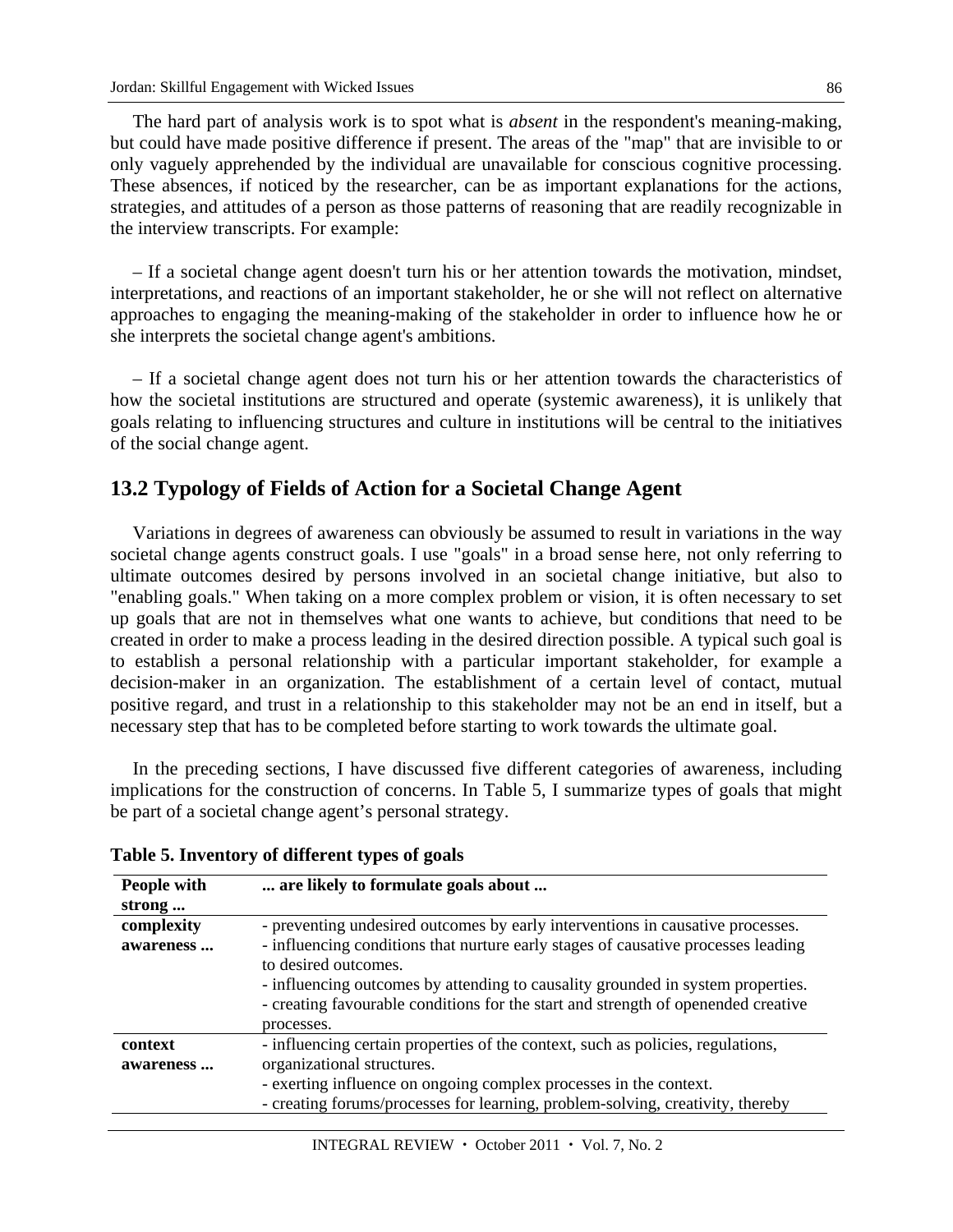The hard part of analysis work is to spot what is *absent* in the respondent's meaning-making, but could have made positive difference if present. The areas of the "map" that are invisible to or only vaguely apprehended by the individual are unavailable for conscious cognitive processing. These absences, if noticed by the researcher, can be as important explanations for the actions, strategies, and attitudes of a person as those patterns of reasoning that are readily recognizable in the interview transcripts. For example:

– If a societal change agent doesn't turn his or her attention towards the motivation, mindset, interpretations, and reactions of an important stakeholder, he or she will not reflect on alternative approaches to engaging the meaning-making of the stakeholder in order to influence how he or she interprets the societal change agent's ambitions.

– If a societal change agent does not turn his or her attention towards the characteristics of how the societal institutions are structured and operate (systemic awareness), it is unlikely that goals relating to influencing structures and culture in institutions will be central to the initiatives of the social change agent.

## 13.2 Typology of Fields of Action for a Societal Change Agent

Variations in degrees of awareness can obviously be assumed to result in variations in the way societal change agents construct goals. I use "goals" in a broad sense here, not only referring to ultimate outcomes desired by persons involved in an societal change initiative, but also to "enabling goals." When taking on a more complex problem or vision, it is often necessary to set up goals that are not in themselves what one wants to achieve, but conditions that need to be created in order to make a process leading in the desired direction possible. A typical such goal is to establish a personal relationship with a particular important stakeholder, for example a decision-maker in an organization. The establishment of a certain level of contact, mutual positive regard, and trust in a relationship to this stakeholder may not be an end in itself, but a necessary step that has to be completed before starting to work towards the ultimate goal.

In the preceding sections, I have discussed five different categories of awareness, including implications for the construction of concerns. In Table 5, I summarize types of goals that might be part of a societal change agent's personal strategy.

**Table 5. Inventory of different types of goals**

| **People with strong ...** | **... are likely to formulate goals about ...** |
|---|---|
| **complexity awareness ...** | - preventing undesired outcomes by early interventions in causative processes.<br>- influencing conditions that nurture early stages of causative processes leading to desired outcomes.<br>- influencing outcomes by attending to causality grounded in system properties.<br>- creating favourable conditions for the start and strength of openended creative processes. |
| **context awareness ...** | - influencing certain properties of the context, such as policies, regulations, organizational structures.<br>- exerting influence on ongoing complex processes in the context.<br>- creating forums/processes for learning, problem-solving, creativity, thereby |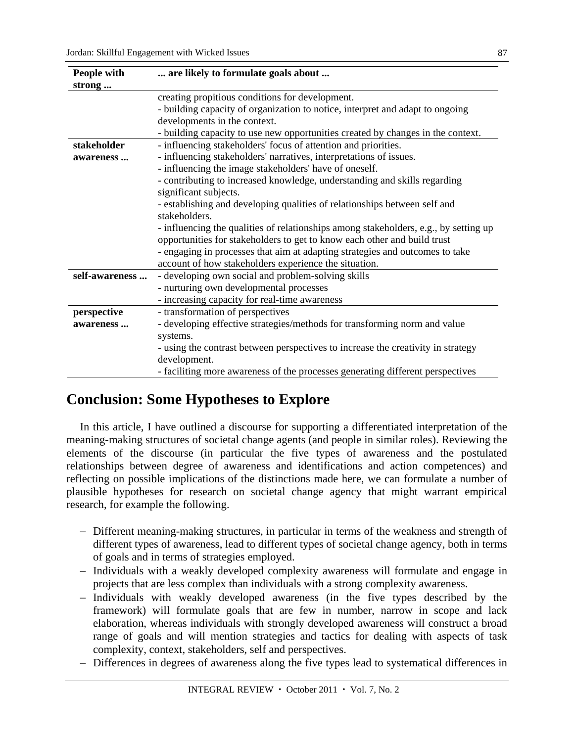| People with strong ... | ... are likely to formulate goals about ... |
|---|---|
| | creating propitious conditions for development.<br>- building capacity of organization to notice, interpret and adapt to ongoing developments in the context.<br>- building capacity to use new opportunities created by changes in the context. |
| **stakeholder awareness ...** | - influencing stakeholders' focus of attention and priorities.<br>- influencing stakeholders' narratives, interpretations of issues.<br>- influencing the image stakeholders' have of oneself.<br>- contributing to increased knowledge, understanding and skills regarding significant subjects.<br>- establishing and developing qualities of relationships between self and stakeholders.<br>- influencing the qualities of relationships among stakeholders, e.g., by setting up opportunities for stakeholders to get to know each other and build trust<br>- engaging in processes that aim at adapting strategies and outcomes to take account of how stakeholders experience the situation. |
| **self-awareness ...** | - developing own social and problem-solving skills<br>- nurturing own developmental processes<br>- increasing capacity for real-time awareness |
| **perspective awareness ...** | - transformation of perspectives<br>- developing effective strategies/methods for transforming norm and value systems.<br>- using the contrast between perspectives to increase the creativity in strategy development.<br>- faciliting more awareness of the processes generating different perspectives |

## Conclusion: Some Hypotheses to Explore

In this article, I have outlined a discourse for supporting a differentiated interpretation of the meaning-making structures of societal change agents (and people in similar roles). Reviewing the elements of the discourse (in particular the five types of awareness and the postulated relationships between degree of awareness and identifications and action competences) and reflecting on possible implications of the distinctions made here, we can formulate a number of plausible hypotheses for research on societal change agency that might warrant empirical research, for example the following.

- Different meaning-making structures, in particular in terms of the weakness and strength of different types of awareness, lead to different types of societal change agency, both in terms of goals and in terms of strategies employed.
- Individuals with a weakly developed complexity awareness will formulate and engage in projects that are less complex than individuals with a strong complexity awareness.
- Individuals with weakly developed awareness (in the five types described by the framework) will formulate goals that are few in number, narrow in scope and lack elaboration, whereas individuals with strongly developed awareness will construct a broad range of goals and will mention strategies and tactics for dealing with aspects of task complexity, context, stakeholders, self and perspectives.
- Differences in degrees of awareness along the five types lead to systematical differences in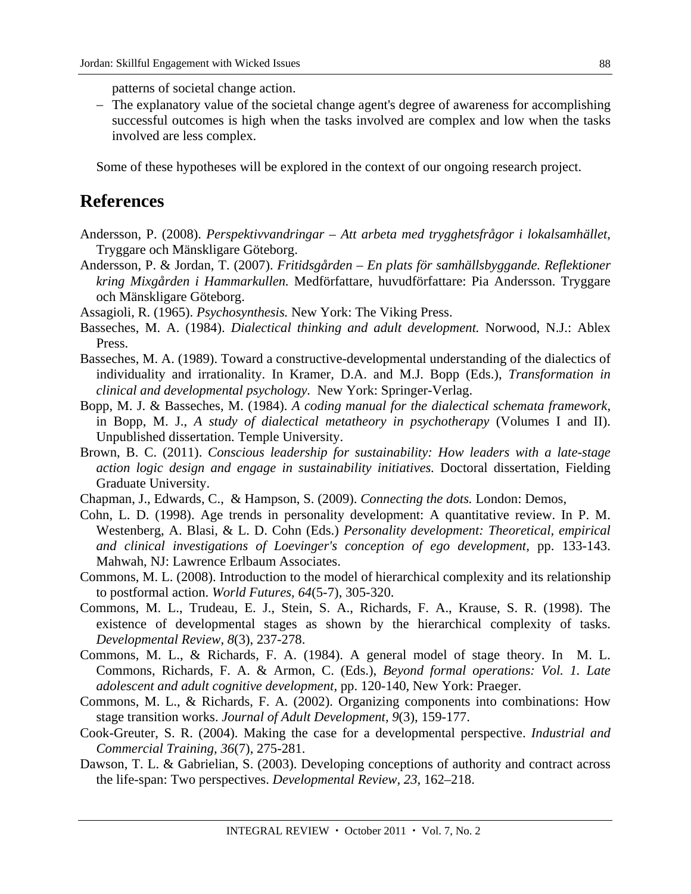patterns of societal change action.

– The explanatory value of the societal change agent's degree of awareness for accomplishing successful outcomes is high when the tasks involved are complex and low when the tasks involved are less complex.

Some of these hypotheses will be explored in the context of our ongoing research project.

# References

Andersson, P. (2008). *Perspektivvandringar – Att arbeta med trygghetsfrågor i lokalsamhället,* Tryggare och Mänskligare Göteborg.

Andersson, P. & Jordan, T. (2007). *Fritidsgården – En plats för samhällsbyggande. Reflektioner kring Mixgården i Hammarkullen.* Medförfattare, huvudförfattare: Pia Andersson. Tryggare och Mänskligare Göteborg.

Assagioli, R. (1965). *Psychosynthesis.* New York: The Viking Press.

Basseches, M. A. (1984). *Dialectical thinking and adult development.* Norwood, N.J.: Ablex Press.

Basseches, M. A. (1989). Toward a constructive-developmental understanding of the dialectics of individuality and irrationality. In Kramer, D.A. and M.J. Bopp (Eds.), *Transformation in clinical and developmental psychology.* New York: Springer-Verlag.

Bopp, M. J. & Basseches, M. (1984). *A coding manual for the dialectical schemata framework,* in Bopp, M. J., *A study of dialectical metatheory in psychotherapy* (Volumes I and II). Unpublished dissertation. Temple University.

Brown, B. C. (2011). *Conscious leadership for sustainability: How leaders with a late-stage action logic design and engage in sustainability initiatives.* Doctoral dissertation, Fielding Graduate University.

Chapman, J., Edwards, C., & Hampson, S. (2009). *Connecting the dots.* London: Demos,

Cohn, L. D. (1998). Age trends in personality development: A quantitative review. In P. M. Westenberg, A. Blasi, & L. D. Cohn (Eds.) *Personality development: Theoretical, empirical and clinical investigations of Loevinger's conception of ego development,* pp. 133-143. Mahwah, NJ: Lawrence Erlbaum Associates.

Commons, M. L. (2008). Introduction to the model of hierarchical complexity and its relationship to postformal action. *World Futures, 64*(5-7), 305-320.

Commons, M. L., Trudeau, E. J., Stein, S. A., Richards, F. A., Krause, S. R. (1998). The existence of developmental stages as shown by the hierarchical complexity of tasks. *Developmental Review, 8*(3), 237-278.

Commons, M. L., & Richards, F. A. (1984). A general model of stage theory. In M. L. Commons, Richards, F. A. & Armon, C. (Eds.), *Beyond formal operations: Vol. 1. Late adolescent and adult cognitive development,* pp. 120-140, New York: Praeger.

Commons, M. L., & Richards, F. A. (2002). Organizing components into combinations: How stage transition works. *Journal of Adult Development, 9*(3), 159-177.

Cook-Greuter, S. R. (2004). Making the case for a developmental perspective. *Industrial and Commercial Training, 36*(7), 275-281.

Dawson, T. L. & Gabrielian, S. (2003). Developing conceptions of authority and contract across the life-span: Two perspectives. *Developmental Review, 23,* 162–218.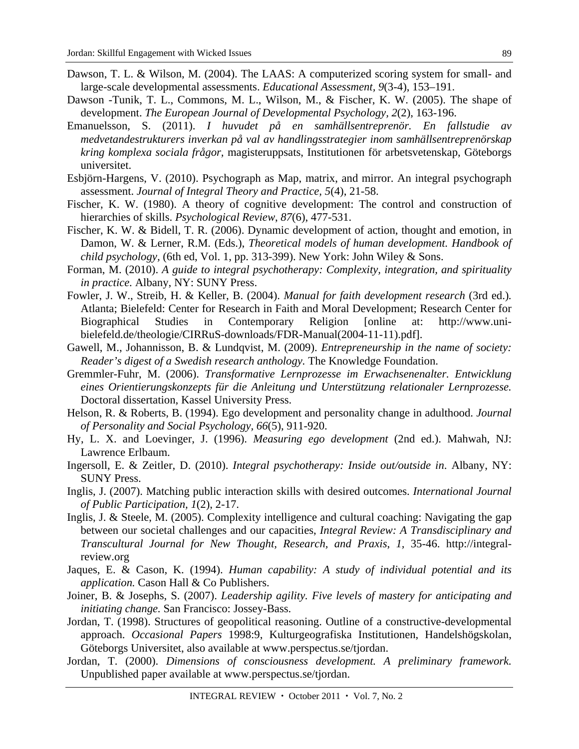Dawson, T. L. & Wilson, M. (2004). The LAAS: A computerized scoring system for small- and large-scale developmental assessments. *Educational Assessment*, *9*(3-4), 153–191.

Dawson -Tunik, T. L., Commons, M. L., Wilson, M., & Fischer, K. W. (2005). The shape of development. *The European Journal of Developmental Psychology*, *2*(2), 163-196.

Emanuelsson, S. (2011). *I huvudet på en samhällsentreprenör. En fallstudie av medvetandestrukturers inverkan på val av handlingsstrategier inom samhällsentreprenörskap kring komplexa sociala frågor*, magisteruppsats, Institutionen för arbetsvetenskap, Göteborgs universitet.

Esbjörn-Hargens, V. (2010). Psychograph as Map, matrix, and mirror. An integral psychograph assessment. *Journal of Integral Theory and Practice*, *5*(4), 21-58.

Fischer, K. W. (1980). A theory of cognitive development: The control and construction of hierarchies of skills. *Psychological Review*, *87*(6), 477-531.

Fischer, K. W. & Bidell, T. R. (2006). Dynamic development of action, thought and emotion, in Damon, W. & Lerner, R.M. (Eds.), *Theoretical models of human development. Handbook of child psychology*, (6th ed, Vol. 1, pp. 313-399). New York: John Wiley & Sons.

Forman, M. (2010). *A guide to integral psychotherapy: Complexity, integration, and spirituality in practice.* Albany, NY: SUNY Press.

Fowler, J. W., Streib, H. & Keller, B. (2004). *Manual for faith development research* (3rd ed.). Atlanta; Bielefeld: Center for Research in Faith and Moral Development; Research Center for Biographical Studies in Contemporary Religion [online at: http://www.uni-bielefeld.de/theologie/CIRRuS-downloads/FDR-Manual(2004-11-11).pdf].

Gawell, M., Johannisson, B. & Lundqvist, M. (2009). *Entrepreneurship in the name of society: Reader's digest of a Swedish research anthology.* The Knowledge Foundation.

Gremmler-Fuhr, M. (2006). *Transformative Lernprozesse im Erwachsenenalter. Entwicklung eines Orientierungskonzepts für die Anleitung und Unterstützung relationaler Lernprozesse.* Doctoral dissertation, Kassel University Press.

Helson, R. & Roberts, B. (1994). Ego development and personality change in adulthood. *Journal of Personality and Social Psychology*, *66*(5), 911-920.

Hy, L. X. and Loevinger, J. (1996). *Measuring ego development* (2nd ed.). Mahwah, NJ: Lawrence Erlbaum.

Ingersoll, E. & Zeitler, D. (2010). *Integral psychotherapy: Inside out/outside in*. Albany, NY: SUNY Press.

Inglis, J. (2007). Matching public interaction skills with desired outcomes. *International Journal of Public Participation, 1*(2), 2-17.

Inglis, J. & Steele, M. (2005). Complexity intelligence and cultural coaching: Navigating the gap between our societal challenges and our capacities, *Integral Review: A Transdisciplinary and Transcultural Journal for New Thought, Research, and Praxis*, *1,* 35-46. http://integral-review.org

Jaques, E. & Cason, K. (1994). *Human capability: A study of individual potential and its application.* Cason Hall & Co Publishers.

Joiner, B. & Josephs, S. (2007). *Leadership agility. Five levels of mastery for anticipating and initiating change.* San Francisco: Jossey-Bass.

Jordan, T. (1998). Structures of geopolitical reasoning. Outline of a constructive-developmental approach. *Occasional Papers* 1998:9, Kulturgeografiska Institutionen, Handelshögskolan, Göteborgs Universitet, also available at www.perspectus.se/tjordan.

Jordan, T. (2000). *Dimensions of consciousness development. A preliminary framework.* Unpublished paper available at www.perspectus.se/tjordan.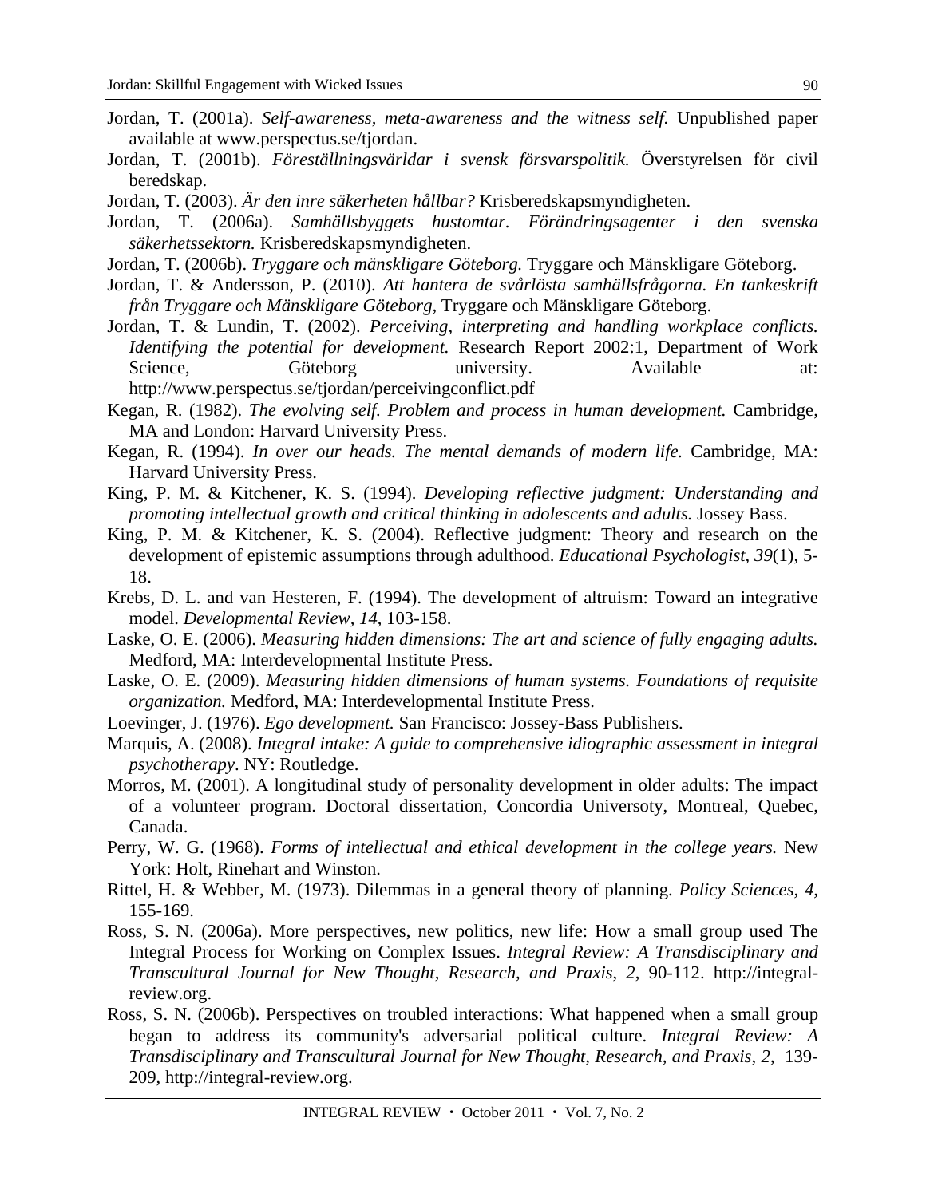Jordan, T. (2001a). *Self-awareness, meta-awareness and the witness self.* Unpublished paper available at www.perspectus.se/tjordan.

Jordan, T. (2001b). *Föreställningsvärldar i svensk försvarspolitik.* Överstyrelsen för civil beredskap.

Jordan, T. (2003). *Är den inre säkerheten hållbar?* Krisberedskapsmyndigheten.

Jordan, T. (2006a). *Samhällsbyggets hustomtar. Förändringsagenter i den svenska säkerhetssektorn.* Krisberedskapsmyndigheten.

Jordan, T. (2006b). *Tryggare och mänskligare Göteborg.* Tryggare och Mänskligare Göteborg.

Jordan, T. & Andersson, P. (2010). *Att hantera de svårlösta samhällsfrågorna. En tankeskrift från Tryggare och Mänskligare Göteborg,* Tryggare och Mänskligare Göteborg.

Jordan, T. & Lundin, T. (2002). *Perceiving, interpreting and handling workplace conflicts. Identifying the potential for development.* Research Report 2002:1, Department of Work Science, Göteborg university. Available at: http://www.perspectus.se/tjordan/perceivingconflict.pdf

Kegan, R. (1982). *The evolving self. Problem and process in human development.* Cambridge, MA and London: Harvard University Press.

Kegan, R. (1994). *In over our heads. The mental demands of modern life.* Cambridge, MA: Harvard University Press.

King, P. M. & Kitchener, K. S. (1994). *Developing reflective judgment: Understanding and promoting intellectual growth and critical thinking in adolescents and adults.* Jossey Bass.

King, P. M. & Kitchener, K. S. (2004). Reflective judgment: Theory and research on the development of epistemic assumptions through adulthood. *Educational Psychologist, 39*(1), 5-18.

Krebs, D. L. and van Hesteren, F. (1994). The development of altruism: Toward an integrative model. *Developmental Review, 14,* 103-158.

Laske, O. E. (2006). *Measuring hidden dimensions: The art and science of fully engaging adults.* Medford, MA: Interdevelopmental Institute Press.

Laske, O. E. (2009). *Measuring hidden dimensions of human systems. Foundations of requisite organization.* Medford, MA: Interdevelopmental Institute Press.

Loevinger, J. (1976). *Ego development.* San Francisco: Jossey-Bass Publishers.

Marquis, A. (2008). *Integral intake: A guide to comprehensive idiographic assessment in integral psychotherapy*. NY: Routledge.

Morros, M. (2001). A longitudinal study of personality development in older adults: The impact of a volunteer program. Doctoral dissertation, Concordia Universoty, Montreal, Quebec, Canada.

Perry, W. G. (1968). *Forms of intellectual and ethical development in the college years.* New York: Holt, Rinehart and Winston.

Rittel, H. & Webber, M. (1973). Dilemmas in a general theory of planning. *Policy Sciences, 4,* 155-169.

Ross, S. N. (2006a). More perspectives, new politics, new life: How a small group used The Integral Process for Working on Complex Issues. *Integral Review: A Transdisciplinary and Transcultural Journal for New Thought, Research, and Praxis, 2,* 90-112. http://integral-review.org.

Ross, S. N. (2006b). Perspectives on troubled interactions: What happened when a small group began to address its community's adversarial political culture. *Integral Review: A Transdisciplinary and Transcultural Journal for New Thought, Research, and Praxis, 2,* 139-209, http://integral-review.org.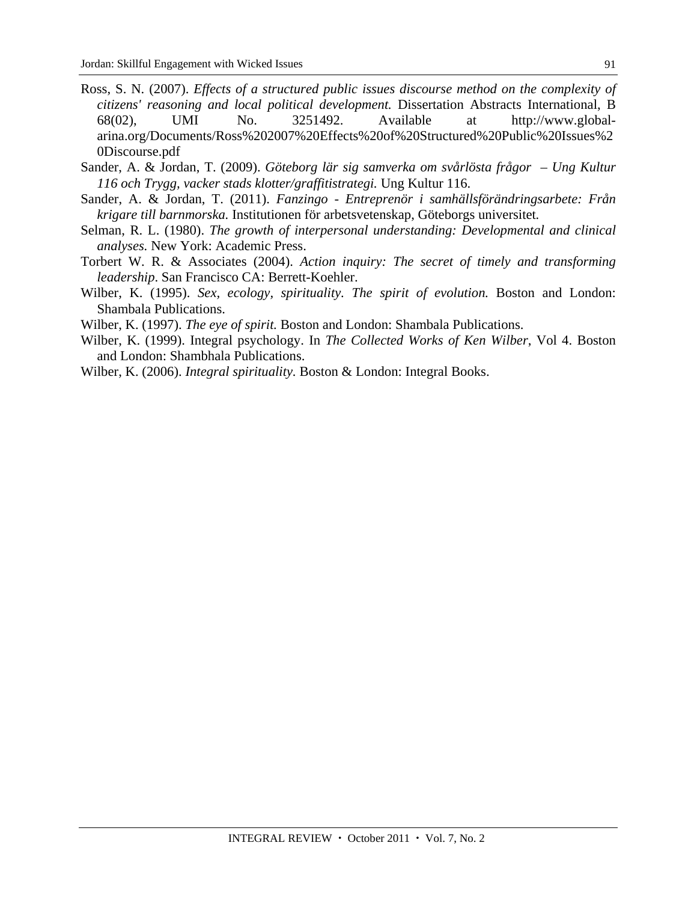Ross, S. N. (2007). *Effects of a structured public issues discourse method on the complexity of citizens' reasoning and local political development.* Dissertation Abstracts International, B 68(02), UMI No. 3251492. Available at http://www.global-arina.org/Documents/Ross%202007%20Effects%20of%20Structured%20Public%20Issues%20Discourse.pdf

Sander, A. & Jordan, T. (2009). *Göteborg lär sig samverka om svårlösta frågor – Ung Kultur 116 och Trygg, vacker stads klotter/graffitistrategi.* Ung Kultur 116.

Sander, A. & Jordan, T. (2011). *Fanzingo - Entreprenör i samhällsförändringsarbete: Från krigare till barnmorska.* Institutionen för arbetsvetenskap, Göteborgs universitet.

Selman, R. L. (1980). *The growth of interpersonal understanding: Developmental and clinical analyses.* New York: Academic Press.

Torbert W. R. & Associates (2004). *Action inquiry: The secret of timely and transforming leadership*. San Francisco CA: Berrett-Koehler.

Wilber, K. (1995). *Sex, ecology, spirituality. The spirit of evolution.* Boston and London: Shambala Publications.

Wilber, K. (1997). *The eye of spirit.* Boston and London: Shambala Publications.

Wilber, K. (1999). Integral psychology. In *The Collected Works of Ken Wilber*, Vol 4. Boston and London: Shambhala Publications.

Wilber, K. (2006). *Integral spirituality*. Boston & London: Integral Books.